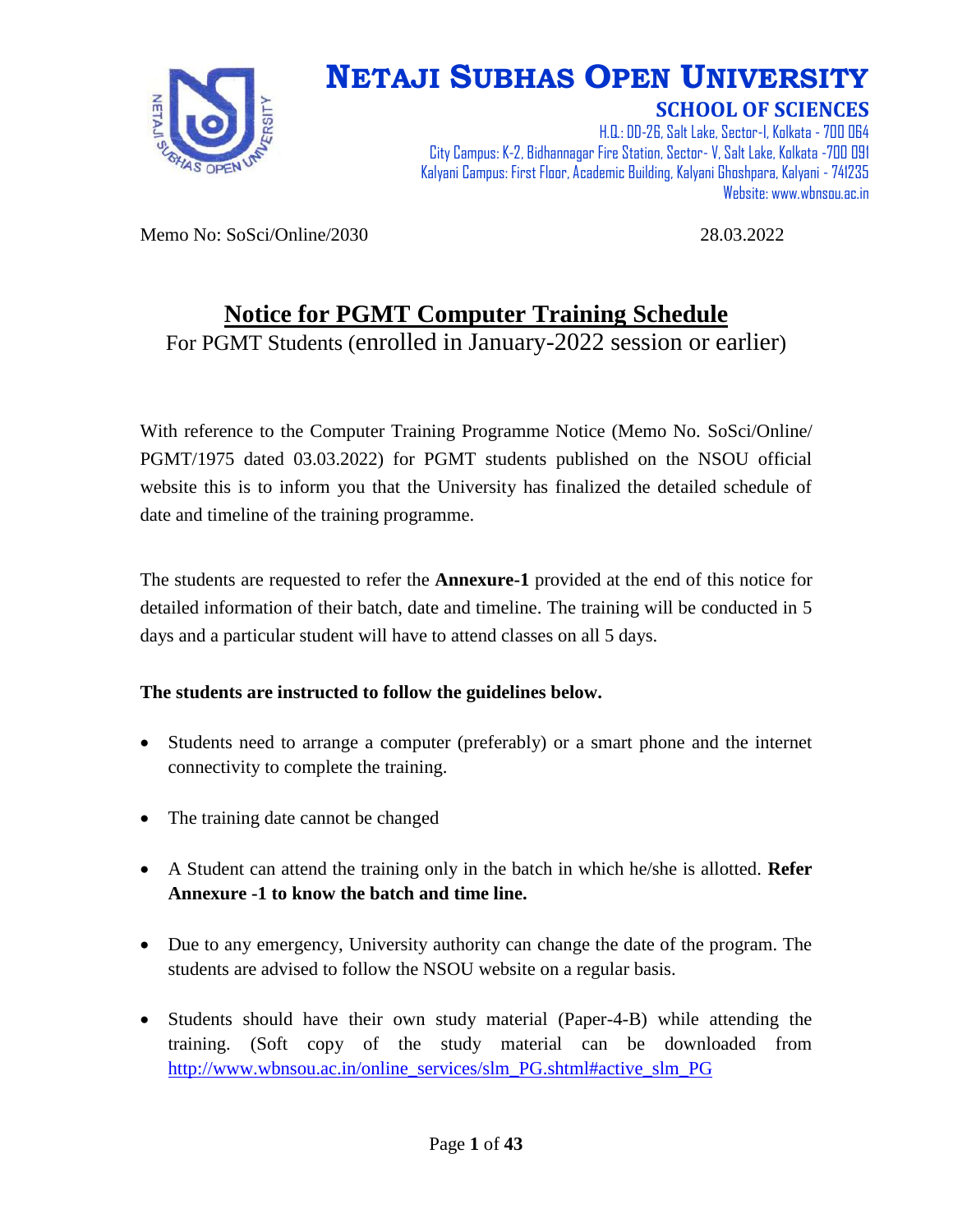# NETAJI SUBHAS OPEN UNIVERSITY

**SCHOOL OF SCIENCES**

H.Q.: DD-26, Salt Lake, Sector-I, Kolkata - 700 064
City Campus: K-2, Bidhannagar Fire Station, Sector- V, Salt Lake, Kolkata -700 091
Kalyani Campus: First Floor, Academic Building, Kalyani Ghoshpara, Kalyani - 741235
Website: www.wbnsou.ac.in

Memo No: SoSci/Online/2030 28.03.2022

## Notice for PGMT Computer Training Schedule

For PGMT Students (enrolled in January-2022 session or earlier)

With reference to the Computer Training Programme Notice (Memo No. SoSci/Online/ PGMT/1975 dated 03.03.2022) for PGMT students published on the NSOU official website this is to inform you that the University has finalized the detailed schedule of date and timeline of the training programme.

The students are requested to refer the **Annexure-1** provided at the end of this notice for detailed information of their batch, date and timeline. The training will be conducted in 5 days and a particular student will have to attend classes on all 5 days.

**The students are instructed to follow the guidelines below.**

- Students need to arrange a computer (preferably) or a smart phone and the internet connectivity to complete the training.
- The training date cannot be changed
- A Student can attend the training only in the batch in which he/she is allotted. **Refer Annexure -1 to know the batch and time line.**
- Due to any emergency, University authority can change the date of the program. The students are advised to follow the NSOU website on a regular basis.
- Students should have their own study material (Paper-4-B) while attending the training. (Soft copy of the study material can be downloaded from http://www.wbnsou.ac.in/online_services/slm_PG.shtml#active_slm_PG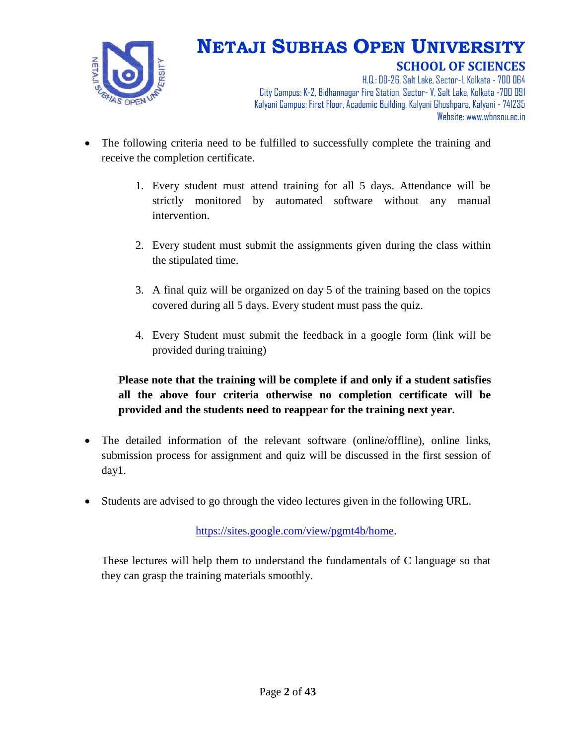- The following criteria need to be fulfilled to successfully complete the training and receive the completion certificate.

    1. Every student must attend training for all 5 days. Attendance will be strictly monitored by automated software without any manual intervention.

    2. Every student must submit the assignments given during the class within the stipulated time.

    3. A final quiz will be organized on day 5 of the training based on the topics covered during all 5 days. Every student must pass the quiz.

    4. Every Student must submit the feedback in a google form (link will be provided during training)

  **Please note that the training will be complete if and only if a student satisfies all the above four criteria otherwise no completion certificate will be provided and the students need to reappear for the training next year.**

- The detailed information of the relevant software (online/offline), online links, submission process for assignment and quiz will be discussed in the first session of day1.

- Students are advised to go through the video lectures given in the following URL.

  https://sites.google.com/view/pgmt4b/home.

  These lectures will help them to understand the fundamentals of C language so that they can grasp the training materials smoothly.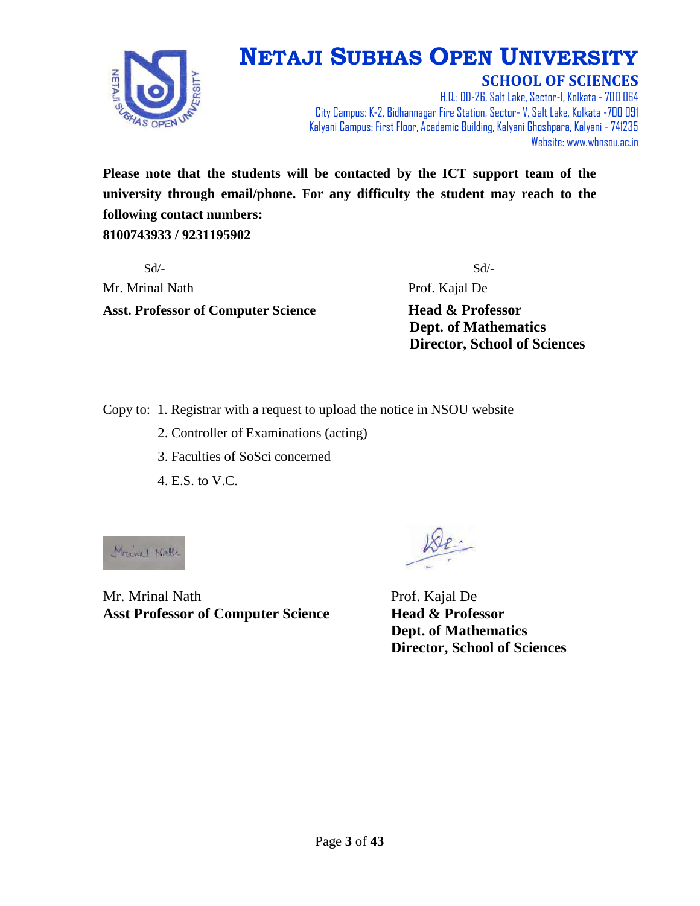# NETAJI SUBHAS OPEN UNIVERSITY

## SCHOOL OF SCIENCES

H.Q.: DD-26, Salt Lake, Sector-I, Kolkata - 700 064
City Campus: K-2, Bidhannagar Fire Station, Sector- V, Salt Lake, Kolkata -700 091
Kalyani Campus: First Floor, Academic Building, Kalyani Ghoshpara, Kalyani - 741235
Website: www.wbnsou.ac.in

**Please note that the students will be contacted by the ICT support team of the university through email/phone. For any difficulty the student may reach to the following contact numbers:**
**8100743933 / 9231195902**

Sd/-
Mr. Mrinal Nath
**Asst. Professor of Computer Science**

Sd/-
Prof. Kajal De
**Head & Professor**
**Dept. of Mathematics**
**Director, School of Sciences**

Copy to:
1. Registrar with a request to upload the notice in NSOU website
2. Controller of Examinations (acting)
3. Faculties of SoSci concerned
4. E.S. to V.C.

Mr. Mrinal Nath
**Asst Professor of Computer Science**

Prof. Kajal De
**Head & Professor**
**Dept. of Mathematics**
**Director, School of Sciences**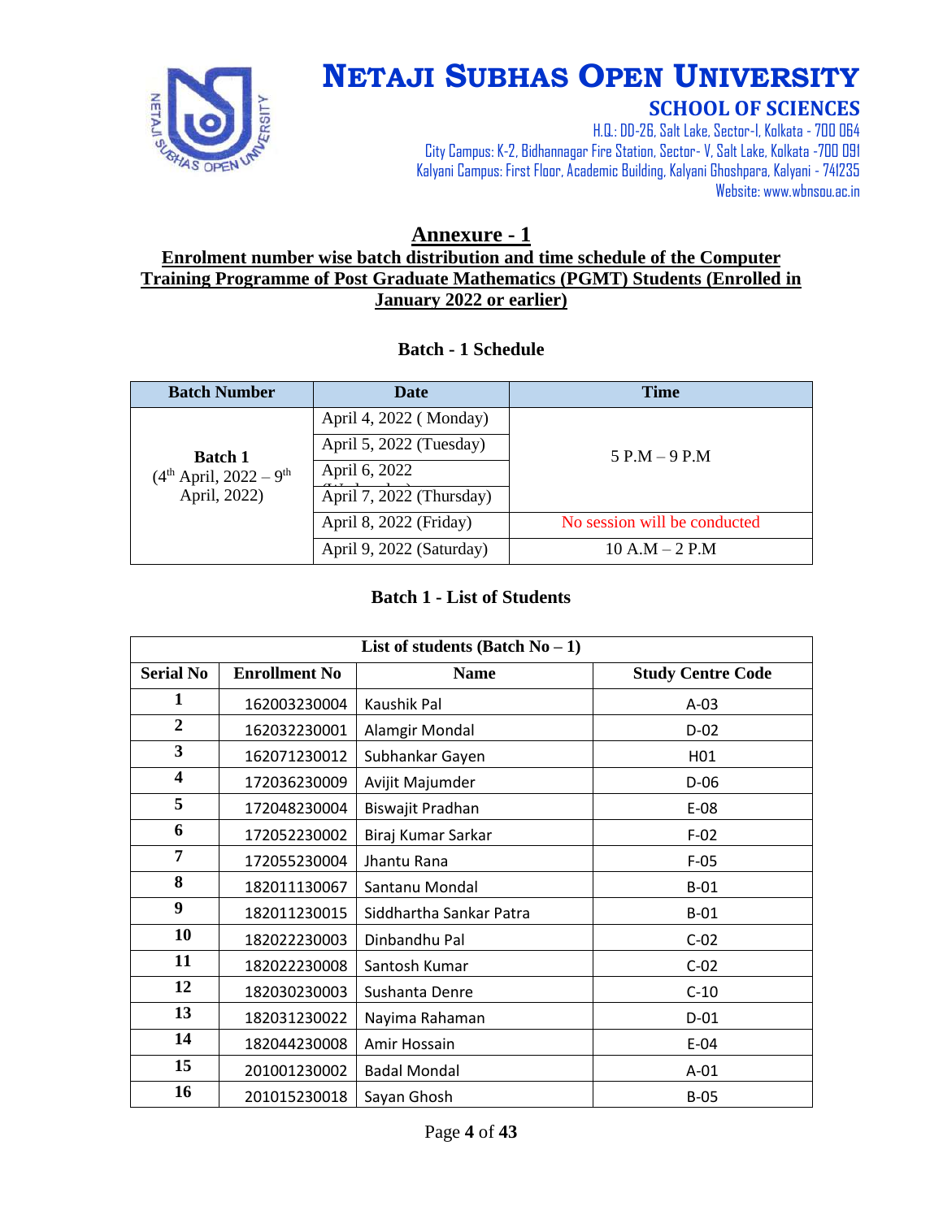# NETAJI SUBHAS OPEN UNIVERSITY

## SCHOOL OF SCIENCES

H.Q.: DD-26, Salt Lake, Sector-I, Kolkata - 700 064
City Campus: K-2, Bidhannagar Fire Station, Sector- V, Salt Lake, Kolkata -700 091
Kalyani Campus: First Floor, Academic Building, Kalyani Ghoshpara, Kalyani - 741235
Website: www.wbnsou.ac.in

## Annexure - 1

**Enrolment number wise batch distribution and time schedule of the Computer Training Programme of Post Graduate Mathematics (PGMT) Students (Enrolled in January 2022 or earlier)**

### Batch - 1 Schedule

| Batch Number | Date | Time |
|---|---|---|
| **Batch 1** (4th April, 2022 – 9th April, 2022) | April 4, 2022 ( Monday) | 5 P.M – 9 P.M |
| | April 5, 2022 (Tuesday) | 5 P.M – 9 P.M |
| | April 6, 2022 (Wednesday) | 5 P.M – 9 P.M |
| | April 7, 2022 (Thursday) | 5 P.M – 9 P.M |
| | April 8, 2022 (Friday) | No session will be conducted |
| | April 9, 2022 (Saturday) | 10 A.M – 2 P.M |

### Batch 1 - List of Students

| List of students (Batch No – 1) | | | |
|---|---|---|---|
| **Serial No** | **Enrollment No** | **Name** | **Study Centre Code** |
| 1 | 162003230004 | Kaushik Pal | A-03 |
| 2 | 162032230001 | Alamgir Mondal | D-02 |
| 3 | 162071230012 | Subhankar Gayen | H01 |
| 4 | 172036230009 | Avijit Majumder | D-06 |
| 5 | 172048230004 | Biswajit Pradhan | E-08 |
| 6 | 172052230002 | Biraj Kumar Sarkar | F-02 |
| 7 | 172055230004 | Jhantu Rana | F-05 |
| 8 | 182011130067 | Santanu Mondal | B-01 |
| 9 | 182011230015 | Siddhartha Sankar Patra | B-01 |
| 10 | 182022230003 | Dinbandhu Pal | C-02 |
| 11 | 182022230008 | Santosh Kumar | C-02 |
| 12 | 182030230003 | Sushanta Denre | C-10 |
| 13 | 182031230022 | Nayima Rahaman | D-01 |
| 14 | 182044230008 | Amir Hossain | E-04 |
| 15 | 201001230002 | Badal Mondal | A-01 |
| 16 | 201015230018 | Sayan Ghosh | B-05 |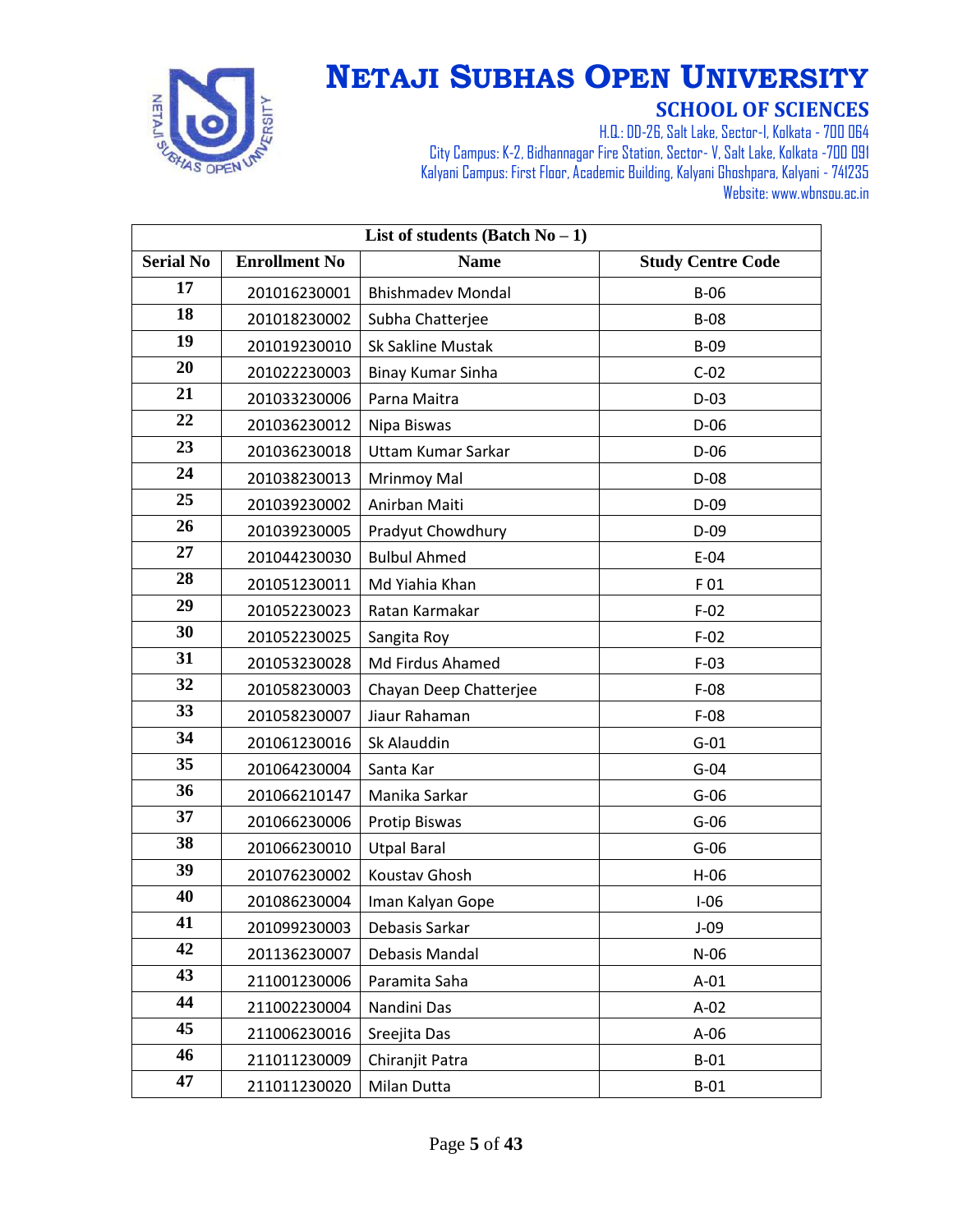# NETAJI SUBHAS OPEN UNIVERSITY

## SCHOOL OF SCIENCES

H.Q.: DD-26, Salt Lake, Sector-I, Kolkata - 700 064
City Campus: K-2, Bidhannagar Fire Station, Sector- V, Salt Lake, Kolkata -700 091
Kalyani Campus: First Floor, Academic Building, Kalyani Ghoshpara, Kalyani - 741235
Website: www.wbnsou.ac.in

| List of students (Batch No – 1) | | | |
|---|---|---|---|
| **Serial No** | **Enrollment No** | **Name** | **Study Centre Code** |
| 17 | 201016230001 | Bhishmadev Mondal | B-06 |
| 18 | 201018230002 | Subha Chatterjee | B-08 |
| 19 | 201019230010 | Sk Sakline Mustak | B-09 |
| 20 | 201022230003 | Binay Kumar Sinha | C-02 |
| 21 | 201033230006 | Parna Maitra | D-03 |
| 22 | 201036230012 | Nipa Biswas | D-06 |
| 23 | 201036230018 | Uttam Kumar Sarkar | D-06 |
| 24 | 201038230013 | Mrinmoy Mal | D-08 |
| 25 | 201039230002 | Anirban Maiti | D-09 |
| 26 | 201039230005 | Pradyut Chowdhury | D-09 |
| 27 | 201044230030 | Bulbul Ahmed | E-04 |
| 28 | 201051230011 | Md Yiahia Khan | F 01 |
| 29 | 201052230023 | Ratan Karmakar | F-02 |
| 30 | 201052230025 | Sangita Roy | F-02 |
| 31 | 201053230028 | Md Firdus Ahamed | F-03 |
| 32 | 201058230003 | Chayan Deep Chatterjee | F-08 |
| 33 | 201058230007 | Jiaur Rahaman | F-08 |
| 34 | 201061230016 | Sk Alauddin | G-01 |
| 35 | 201064230004 | Santa Kar | G-04 |
| 36 | 201066210147 | Manika Sarkar | G-06 |
| 37 | 201066230006 | Protip Biswas | G-06 |
| 38 | 201066230010 | Utpal Baral | G-06 |
| 39 | 201076230002 | Koustav Ghosh | H-06 |
| 40 | 201086230004 | Iman Kalyan Gope | I-06 |
| 41 | 201099230003 | Debasis Sarkar | J-09 |
| 42 | 201136230007 | Debasis Mandal | N-06 |
| 43 | 211001230006 | Paramita Saha | A-01 |
| 44 | 211002230004 | Nandini Das | A-02 |
| 45 | 211006230016 | Sreejita Das | A-06 |
| 46 | 211011230009 | Chiranjit Patra | B-01 |
| 47 | 211011230020 | Milan Dutta | B-01 |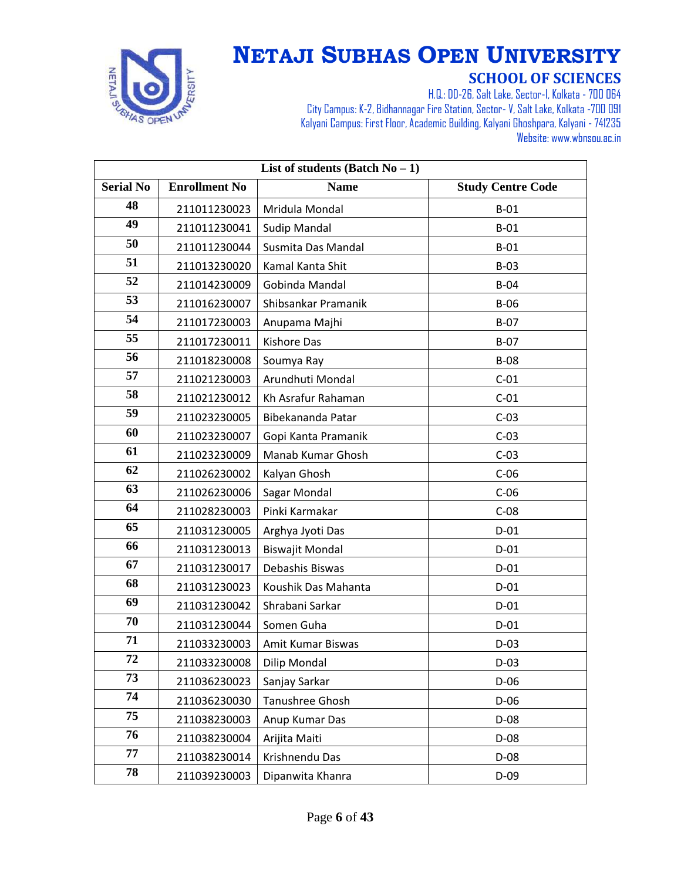# NETAJI SUBHAS OPEN UNIVERSITY

## SCHOOL OF SCIENCES

H.Q.: DD-26, Salt Lake, Sector-I, Kolkata - 700 064
City Campus: K-2, Bidhannagar Fire Station, Sector- V, Salt Lake, Kolkata -700 091
Kalyani Campus: First Floor, Academic Building, Kalyani Ghoshpara, Kalyani - 741235
Website: www.wbnsou.ac.in

| List of students (Batch No – 1) | | | |
|---|---|---|---|
| **Serial No** | **Enrollment No** | **Name** | **Study Centre Code** |
| 48 | 211011230023 | Mridula Mondal | B-01 |
| 49 | 211011230041 | Sudip Mandal | B-01 |
| 50 | 211011230044 | Susmita Das Mandal | B-01 |
| 51 | 211013230020 | Kamal Kanta Shit | B-03 |
| 52 | 211014230009 | Gobinda Mandal | B-04 |
| 53 | 211016230007 | Shibsankar Pramanik | B-06 |
| 54 | 211017230003 | Anupama Majhi | B-07 |
| 55 | 211017230011 | Kishore Das | B-07 |
| 56 | 211018230008 | Soumya Ray | B-08 |
| 57 | 211021230003 | Arundhuti Mondal | C-01 |
| 58 | 211021230012 | Kh Asrafur Rahaman | C-01 |
| 59 | 211023230005 | Bibekananda Patar | C-03 |
| 60 | 211023230007 | Gopi Kanta Pramanik | C-03 |
| 61 | 211023230009 | Manab Kumar Ghosh | C-03 |
| 62 | 211026230002 | Kalyan Ghosh | C-06 |
| 63 | 211026230006 | Sagar Mondal | C-06 |
| 64 | 211028230003 | Pinki Karmakar | C-08 |
| 65 | 211031230005 | Arghya Jyoti Das | D-01 |
| 66 | 211031230013 | Biswajit Mondal | D-01 |
| 67 | 211031230017 | Debashis Biswas | D-01 |
| 68 | 211031230023 | Koushik Das Mahanta | D-01 |
| 69 | 211031230042 | Shrabani Sarkar | D-01 |
| 70 | 211031230044 | Somen Guha | D-01 |
| 71 | 211033230003 | Amit Kumar Biswas | D-03 |
| 72 | 211033230008 | Dilip Mondal | D-03 |
| 73 | 211036230023 | Sanjay Sarkar | D-06 |
| 74 | 211036230030 | Tanushree Ghosh | D-06 |
| 75 | 211038230003 | Anup Kumar Das | D-08 |
| 76 | 211038230004 | Arijita Maiti | D-08 |
| 77 | 211038230014 | Krishnendu Das | D-08 |
| 78 | 211039230003 | Dipanwita Khanra | D-09 |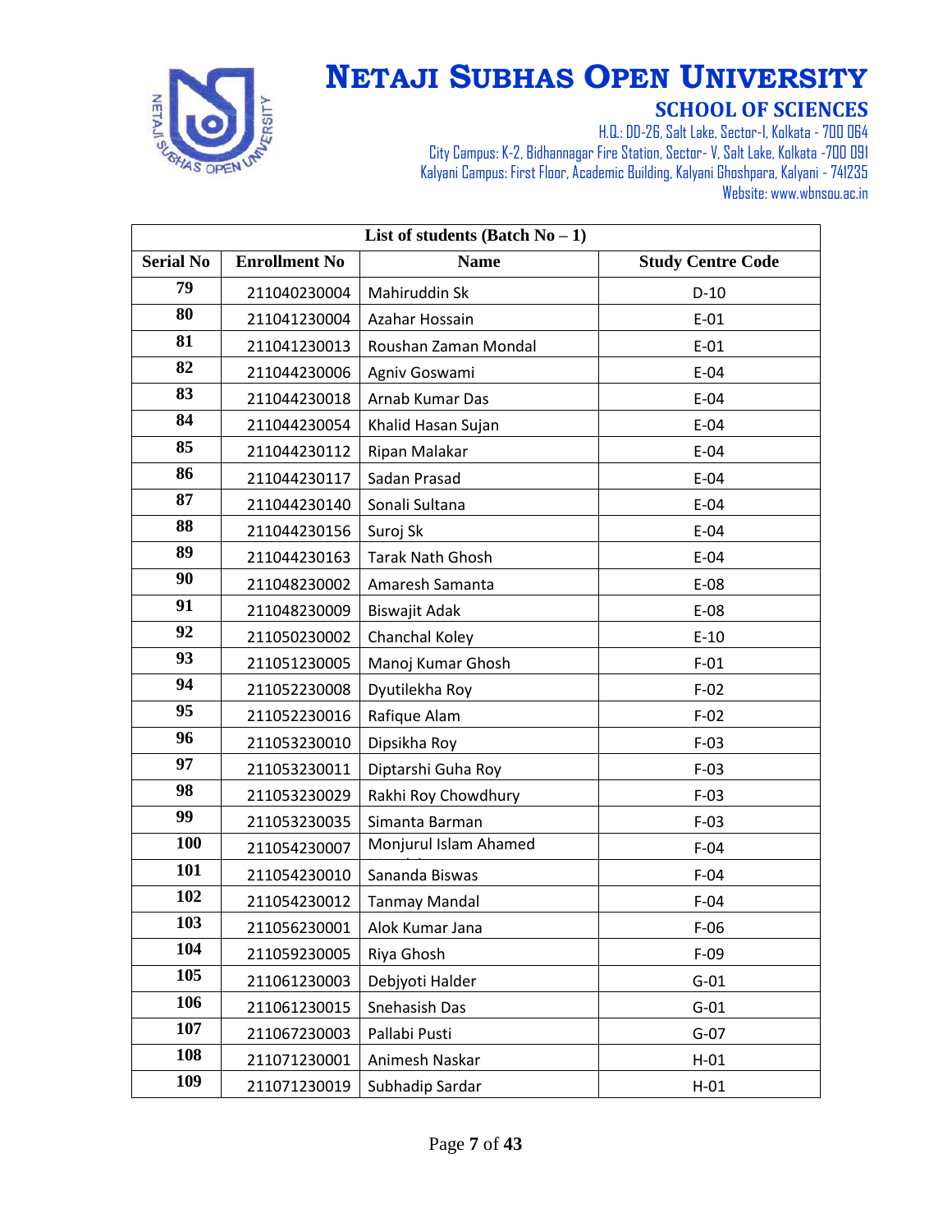# NETAJI SUBHAS OPEN UNIVERSITY

## SCHOOL OF SCIENCES

H.Q.: DD-26, Salt Lake, Sector-I, Kolkata - 700 064
City Campus: K-2, Bidhannagar Fire Station, Sector- V, Salt Lake, Kolkata -700 091
Kalyani Campus: First Floor, Academic Building, Kalyani Ghoshpara, Kalyani - 741235
Website: www.wbnsou.ac.in

| List of students (Batch No – 1) | | | |
|---|---|---|---|
| **Serial No** | **Enrollment No** | **Name** | **Study Centre Code** |
| 79 | 211040230004 | Mahiruddin Sk | D-10 |
| 80 | 211041230004 | Azahar Hossain | E-01 |
| 81 | 211041230013 | Roushan Zaman Mondal | E-01 |
| 82 | 211044230006 | Agniv Goswami | E-04 |
| 83 | 211044230018 | Arnab Kumar Das | E-04 |
| 84 | 211044230054 | Khalid Hasan Sujan | E-04 |
| 85 | 211044230112 | Ripan Malakar | E-04 |
| 86 | 211044230117 | Sadan Prasad | E-04 |
| 87 | 211044230140 | Sonali Sultana | E-04 |
| 88 | 211044230156 | Suroj Sk | E-04 |
| 89 | 211044230163 | Tarak Nath Ghosh | E-04 |
| 90 | 211048230002 | Amaresh Samanta | E-08 |
| 91 | 211048230009 | Biswajit Adak | E-08 |
| 92 | 211050230002 | Chanchal Koley | E-10 |
| 93 | 211051230005 | Manoj Kumar Ghosh | F-01 |
| 94 | 211052230008 | Dyutilekha Roy | F-02 |
| 95 | 211052230016 | Rafique Alam | F-02 |
| 96 | 211053230010 | Dipsikha Roy | F-03 |
| 97 | 211053230011 | Diptarshi Guha Roy | F-03 |
| 98 | 211053230029 | Rakhi Roy Chowdhury | F-03 |
| 99 | 211053230035 | Simanta Barman | F-03 |
| 100 | 211054230007 | Monjurul Islam Ahamed | F-04 |
| 101 | 211054230010 | Sananda Biswas | F-04 |
| 102 | 211054230012 | Tanmay Mandal | F-04 |
| 103 | 211056230001 | Alok Kumar Jana | F-06 |
| 104 | 211059230005 | Riya Ghosh | F-09 |
| 105 | 211061230003 | Debjyoti Halder | G-01 |
| 106 | 211061230015 | Snehasish Das | G-01 |
| 107 | 211067230003 | Pallabi Pusti | G-07 |
| 108 | 211071230001 | Animesh Naskar | H-01 |
| 109 | 211071230019 | Subhadip Sardar | H-01 |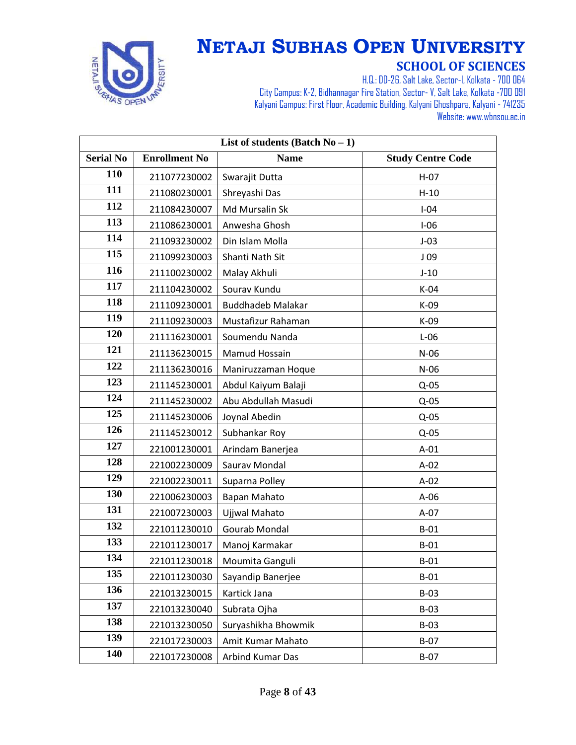# NETAJI SUBHAS OPEN UNIVERSITY

## SCHOOL OF SCIENCES

H.Q.: DD-26, Salt Lake, Sector-I, Kolkata - 700 064
City Campus: K-2, Bidhannagar Fire Station, Sector- V, Salt Lake, Kolkata -700 091
Kalyani Campus: First Floor, Academic Building, Kalyani Ghoshpara, Kalyani - 741235
Website: www.wbnsou.ac.in

| List of students (Batch No – 1) | | | |
|---|---|---|---|
| **Serial No** | **Enrollment No** | **Name** | **Study Centre Code** |
| 110 | 211077230002 | Swarajit Dutta | H-07 |
| 111 | 211080230001 | Shreyashi Das | H-10 |
| 112 | 211084230007 | Md Mursalin Sk | I-04 |
| 113 | 211086230001 | Anwesha Ghosh | I-06 |
| 114 | 211093230002 | Din Islam Molla | J-03 |
| 115 | 211099230003 | Shanti Nath Sit | J 09 |
| 116 | 211100230002 | Malay Akhuli | J-10 |
| 117 | 211104230002 | Sourav Kundu | K-04 |
| 118 | 211109230001 | Buddhadeb Malakar | K-09 |
| 119 | 211109230003 | Mustafizur Rahaman | K-09 |
| 120 | 211116230001 | Soumendu Nanda | L-06 |
| 121 | 211136230015 | Mamud Hossain | N-06 |
| 122 | 211136230016 | Maniruzzaman Hoque | N-06 |
| 123 | 211145230001 | Abdul Kaiyum Balaji | Q-05 |
| 124 | 211145230002 | Abu Abdullah Masudi | Q-05 |
| 125 | 211145230006 | Joynal Abedin | Q-05 |
| 126 | 211145230012 | Subhankar Roy | Q-05 |
| 127 | 221001230001 | Arindam Banerjea | A-01 |
| 128 | 221002230009 | Saurav Mondal | A-02 |
| 129 | 221002230011 | Suparna Polley | A-02 |
| 130 | 221006230003 | Bapan Mahato | A-06 |
| 131 | 221007230003 | Ujjwal Mahato | A-07 |
| 132 | 221011230010 | Gourab Mondal | B-01 |
| 133 | 221011230017 | Manoj Karmakar | B-01 |
| 134 | 221011230018 | Moumita Ganguli | B-01 |
| 135 | 221011230030 | Sayandip Banerjee | B-01 |
| 136 | 221013230015 | Kartick Jana | B-03 |
| 137 | 221013230040 | Subrata Ojha | B-03 |
| 138 | 221013230050 | Suryashikha Bhowmik | B-03 |
| 139 | 221017230003 | Amit Kumar Mahato | B-07 |
| 140 | 221017230008 | Arbind Kumar Das | B-07 |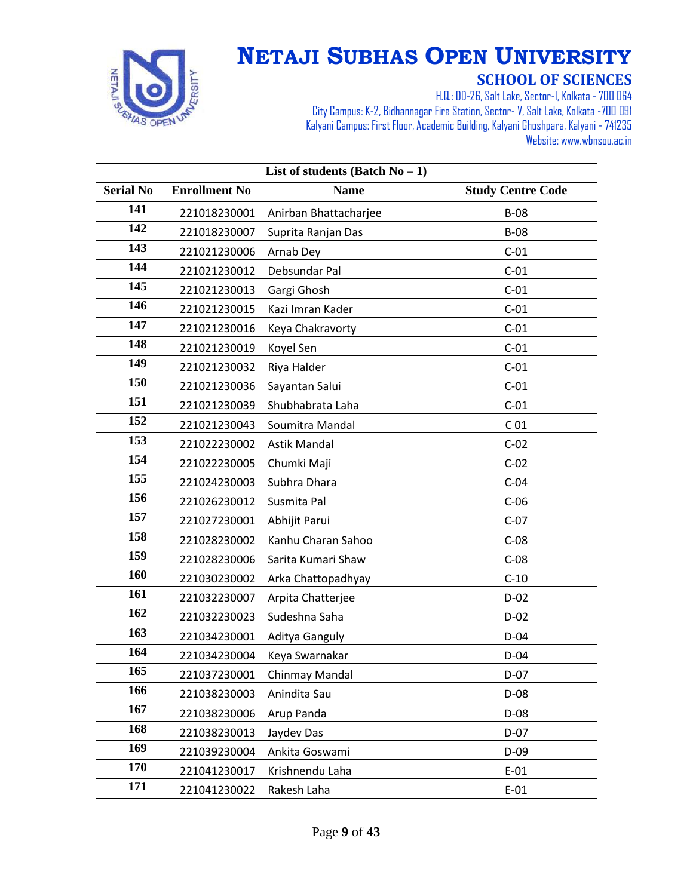# NETAJI SUBHAS OPEN UNIVERSITY

## SCHOOL OF SCIENCES

H.Q.: DD-26, Salt Lake, Sector-I, Kolkata - 700 064
City Campus: K-2, Bidhannagar Fire Station, Sector- V, Salt Lake, Kolkata -700 091
Kalyani Campus: First Floor, Academic Building, Kalyani Ghoshpara, Kalyani - 741235
Website: www.wbnsou.ac.in

| List of students (Batch No – 1) | | | |
|---|---|---|---|
| **Serial No** | **Enrollment No** | **Name** | **Study Centre Code** |
| 141 | 221018230001 | Anirban Bhattacharjee | B-08 |
| 142 | 221018230007 | Suprita Ranjan Das | B-08 |
| 143 | 221021230006 | Arnab Dey | C-01 |
| 144 | 221021230012 | Debsundar Pal | C-01 |
| 145 | 221021230013 | Gargi Ghosh | C-01 |
| 146 | 221021230015 | Kazi Imran Kader | C-01 |
| 147 | 221021230016 | Keya Chakravorty | C-01 |
| 148 | 221021230019 | Koyel Sen | C-01 |
| 149 | 221021230032 | Riya Halder | C-01 |
| 150 | 221021230036 | Sayantan Salui | C-01 |
| 151 | 221021230039 | Shubhabrata Laha | C-01 |
| 152 | 221021230043 | Soumitra Mandal | C 01 |
| 153 | 221022230002 | Astik Mandal | C-02 |
| 154 | 221022230005 | Chumki Maji | C-02 |
| 155 | 221024230003 | Subhra Dhara | C-04 |
| 156 | 221026230012 | Susmita Pal | C-06 |
| 157 | 221027230001 | Abhijit Parui | C-07 |
| 158 | 221028230002 | Kanhu Charan Sahoo | C-08 |
| 159 | 221028230006 | Sarita Kumari Shaw | C-08 |
| 160 | 221030230002 | Arka Chattopadhyay | C-10 |
| 161 | 221032230007 | Arpita Chatterjee | D-02 |
| 162 | 221032230023 | Sudeshna Saha | D-02 |
| 163 | 221034230001 | Aditya Ganguly | D-04 |
| 164 | 221034230004 | Keya Swarnakar | D-04 |
| 165 | 221037230001 | Chinmay Mandal | D-07 |
| 166 | 221038230003 | Anindita Sau | D-08 |
| 167 | 221038230006 | Arup Panda | D-08 |
| 168 | 221038230013 | Jaydev Das | D-07 |
| 169 | 221039230004 | Ankita Goswami | D-09 |
| 170 | 221041230017 | Krishnendu Laha | E-01 |
| 171 | 221041230022 | Rakesh Laha | E-01 |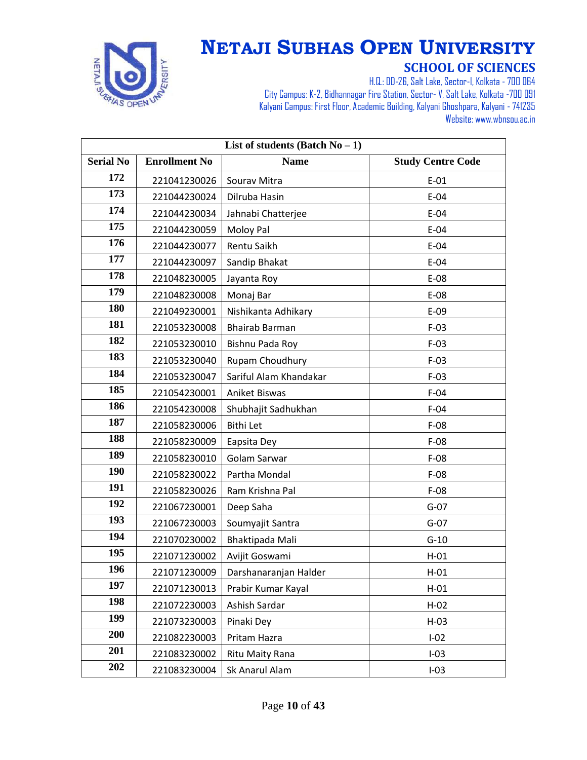# NETAJI SUBHAS OPEN UNIVERSITY

## SCHOOL OF SCIENCES

H.Q.: DD-26, Salt Lake, Sector-I, Kolkata - 700 064
City Campus: K-2, Bidhannagar Fire Station, Sector- V, Salt Lake, Kolkata -700 091
Kalyani Campus: First Floor, Academic Building, Kalyani Ghoshpara, Kalyani - 741235
Website: www.wbnsou.ac.in

| List of students (Batch No – 1) | | | |
|---|---|---|---|
| **Serial No** | **Enrollment No** | **Name** | **Study Centre Code** |
| 172 | 221041230026 | Sourav Mitra | E-01 |
| 173 | 221044230024 | Dilruba Hasin | E-04 |
| 174 | 221044230034 | Jahnabi Chatterjee | E-04 |
| 175 | 221044230059 | Moloy Pal | E-04 |
| 176 | 221044230077 | Rentu Saikh | E-04 |
| 177 | 221044230097 | Sandip Bhakat | E-04 |
| 178 | 221048230005 | Jayanta Roy | E-08 |
| 179 | 221048230008 | Monaj Bar | E-08 |
| 180 | 221049230001 | Nishikanta Adhikary | E-09 |
| 181 | 221053230008 | Bhairab Barman | F-03 |
| 182 | 221053230010 | Bishnu Pada Roy | F-03 |
| 183 | 221053230040 | Rupam Choudhury | F-03 |
| 184 | 221053230047 | Sariful Alam Khandakar | F-03 |
| 185 | 221054230001 | Aniket Biswas | F-04 |
| 186 | 221054230008 | Shubhajit Sadhukhan | F-04 |
| 187 | 221058230006 | Bithi Let | F-08 |
| 188 | 221058230009 | Eapsita Dey | F-08 |
| 189 | 221058230010 | Golam Sarwar | F-08 |
| 190 | 221058230022 | Partha Mondal | F-08 |
| 191 | 221058230026 | Ram Krishna Pal | F-08 |
| 192 | 221067230001 | Deep Saha | G-07 |
| 193 | 221067230003 | Soumyajit Santra | G-07 |
| 194 | 221070230002 | Bhaktipada Mali | G-10 |
| 195 | 221071230002 | Avijit Goswami | H-01 |
| 196 | 221071230009 | Darshanaranjan Halder | H-01 |
| 197 | 221071230013 | Prabir Kumar Kayal | H-01 |
| 198 | 221072230003 | Ashish Sardar | H-02 |
| 199 | 221073230003 | Pinaki Dey | H-03 |
| 200 | 221082230003 | Pritam Hazra | I-02 |
| 201 | 221083230002 | Ritu Maity Rana | I-03 |
| 202 | 221083230004 | Sk Anarul Alam | I-03 |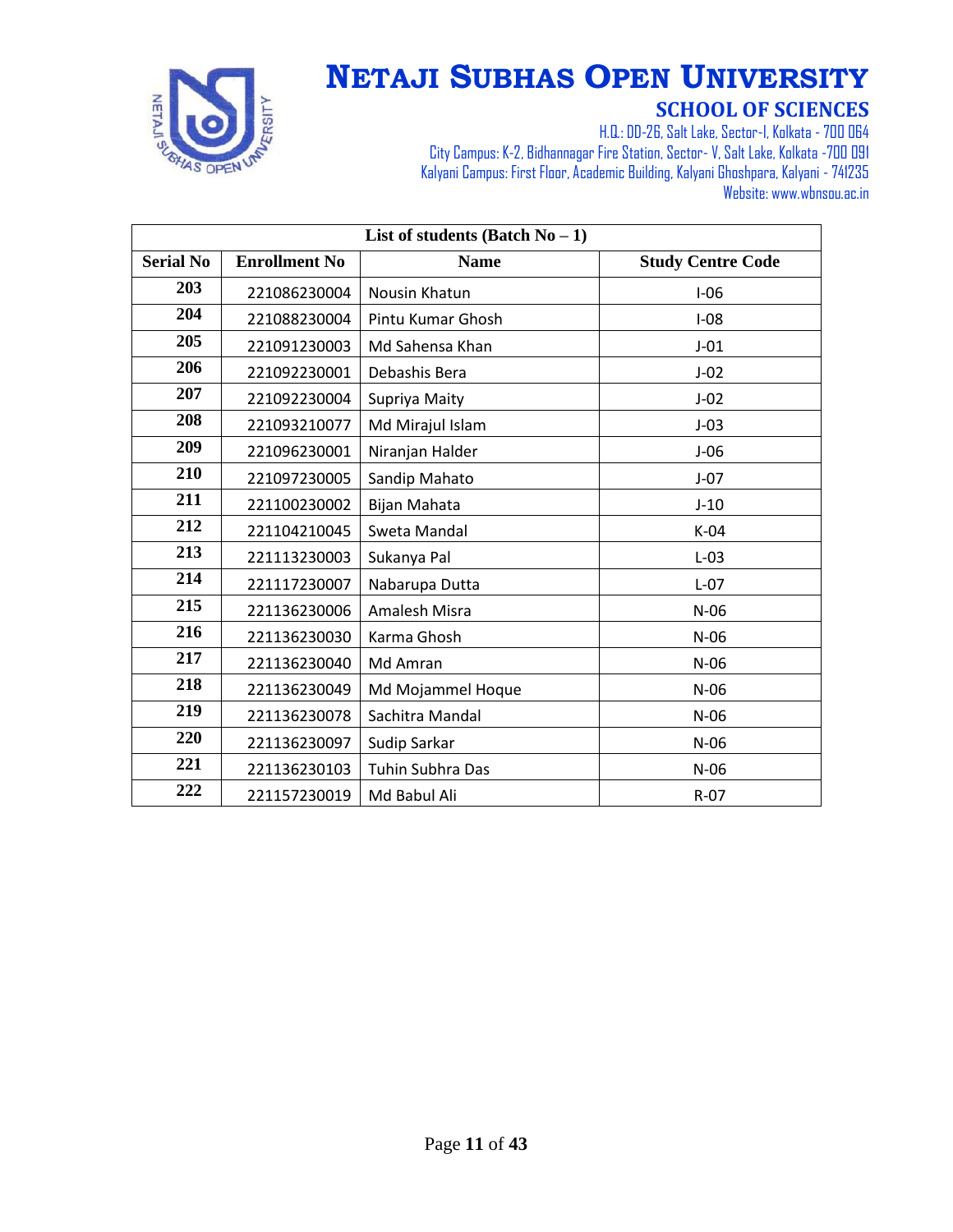# NETAJI SUBHAS OPEN UNIVERSITY

## SCHOOL OF SCIENCES

H.Q.: DD-26, Salt Lake, Sector-I, Kolkata - 700 064
City Campus: K-2, Bidhannagar Fire Station, Sector- V, Salt Lake, Kolkata -700 091
Kalyani Campus: First Floor, Academic Building, Kalyani Ghoshpara, Kalyani - 741235
Website: www.wbnsou.ac.in

| List of students (Batch No – 1) | | | |
|---|---|---|---|
| **Serial No** | **Enrollment No** | **Name** | **Study Centre Code** |
| 203 | 221086230004 | Nousin Khatun | I-06 |
| 204 | 221088230004 | Pintu Kumar Ghosh | I-08 |
| 205 | 221091230003 | Md Sahensa Khan | J-01 |
| 206 | 221092230001 | Debashis Bera | J-02 |
| 207 | 221092230004 | Supriya Maity | J-02 |
| 208 | 221093210077 | Md Mirajul Islam | J-03 |
| 209 | 221096230001 | Niranjan Halder | J-06 |
| 210 | 221097230005 | Sandip Mahato | J-07 |
| 211 | 221100230002 | Bijan Mahata | J-10 |
| 212 | 221104210045 | Sweta Mandal | K-04 |
| 213 | 221113230003 | Sukanya Pal | L-03 |
| 214 | 221117230007 | Nabarupa Dutta | L-07 |
| 215 | 221136230006 | Amalesh Misra | N-06 |
| 216 | 221136230030 | Karma Ghosh | N-06 |
| 217 | 221136230040 | Md Amran | N-06 |
| 218 | 221136230049 | Md Mojammel Hoque | N-06 |
| 219 | 221136230078 | Sachitra Mandal | N-06 |
| 220 | 221136230097 | Sudip Sarkar | N-06 |
| 221 | 221136230103 | Tuhin Subhra Das | N-06 |
| 222 | 221157230019 | Md Babul Ali | R-07 |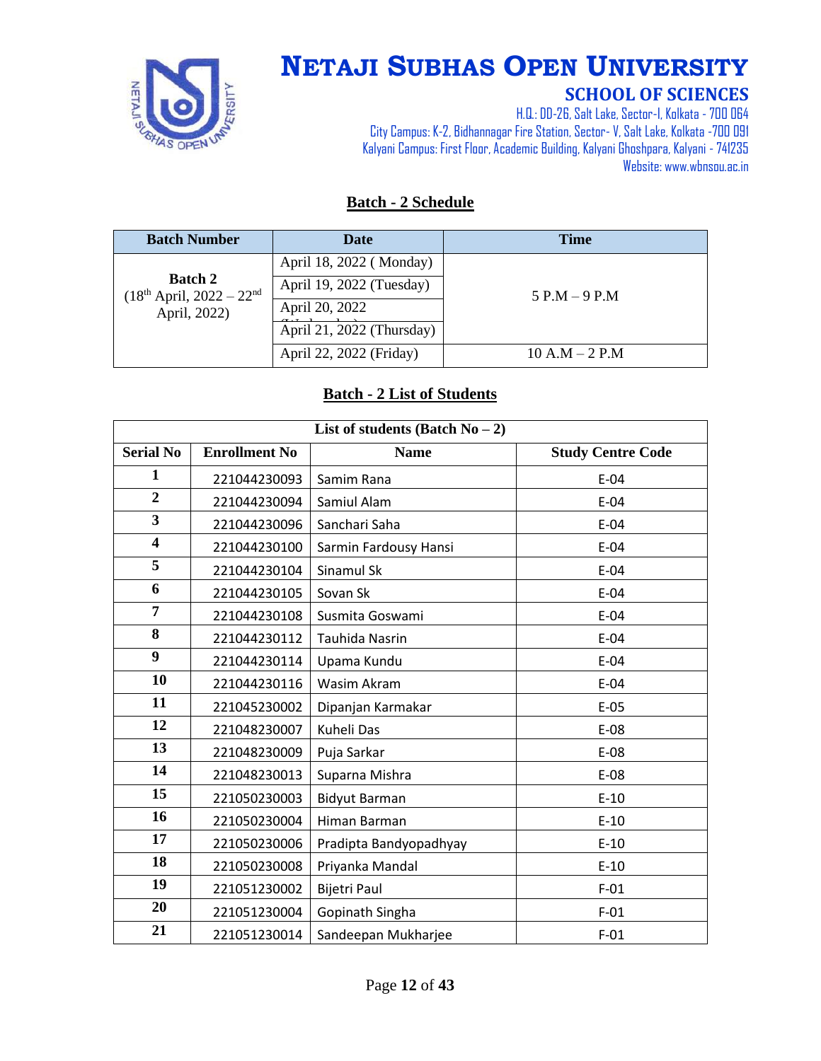# NETAJI SUBHAS OPEN UNIVERSITY

## SCHOOL OF SCIENCES

H.Q.: DD-26, Salt Lake, Sector-I, Kolkata - 700 064
City Campus: K-2, Bidhannagar Fire Station, Sector- V, Salt Lake, Kolkata -700 091
Kalyani Campus: First Floor, Academic Building, Kalyani Ghoshpara, Kalyani - 741235
Website: www.wbnsou.ac.in

### Batch - 2 Schedule

| Batch Number | Date | Time |
|---|---|---|
| **Batch 2** (18th April, 2022 – 22nd April, 2022) | April 18, 2022 ( Monday) | 5 P.M – 9 P.M |
| | April 19, 2022 (Tuesday) | |
| | April 20, 2022 (Wednesday) | |
| | April 21, 2022 (Thursday) | |
| | April 22, 2022 (Friday) | 10 A.M – 2 P.M |

### Batch - 2 List of Students

| List of students (Batch No – 2) | | | |
|---|---|---|---|
| **Serial No** | **Enrollment No** | **Name** | **Study Centre Code** |
| 1 | 221044230093 | Samim Rana | E-04 |
| 2 | 221044230094 | Samiul Alam | E-04 |
| 3 | 221044230096 | Sanchari Saha | E-04 |
| 4 | 221044230100 | Sarmin Fardousy Hansi | E-04 |
| 5 | 221044230104 | Sinamul Sk | E-04 |
| 6 | 221044230105 | Sovan Sk | E-04 |
| 7 | 221044230108 | Susmita Goswami | E-04 |
| 8 | 221044230112 | Tauhida Nasrin | E-04 |
| 9 | 221044230114 | Upama Kundu | E-04 |
| 10 | 221044230116 | Wasim Akram | E-04 |
| 11 | 221045230002 | Dipanjan Karmakar | E-05 |
| 12 | 221048230007 | Kuheli Das | E-08 |
| 13 | 221048230009 | Puja Sarkar | E-08 |
| 14 | 221048230013 | Suparna Mishra | E-08 |
| 15 | 221050230003 | Bidyut Barman | E-10 |
| 16 | 221050230004 | Himan Barman | E-10 |
| 17 | 221050230006 | Pradipta Bandyopadhyay | E-10 |
| 18 | 221050230008 | Priyanka Mandal | E-10 |
| 19 | 221051230002 | Bijetri Paul | F-01 |
| 20 | 221051230004 | Gopinath Singha | F-01 |
| 21 | 221051230014 | Sandeepan Mukharjee | F-01 |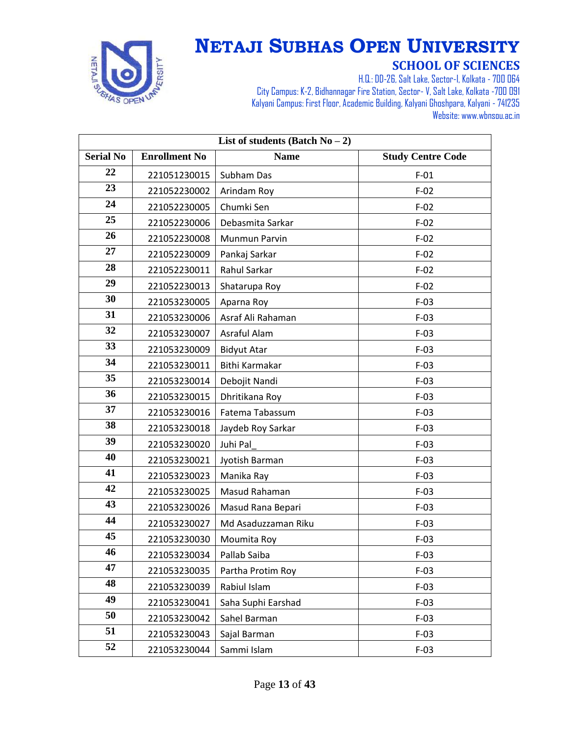# NETAJI SUBHAS OPEN UNIVERSITY

## SCHOOL OF SCIENCES

H.Q.: DD-26, Salt Lake, Sector-I, Kolkata - 700 064
City Campus: K-2, Bidhannagar Fire Station, Sector- V, Salt Lake, Kolkata -700 091
Kalyani Campus: First Floor, Academic Building, Kalyani Ghoshpara, Kalyani - 741235
Website: www.wbnsou.ac.in

| List of students (Batch No – 2) | | | |
|---|---|---|---|
| **Serial No** | **Enrollment No** | **Name** | **Study Centre Code** |
| 22 | 221051230015 | Subham Das | F-01 |
| 23 | 221052230002 | Arindam Roy | F-02 |
| 24 | 221052230005 | Chumki Sen | F-02 |
| 25 | 221052230006 | Debasmita Sarkar | F-02 |
| 26 | 221052230008 | Munmun Parvin | F-02 |
| 27 | 221052230009 | Pankaj Sarkar | F-02 |
| 28 | 221052230011 | Rahul Sarkar | F-02 |
| 29 | 221052230013 | Shatarupa Roy | F-02 |
| 30 | 221053230005 | Aparna Roy | F-03 |
| 31 | 221053230006 | Asraf Ali Rahaman | F-03 |
| 32 | 221053230007 | Asraful Alam | F-03 |
| 33 | 221053230009 | Bidyut Atar | F-03 |
| 34 | 221053230011 | Bithi Karmakar | F-03 |
| 35 | 221053230014 | Debojit Nandi | F-03 |
| 36 | 221053230015 | Dhritikana Roy | F-03 |
| 37 | 221053230016 | Fatema Tabassum | F-03 |
| 38 | 221053230018 | Jaydeb Roy Sarkar | F-03 |
| 39 | 221053230020 | Juhi Pal_ | F-03 |
| 40 | 221053230021 | Jyotish Barman | F-03 |
| 41 | 221053230023 | Manika Ray | F-03 |
| 42 | 221053230025 | Masud Rahaman | F-03 |
| 43 | 221053230026 | Masud Rana Bepari | F-03 |
| 44 | 221053230027 | Md Asaduzzaman Riku | F-03 |
| 45 | 221053230030 | Moumita Roy | F-03 |
| 46 | 221053230034 | Pallab Saiba | F-03 |
| 47 | 221053230035 | Partha Protim Roy | F-03 |
| 48 | 221053230039 | Rabiul Islam | F-03 |
| 49 | 221053230041 | Saha Suphi Earshad | F-03 |
| 50 | 221053230042 | Sahel Barman | F-03 |
| 51 | 221053230043 | Sajal Barman | F-03 |
| 52 | 221053230044 | Sammi Islam | F-03 |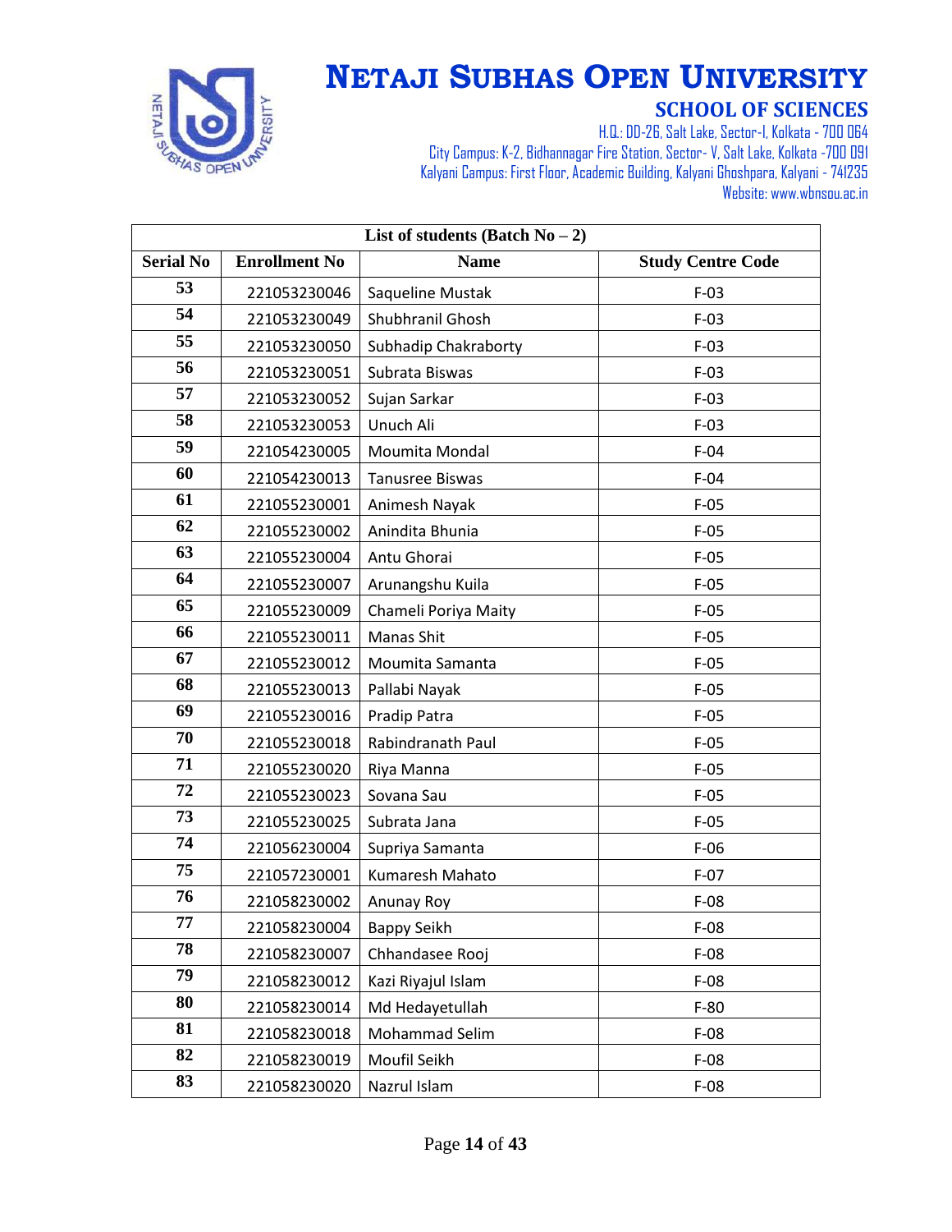# NETAJI SUBHAS OPEN UNIVERSITY

## SCHOOL OF SCIENCES

H.Q.: DD-26, Salt Lake, Sector-I, Kolkata - 700 064
City Campus: K-2, Bidhannagar Fire Station, Sector- V, Salt Lake, Kolkata -700 091
Kalyani Campus: First Floor, Academic Building, Kalyani Ghoshpara, Kalyani - 741235
Website: www.wbnsou.ac.in

| List of students (Batch No – 2) | | | |
|---|---|---|---|
| **Serial No** | **Enrollment No** | **Name** | **Study Centre Code** |
| 53 | 221053230046 | Saqueline Mustak | F-03 |
| 54 | 221053230049 | Shubhranil Ghosh | F-03 |
| 55 | 221053230050 | Subhadip Chakraborty | F-03 |
| 56 | 221053230051 | Subrata Biswas | F-03 |
| 57 | 221053230052 | Sujan Sarkar | F-03 |
| 58 | 221053230053 | Unuch Ali | F-03 |
| 59 | 221054230005 | Moumita Mondal | F-04 |
| 60 | 221054230013 | Tanusree Biswas | F-04 |
| 61 | 221055230001 | Animesh Nayak | F-05 |
| 62 | 221055230002 | Anindita Bhunia | F-05 |
| 63 | 221055230004 | Antu Ghorai | F-05 |
| 64 | 221055230007 | Arunangshu Kuila | F-05 |
| 65 | 221055230009 | Chameli Poriya Maity | F-05 |
| 66 | 221055230011 | Manas Shit | F-05 |
| 67 | 221055230012 | Moumita Samanta | F-05 |
| 68 | 221055230013 | Pallabi Nayak | F-05 |
| 69 | 221055230016 | Pradip Patra | F-05 |
| 70 | 221055230018 | Rabindranath Paul | F-05 |
| 71 | 221055230020 | Riya Manna | F-05 |
| 72 | 221055230023 | Sovana Sau | F-05 |
| 73 | 221055230025 | Subrata Jana | F-05 |
| 74 | 221056230004 | Supriya Samanta | F-06 |
| 75 | 221057230001 | Kumaresh Mahato | F-07 |
| 76 | 221058230002 | Anunay Roy | F-08 |
| 77 | 221058230004 | Bappy Seikh | F-08 |
| 78 | 221058230007 | Chhandasee Rooj | F-08 |
| 79 | 221058230012 | Kazi Riyajul Islam | F-08 |
| 80 | 221058230014 | Md Hedayetullah | F-80 |
| 81 | 221058230018 | Mohammad Selim | F-08 |
| 82 | 221058230019 | Moufil Seikh | F-08 |
| 83 | 221058230020 | Nazrul Islam | F-08 |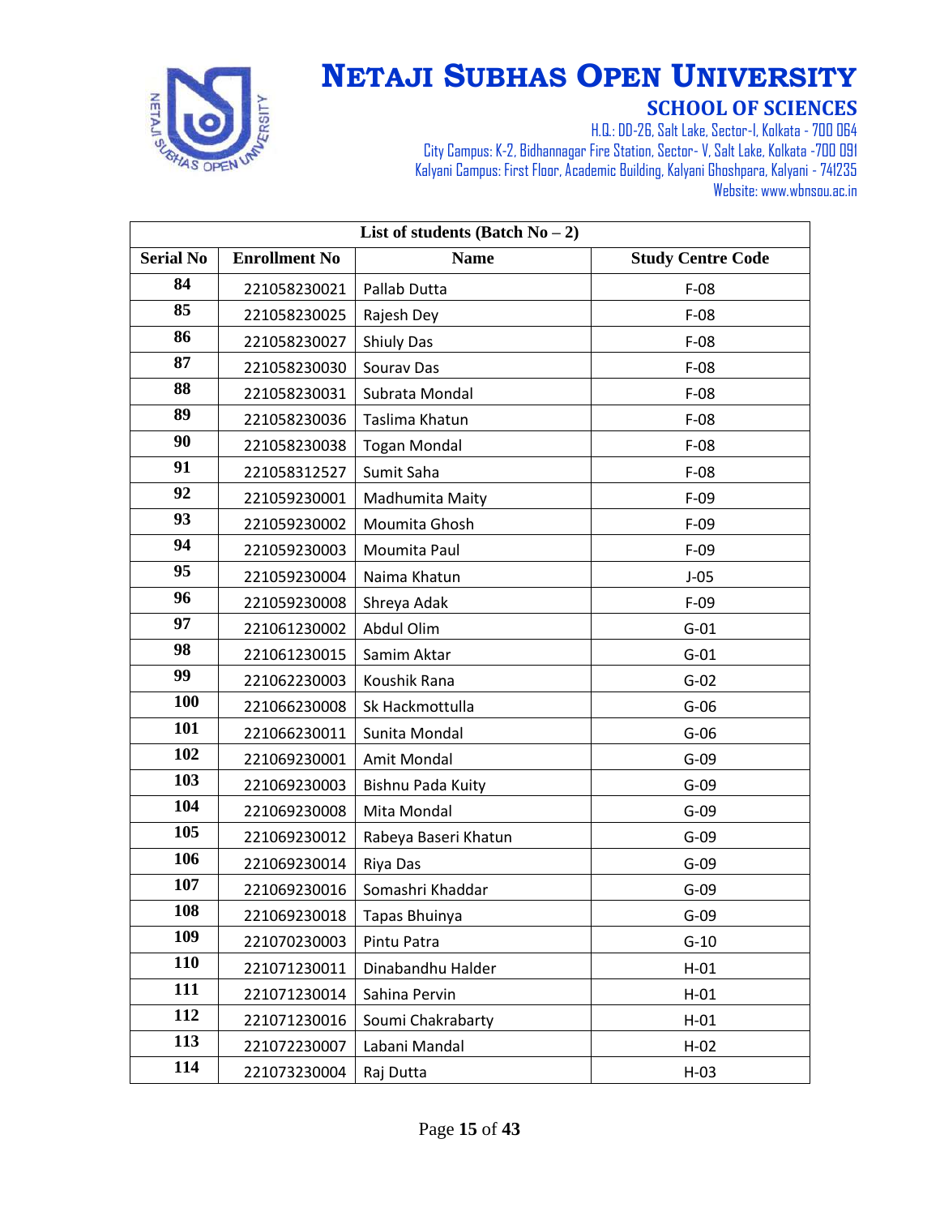# NETAJI SUBHAS OPEN UNIVERSITY

## SCHOOL OF SCIENCES

H.Q.: DD-26, Salt Lake, Sector-I, Kolkata - 700 064
City Campus: K-2, Bidhannagar Fire Station, Sector- V, Salt Lake, Kolkata -700 091
Kalyani Campus: First Floor, Academic Building, Kalyani Ghoshpara, Kalyani - 741235
Website: www.wbnsou.ac.in

| List of students (Batch No – 2) | | | |
|---|---|---|---|
| **Serial No** | **Enrollment No** | **Name** | **Study Centre Code** |
| 84 | 221058230021 | Pallab Dutta | F-08 |
| 85 | 221058230025 | Rajesh Dey | F-08 |
| 86 | 221058230027 | Shiuly Das | F-08 |
| 87 | 221058230030 | Sourav Das | F-08 |
| 88 | 221058230031 | Subrata Mondal | F-08 |
| 89 | 221058230036 | Taslima Khatun | F-08 |
| 90 | 221058230038 | Togan Mondal | F-08 |
| 91 | 221058312527 | Sumit Saha | F-08 |
| 92 | 221059230001 | Madhumita Maity | F-09 |
| 93 | 221059230002 | Moumita Ghosh | F-09 |
| 94 | 221059230003 | Moumita Paul | F-09 |
| 95 | 221059230004 | Naima Khatun | J-05 |
| 96 | 221059230008 | Shreya Adak | F-09 |
| 97 | 221061230002 | Abdul Olim | G-01 |
| 98 | 221061230015 | Samim Aktar | G-01 |
| 99 | 221062230003 | Koushik Rana | G-02 |
| 100 | 221066230008 | Sk Hackmottulla | G-06 |
| 101 | 221066230011 | Sunita Mondal | G-06 |
| 102 | 221069230001 | Amit Mondal | G-09 |
| 103 | 221069230003 | Bishnu Pada Kuity | G-09 |
| 104 | 221069230008 | Mita Mondal | G-09 |
| 105 | 221069230012 | Rabeya Baseri Khatun | G-09 |
| 106 | 221069230014 | Riya Das | G-09 |
| 107 | 221069230016 | Somashri Khaddar | G-09 |
| 108 | 221069230018 | Tapas Bhuinya | G-09 |
| 109 | 221070230003 | Pintu Patra | G-10 |
| 110 | 221071230011 | Dinabandhu Halder | H-01 |
| 111 | 221071230014 | Sahina Pervin | H-01 |
| 112 | 221071230016 | Soumi Chakrabarty | H-01 |
| 113 | 221072230007 | Labani Mandal | H-02 |
| 114 | 221073230004 | Raj Dutta | H-03 |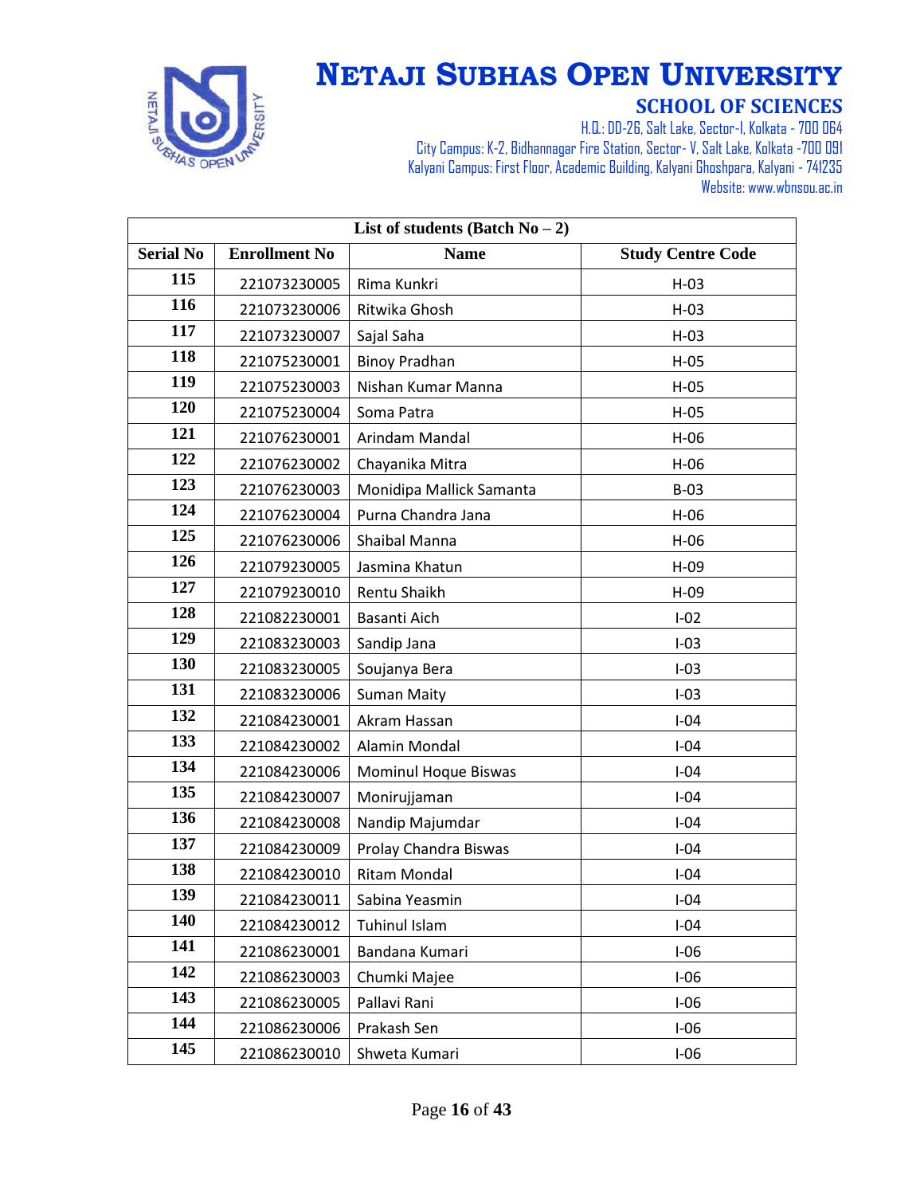# NETAJI SUBHAS OPEN UNIVERSITY

## SCHOOL OF SCIENCES

H.Q.: DD-26, Salt Lake, Sector-I, Kolkata - 700 064
City Campus: K-2, Bidhannagar Fire Station, Sector- V, Salt Lake, Kolkata -700 091
Kalyani Campus: First Floor, Academic Building, Kalyani Ghoshpara, Kalyani - 741235
Website: www.wbnsou.ac.in

| List of students (Batch No – 2) | | | |
|---|---|---|---|
| **Serial No** | **Enrollment No** | **Name** | **Study Centre Code** |
| 115 | 221073230005 | Rima Kunkri | H-03 |
| 116 | 221073230006 | Ritwika Ghosh | H-03 |
| 117 | 221073230007 | Sajal Saha | H-03 |
| 118 | 221075230001 | Binoy Pradhan | H-05 |
| 119 | 221075230003 | Nishan Kumar Manna | H-05 |
| 120 | 221075230004 | Soma Patra | H-05 |
| 121 | 221076230001 | Arindam Mandal | H-06 |
| 122 | 221076230002 | Chayanika Mitra | H-06 |
| 123 | 221076230003 | Monidipa Mallick Samanta | B-03 |
| 124 | 221076230004 | Purna Chandra Jana | H-06 |
| 125 | 221076230006 | Shaibal Manna | H-06 |
| 126 | 221079230005 | Jasmina Khatun | H-09 |
| 127 | 221079230010 | Rentu Shaikh | H-09 |
| 128 | 221082230001 | Basanti Aich | I-02 |
| 129 | 221083230003 | Sandip Jana | I-03 |
| 130 | 221083230005 | Soujanya Bera | I-03 |
| 131 | 221083230006 | Suman Maity | I-03 |
| 132 | 221084230001 | Akram Hassan | I-04 |
| 133 | 221084230002 | Alamin Mondal | I-04 |
| 134 | 221084230006 | Mominul Hoque Biswas | I-04 |
| 135 | 221084230007 | Monirujjaman | I-04 |
| 136 | 221084230008 | Nandip Majumdar | I-04 |
| 137 | 221084230009 | Prolay Chandra Biswas | I-04 |
| 138 | 221084230010 | Ritam Mondal | I-04 |
| 139 | 221084230011 | Sabina Yeasmin | I-04 |
| 140 | 221084230012 | Tuhinul Islam | I-04 |
| 141 | 221086230001 | Bandana Kumari | I-06 |
| 142 | 221086230003 | Chumki Majee | I-06 |
| 143 | 221086230005 | Pallavi Rani | I-06 |
| 144 | 221086230006 | Prakash Sen | I-06 |
| 145 | 221086230010 | Shweta Kumari | I-06 |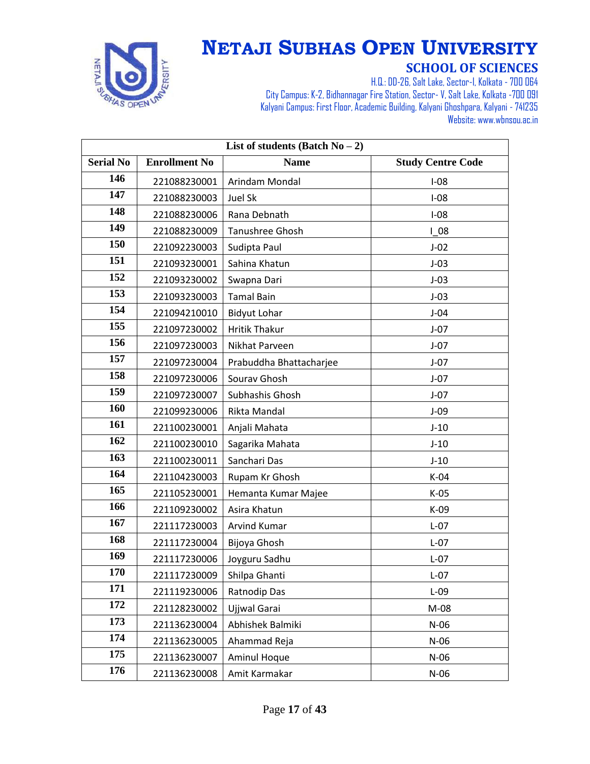# NETAJI SUBHAS OPEN UNIVERSITY

## SCHOOL OF SCIENCES

H.Q.: DD-26, Salt Lake, Sector-I, Kolkata - 700 064
City Campus: K-2, Bidhannagar Fire Station, Sector- V, Salt Lake, Kolkata -700 091
Kalyani Campus: First Floor, Academic Building, Kalyani Ghoshpara, Kalyani - 741235
Website: www.wbnsou.ac.in

| List of students (Batch No – 2) | | | |
|---|---|---|---|
| **Serial No** | **Enrollment No** | **Name** | **Study Centre Code** |
| 146 | 221088230001 | Arindam Mondal | I-08 |
| 147 | 221088230003 | Juel Sk | I-08 |
| 148 | 221088230006 | Rana Debnath | I-08 |
| 149 | 221088230009 | Tanushree Ghosh | I_08 |
| 150 | 221092230003 | Sudipta Paul | J-02 |
| 151 | 221093230001 | Sahina Khatun | J-03 |
| 152 | 221093230002 | Swapna Dari | J-03 |
| 153 | 221093230003 | Tamal Bain | J-03 |
| 154 | 221094210010 | Bidyut Lohar | J-04 |
| 155 | 221097230002 | Hritik Thakur | J-07 |
| 156 | 221097230003 | Nikhat Parveen | J-07 |
| 157 | 221097230004 | Prabuddha Bhattacharjee | J-07 |
| 158 | 221097230006 | Sourav Ghosh | J-07 |
| 159 | 221097230007 | Subhashis Ghosh | J-07 |
| 160 | 221099230006 | Rikta Mandal | J-09 |
| 161 | 221100230001 | Anjali Mahata | J-10 |
| 162 | 221100230010 | Sagarika Mahata | J-10 |
| 163 | 221100230011 | Sanchari Das | J-10 |
| 164 | 221104230003 | Rupam Kr Ghosh | K-04 |
| 165 | 221105230001 | Hemanta Kumar Majee | K-05 |
| 166 | 221109230002 | Asira Khatun | K-09 |
| 167 | 221117230003 | Arvind Kumar | L-07 |
| 168 | 221117230004 | Bijoya Ghosh | L-07 |
| 169 | 221117230006 | Joyguru Sadhu | L-07 |
| 170 | 221117230009 | Shilpa Ghanti | L-07 |
| 171 | 221119230006 | Ratnodip Das | L-09 |
| 172 | 221128230002 | Ujjwal Garai | M-08 |
| 173 | 221136230004 | Abhishek Balmiki | N-06 |
| 174 | 221136230005 | Ahammad Reja | N-06 |
| 175 | 221136230007 | Aminul Hoque | N-06 |
| 176 | 221136230008 | Amit Karmakar | N-06 |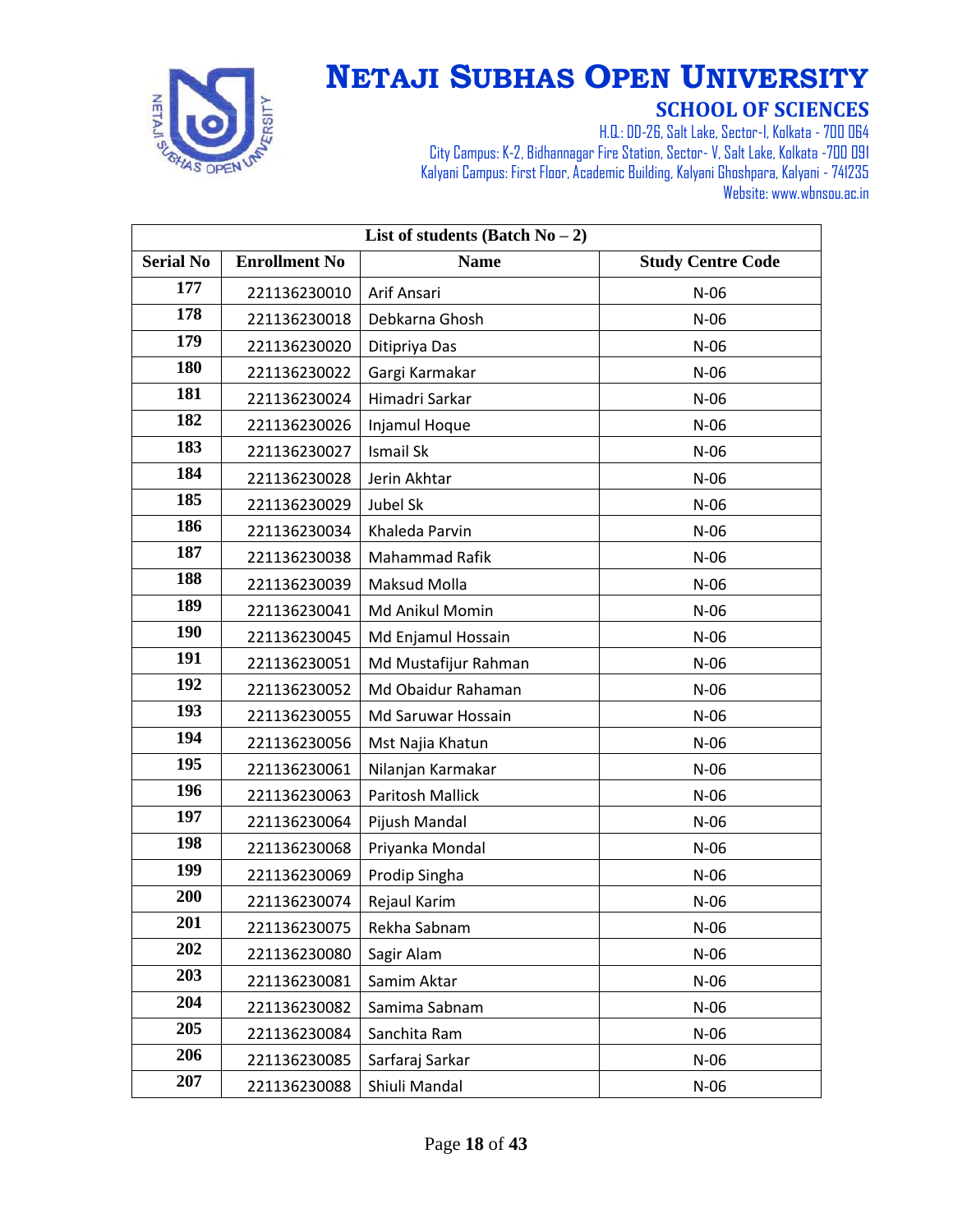# NETAJI SUBHAS OPEN UNIVERSITY

## SCHOOL OF SCIENCES

H.Q.: DD-26, Salt Lake, Sector-I, Kolkata - 700 064
City Campus: K-2, Bidhannagar Fire Station, Sector- V, Salt Lake, Kolkata -700 091
Kalyani Campus: First Floor, Academic Building, Kalyani Ghoshpara, Kalyani - 741235
Website: www.wbnsou.ac.in

| List of students (Batch No – 2) | | | |
|---|---|---|---|
| **Serial No** | **Enrollment No** | **Name** | **Study Centre Code** |
| 177 | 221136230010 | Arif Ansari | N-06 |
| 178 | 221136230018 | Debkarna Ghosh | N-06 |
| 179 | 221136230020 | Ditipriya Das | N-06 |
| 180 | 221136230022 | Gargi Karmakar | N-06 |
| 181 | 221136230024 | Himadri Sarkar | N-06 |
| 182 | 221136230026 | Injamul Hoque | N-06 |
| 183 | 221136230027 | Ismail Sk | N-06 |
| 184 | 221136230028 | Jerin Akhtar | N-06 |
| 185 | 221136230029 | Jubel Sk | N-06 |
| 186 | 221136230034 | Khaleda Parvin | N-06 |
| 187 | 221136230038 | Mahammad Rafik | N-06 |
| 188 | 221136230039 | Maksud Molla | N-06 |
| 189 | 221136230041 | Md Anikul Momin | N-06 |
| 190 | 221136230045 | Md Enjamul Hossain | N-06 |
| 191 | 221136230051 | Md Mustafijur Rahman | N-06 |
| 192 | 221136230052 | Md Obaidur Rahaman | N-06 |
| 193 | 221136230055 | Md Saruwar Hossain | N-06 |
| 194 | 221136230056 | Mst Najia Khatun | N-06 |
| 195 | 221136230061 | Nilanjan Karmakar | N-06 |
| 196 | 221136230063 | Paritosh Mallick | N-06 |
| 197 | 221136230064 | Pijush Mandal | N-06 |
| 198 | 221136230068 | Priyanka Mondal | N-06 |
| 199 | 221136230069 | Prodip Singha | N-06 |
| 200 | 221136230074 | Rejaul Karim | N-06 |
| 201 | 221136230075 | Rekha Sabnam | N-06 |
| 202 | 221136230080 | Sagir Alam | N-06 |
| 203 | 221136230081 | Samim Aktar | N-06 |
| 204 | 221136230082 | Samima Sabnam | N-06 |
| 205 | 221136230084 | Sanchita Ram | N-06 |
| 206 | 221136230085 | Sarfaraj Sarkar | N-06 |
| 207 | 221136230088 | Shiuli Mandal | N-06 |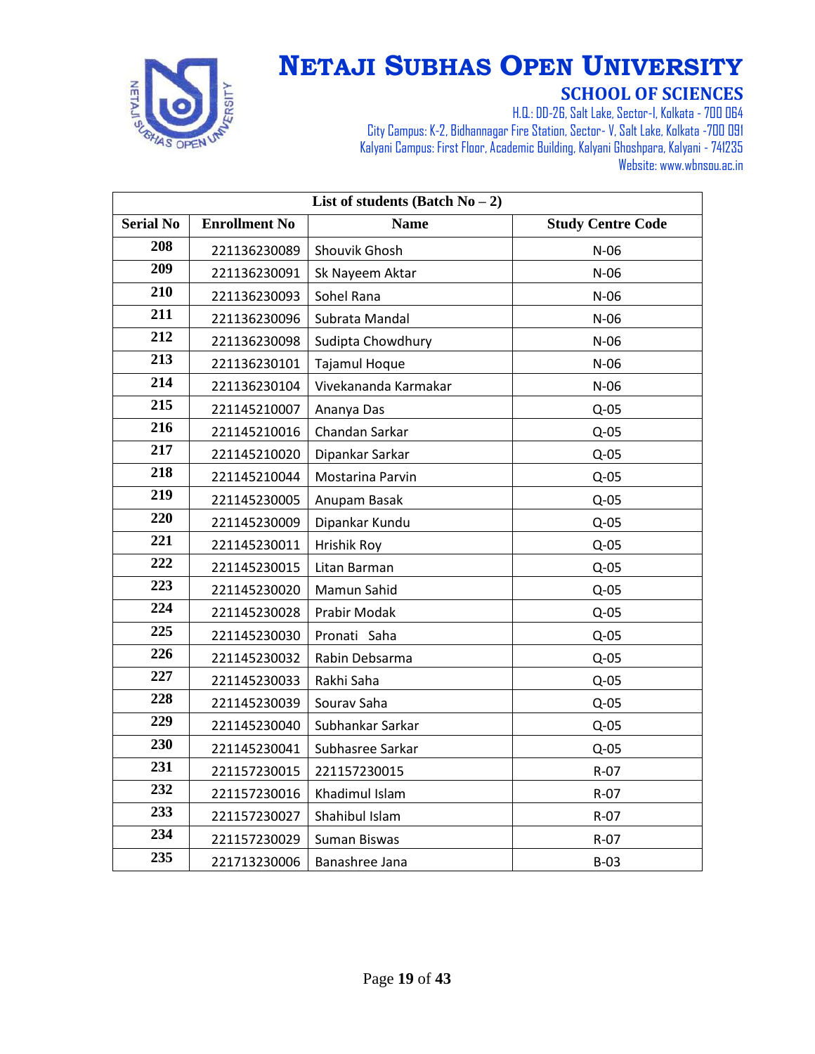# NETAJI SUBHAS OPEN UNIVERSITY

## SCHOOL OF SCIENCES

H.Q.: DD-26, Salt Lake, Sector-I, Kolkata - 700 064
City Campus: K-2, Bidhannagar Fire Station, Sector- V, Salt Lake, Kolkata -700 091
Kalyani Campus: First Floor, Academic Building, Kalyani Ghoshpara, Kalyani - 741235
Website: www.wbnsou.ac.in

**List of students (Batch No – 2)**

| Serial No | Enrollment No | Name | Study Centre Code |
|---|---|---|---|
| 208 | 221136230089 | Shouvik Ghosh | N-06 |
| 209 | 221136230091 | Sk Nayeem Aktar | N-06 |
| 210 | 221136230093 | Sohel Rana | N-06 |
| 211 | 221136230096 | Subrata Mandal | N-06 |
| 212 | 221136230098 | Sudipta Chowdhury | N-06 |
| 213 | 221136230101 | Tajamul Hoque | N-06 |
| 214 | 221136230104 | Vivekananda Karmakar | N-06 |
| 215 | 221145210007 | Ananya Das | Q-05 |
| 216 | 221145210016 | Chandan Sarkar | Q-05 |
| 217 | 221145210020 | Dipankar Sarkar | Q-05 |
| 218 | 221145210044 | Mostarina Parvin | Q-05 |
| 219 | 221145230005 | Anupam Basak | Q-05 |
| 220 | 221145230009 | Dipankar Kundu | Q-05 |
| 221 | 221145230011 | Hrishik Roy | Q-05 |
| 222 | 221145230015 | Litan Barman | Q-05 |
| 223 | 221145230020 | Mamun Sahid | Q-05 |
| 224 | 221145230028 | Prabir Modak | Q-05 |
| 225 | 221145230030 | Pronati Saha | Q-05 |
| 226 | 221145230032 | Rabin Debsarma | Q-05 |
| 227 | 221145230033 | Rakhi Saha | Q-05 |
| 228 | 221145230039 | Sourav Saha | Q-05 |
| 229 | 221145230040 | Subhankar Sarkar | Q-05 |
| 230 | 221145230041 | Subhasree Sarkar | Q-05 |
| 231 | 221157230015 | 221157230015 | R-07 |
| 232 | 221157230016 | Khadimul Islam | R-07 |
| 233 | 221157230027 | Shahibul Islam | R-07 |
| 234 | 221157230029 | Suman Biswas | R-07 |
| 235 | 221713230006 | Banashree Jana | B-03 |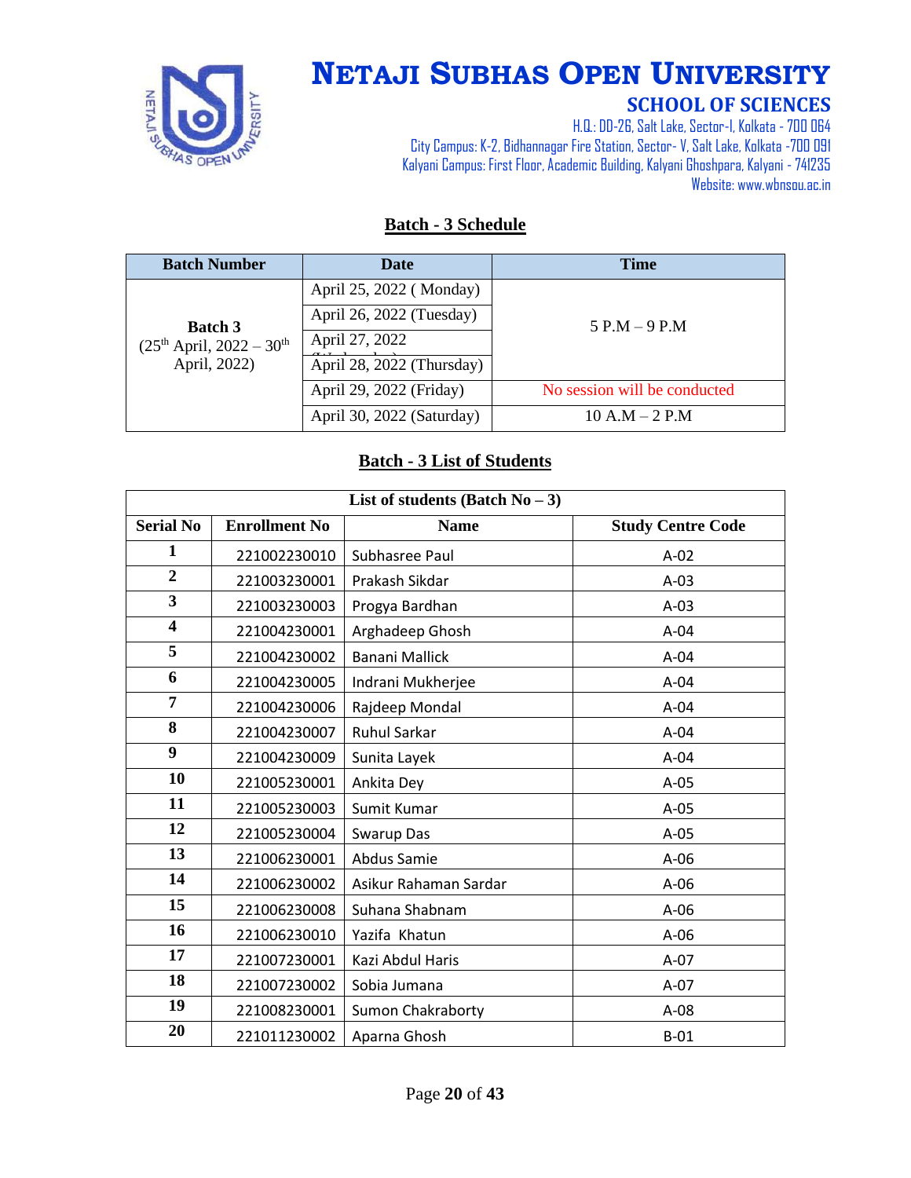# NETAJI SUBHAS OPEN UNIVERSITY

## SCHOOL OF SCIENCES

H.Q.: DD-26, Salt Lake, Sector-I, Kolkata - 700 064
City Campus: K-2, Bidhannagar Fire Station, Sector- V, Salt Lake, Kolkata -700 091
Kalyani Campus: First Floor, Academic Building, Kalyani Ghoshpara, Kalyani - 741235
Website: www.wbnsou.ac.in

### Batch - 3 Schedule

| Batch Number | Date | Time |
|---|---|---|
| Batch 3 (25th April, 2022 – 30th April, 2022) | April 25, 2022 ( Monday) | 5 P.M – 9 P.M |
| | April 26, 2022 (Tuesday) | |
| | April 27, 2022 (Wednesday) | |
| | April 28, 2022 (Thursday) | |
| | April 29, 2022 (Friday) | No session will be conducted |
| | April 30, 2022 (Saturday) | 10 A.M – 2 P.M |

### Batch - 3 List of Students

| List of students (Batch No – 3) | | | |
|---|---|---|---|
| **Serial No** | **Enrollment No** | **Name** | **Study Centre Code** |
| 1 | 221002230010 | Subhasree Paul | A-02 |
| 2 | 221003230001 | Prakash Sikdar | A-03 |
| 3 | 221003230003 | Progya Bardhan | A-03 |
| 4 | 221004230001 | Arghadeep Ghosh | A-04 |
| 5 | 221004230002 | Banani Mallick | A-04 |
| 6 | 221004230005 | Indrani Mukherjee | A-04 |
| 7 | 221004230006 | Rajdeep Mondal | A-04 |
| 8 | 221004230007 | Ruhul Sarkar | A-04 |
| 9 | 221004230009 | Sunita Layek | A-04 |
| 10 | 221005230001 | Ankita Dey | A-05 |
| 11 | 221005230003 | Sumit Kumar | A-05 |
| 12 | 221005230004 | Swarup Das | A-05 |
| 13 | 221006230001 | Abdus Samie | A-06 |
| 14 | 221006230002 | Asikur Rahaman Sardar | A-06 |
| 15 | 221006230008 | Suhana Shabnam | A-06 |
| 16 | 221006230010 | Yazifa Khatun | A-06 |
| 17 | 221007230001 | Kazi Abdul Haris | A-07 |
| 18 | 221007230002 | Sobia Jumana | A-07 |
| 19 | 221008230001 | Sumon Chakraborty | A-08 |
| 20 | 221011230002 | Aparna Ghosh | B-01 |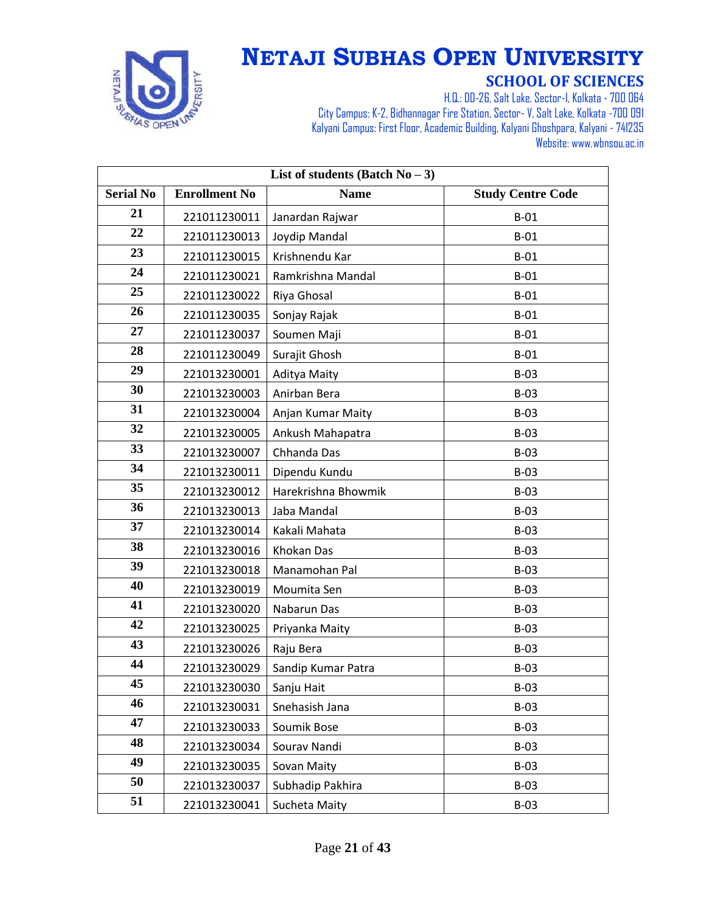# NETAJI SUBHAS OPEN UNIVERSITY

## SCHOOL OF SCIENCES

H.Q.: DD-26, Salt Lake, Sector-I, Kolkata - 700 064
City Campus: K-2, Bidhannagar Fire Station, Sector- V, Salt Lake, Kolkata -700 091
Kalyani Campus: First Floor, Academic Building, Kalyani Ghoshpara, Kalyani - 741235
Website: www.wbnsou.ac.in

| List of students (Batch No – 3) | | | |
|---|---|---|---|
| **Serial No** | **Enrollment No** | **Name** | **Study Centre Code** |
| **21** | 221011230011 | Janardan Rajwar | B-01 |
| **22** | 221011230013 | Joydip Mandal | B-01 |
| **23** | 221011230015 | Krishnendu Kar | B-01 |
| **24** | 221011230021 | Ramkrishna Mandal | B-01 |
| **25** | 221011230022 | Riya Ghosal | B-01 |
| **26** | 221011230035 | Sonjay Rajak | B-01 |
| **27** | 221011230037 | Soumen Maji | B-01 |
| **28** | 221011230049 | Surajit Ghosh | B-01 |
| **29** | 221013230001 | Aditya Maity | B-03 |
| **30** | 221013230003 | Anirban Bera | B-03 |
| **31** | 221013230004 | Anjan Kumar Maity | B-03 |
| **32** | 221013230005 | Ankush Mahapatra | B-03 |
| **33** | 221013230007 | Chhanda Das | B-03 |
| **34** | 221013230011 | Dipendu Kundu | B-03 |
| **35** | 221013230012 | Harekrishna Bhowmik | B-03 |
| **36** | 221013230013 | Jaba Mandal | B-03 |
| **37** | 221013230014 | Kakali Mahata | B-03 |
| **38** | 221013230016 | Khokan Das | B-03 |
| **39** | 221013230018 | Manamohan Pal | B-03 |
| **40** | 221013230019 | Moumita Sen | B-03 |
| **41** | 221013230020 | Nabarun Das | B-03 |
| **42** | 221013230025 | Priyanka Maity | B-03 |
| **43** | 221013230026 | Raju Bera | B-03 |
| **44** | 221013230029 | Sandip Kumar Patra | B-03 |
| **45** | 221013230030 | Sanju Hait | B-03 |
| **46** | 221013230031 | Snehasish Jana | B-03 |
| **47** | 221013230033 | Soumik Bose | B-03 |
| **48** | 221013230034 | Sourav Nandi | B-03 |
| **49** | 221013230035 | Sovan Maity | B-03 |
| **50** | 221013230037 | Subhadip Pakhira | B-03 |
| **51** | 221013230041 | Sucheta Maity | B-03 |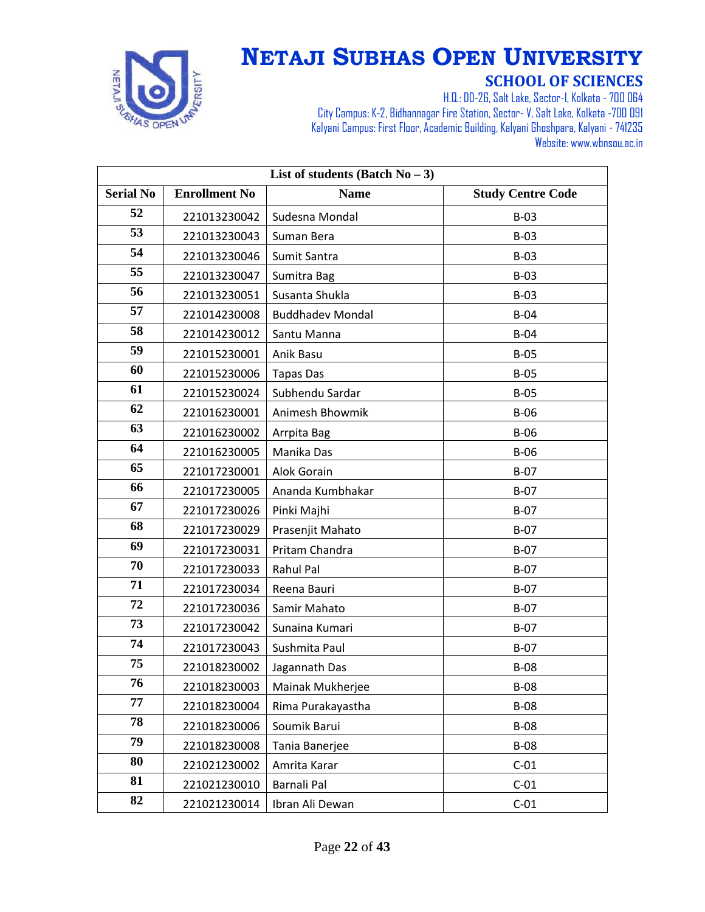# NETAJI SUBHAS OPEN UNIVERSITY

## SCHOOL OF SCIENCES

H.Q.: DD-26, Salt Lake, Sector-I, Kolkata - 700 064
City Campus: K-2, Bidhannagar Fire Station, Sector- V, Salt Lake, Kolkata -700 091
Kalyani Campus: First Floor, Academic Building, Kalyani Ghoshpara, Kalyani - 741235
Website: www.wbnsou.ac.in

| List of students (Batch No – 3) | | | |
|---|---|---|---|
| **Serial No** | **Enrollment No** | **Name** | **Study Centre Code** |
| 52 | 221013230042 | Sudesna Mondal | B-03 |
| 53 | 221013230043 | Suman Bera | B-03 |
| 54 | 221013230046 | Sumit Santra | B-03 |
| 55 | 221013230047 | Sumitra Bag | B-03 |
| 56 | 221013230051 | Susanta Shukla | B-03 |
| 57 | 221014230008 | Buddhadev Mondal | B-04 |
| 58 | 221014230012 | Santu Manna | B-04 |
| 59 | 221015230001 | Anik Basu | B-05 |
| 60 | 221015230006 | Tapas Das | B-05 |
| 61 | 221015230024 | Subhendu Sardar | B-05 |
| 62 | 221016230001 | Animesh Bhowmik | B-06 |
| 63 | 221016230002 | Arrpita Bag | B-06 |
| 64 | 221016230005 | Manika Das | B-06 |
| 65 | 221017230001 | Alok Gorain | B-07 |
| 66 | 221017230005 | Ananda Kumbhakar | B-07 |
| 67 | 221017230026 | Pinki Majhi | B-07 |
| 68 | 221017230029 | Prasenjit Mahato | B-07 |
| 69 | 221017230031 | Pritam Chandra | B-07 |
| 70 | 221017230033 | Rahul Pal | B-07 |
| 71 | 221017230034 | Reena Bauri | B-07 |
| 72 | 221017230036 | Samir Mahato | B-07 |
| 73 | 221017230042 | Sunaina Kumari | B-07 |
| 74 | 221017230043 | Sushmita Paul | B-07 |
| 75 | 221018230002 | Jagannath Das | B-08 |
| 76 | 221018230003 | Mainak Mukherjee | B-08 |
| 77 | 221018230004 | Rima Purakayastha | B-08 |
| 78 | 221018230006 | Soumik Barui | B-08 |
| 79 | 221018230008 | Tania Banerjee | B-08 |
| 80 | 221021230002 | Amrita Karar | C-01 |
| 81 | 221021230010 | Barnali Pal | C-01 |
| 82 | 221021230014 | Ibran Ali Dewan | C-01 |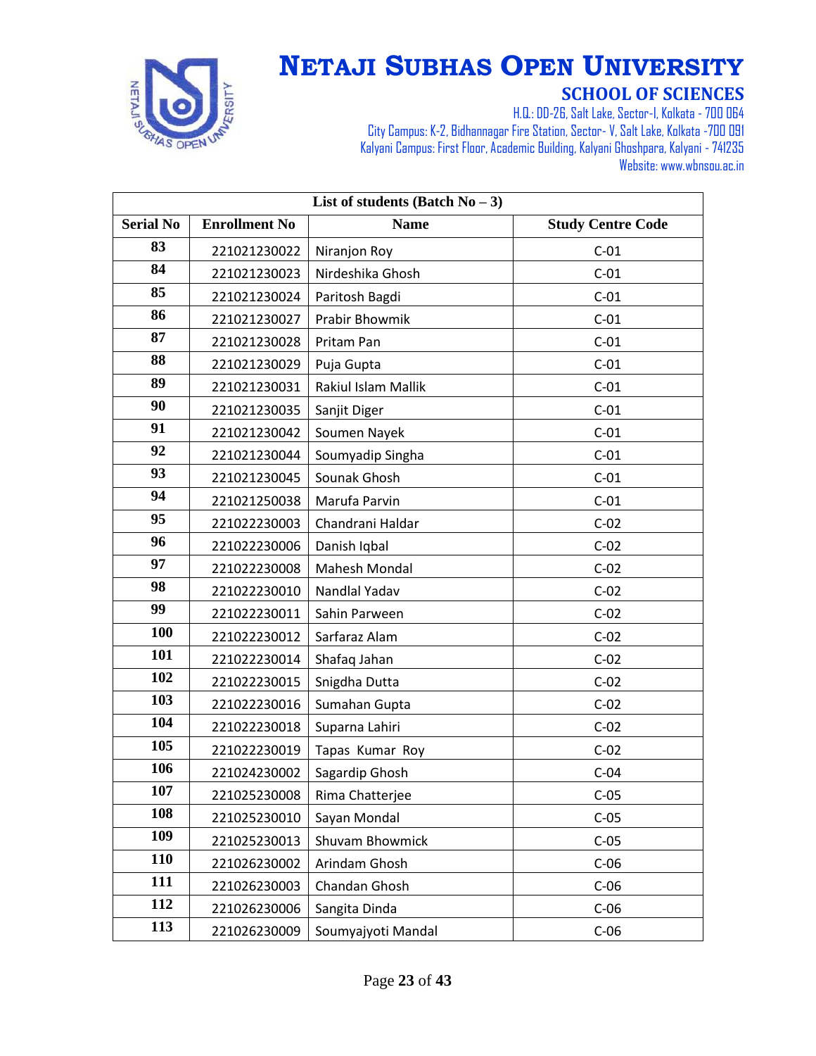# NETAJI SUBHAS OPEN UNIVERSITY

## SCHOOL OF SCIENCES

H.Q.: DD-26, Salt Lake, Sector-I, Kolkata - 700 064
City Campus: K-2, Bidhannagar Fire Station, Sector- V, Salt Lake, Kolkata -700 091
Kalyani Campus: First Floor, Academic Building, Kalyani Ghoshpara, Kalyani - 741235
Website: www.wbnsou.ac.in

| List of students (Batch No – 3) | | | |
|---|---|---|---|
| **Serial No** | **Enrollment No** | **Name** | **Study Centre Code** |
| 83 | 221021230022 | Niranjon Roy | C-01 |
| 84 | 221021230023 | Nirdeshika Ghosh | C-01 |
| 85 | 221021230024 | Paritosh Bagdi | C-01 |
| 86 | 221021230027 | Prabir Bhowmik | C-01 |
| 87 | 221021230028 | Pritam Pan | C-01 |
| 88 | 221021230029 | Puja Gupta | C-01 |
| 89 | 221021230031 | Rakiul Islam Mallik | C-01 |
| 90 | 221021230035 | Sanjit Diger | C-01 |
| 91 | 221021230042 | Soumen Nayek | C-01 |
| 92 | 221021230044 | Soumyadip Singha | C-01 |
| 93 | 221021230045 | Sounak Ghosh | C-01 |
| 94 | 221021250038 | Marufa Parvin | C-01 |
| 95 | 221022230003 | Chandrani Haldar | C-02 |
| 96 | 221022230006 | Danish Iqbal | C-02 |
| 97 | 221022230008 | Mahesh Mondal | C-02 |
| 98 | 221022230010 | Nandlal Yadav | C-02 |
| 99 | 221022230011 | Sahin Parween | C-02 |
| 100 | 221022230012 | Sarfaraz Alam | C-02 |
| 101 | 221022230014 | Shafaq Jahan | C-02 |
| 102 | 221022230015 | Snigdha Dutta | C-02 |
| 103 | 221022230016 | Sumahan Gupta | C-02 |
| 104 | 221022230018 | Suparna Lahiri | C-02 |
| 105 | 221022230019 | Tapas Kumar Roy | C-02 |
| 106 | 221024230002 | Sagardip Ghosh | C-04 |
| 107 | 221025230008 | Rima Chatterjee | C-05 |
| 108 | 221025230010 | Sayan Mondal | C-05 |
| 109 | 221025230013 | Shuvam Bhowmick | C-05 |
| 110 | 221026230002 | Arindam Ghosh | C-06 |
| 111 | 221026230003 | Chandan Ghosh | C-06 |
| 112 | 221026230006 | Sangita Dinda | C-06 |
| 113 | 221026230009 | Soumyajyoti Mandal | C-06 |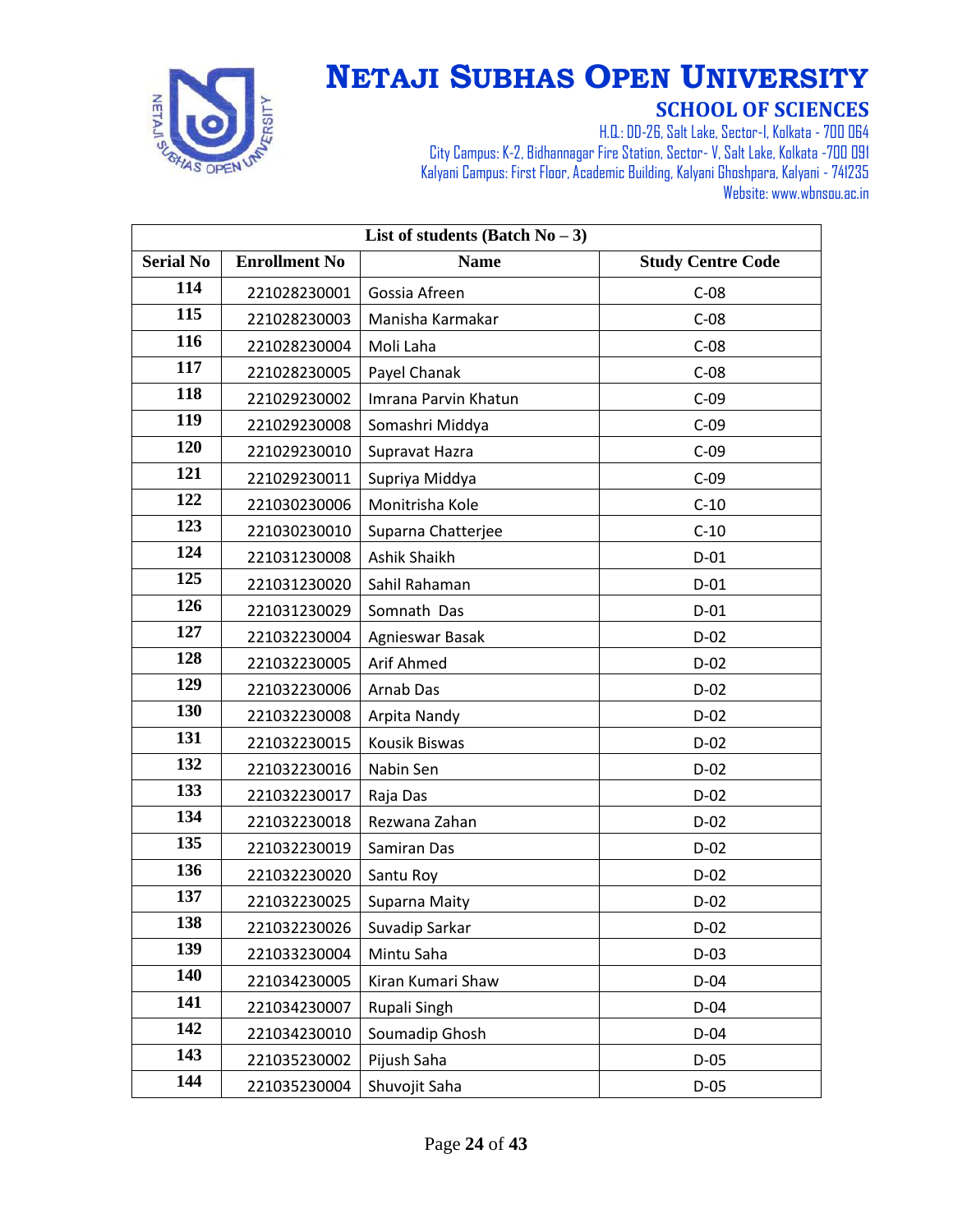# NETAJI SUBHAS OPEN UNIVERSITY

## SCHOOL OF SCIENCES

H.Q.: DD-26, Salt Lake, Sector-I, Kolkata - 700 064
City Campus: K-2, Bidhannagar Fire Station, Sector- V, Salt Lake, Kolkata -700 091
Kalyani Campus: First Floor, Academic Building, Kalyani Ghoshpara, Kalyani - 741235
Website: www.wbnsou.ac.in

| List of students (Batch No – 3) | | | |
|---|---|---|---|
| **Serial No** | **Enrollment No** | **Name** | **Study Centre Code** |
| **114** | 221028230001 | Gossia Afreen | C-08 |
| **115** | 221028230003 | Manisha Karmakar | C-08 |
| **116** | 221028230004 | Moli Laha | C-08 |
| **117** | 221028230005 | Payel Chanak | C-08 |
| **118** | 221029230002 | Imrana Parvin Khatun | C-09 |
| **119** | 221029230008 | Somashri Middya | C-09 |
| **120** | 221029230010 | Supravat Hazra | C-09 |
| **121** | 221029230011 | Supriya Middya | C-09 |
| **122** | 221030230006 | Monitrisha Kole | C-10 |
| **123** | 221030230010 | Suparna Chatterjee | C-10 |
| **124** | 221031230008 | Ashik Shaikh | D-01 |
| **125** | 221031230020 | Sahil Rahaman | D-01 |
| **126** | 221031230029 | Somnath Das | D-01 |
| **127** | 221032230004 | Agnieswar Basak | D-02 |
| **128** | 221032230005 | Arif Ahmed | D-02 |
| **129** | 221032230006 | Arnab Das | D-02 |
| **130** | 221032230008 | Arpita Nandy | D-02 |
| **131** | 221032230015 | Kousik Biswas | D-02 |
| **132** | 221032230016 | Nabin Sen | D-02 |
| **133** | 221032230017 | Raja Das | D-02 |
| **134** | 221032230018 | Rezwana Zahan | D-02 |
| **135** | 221032230019 | Samiran Das | D-02 |
| **136** | 221032230020 | Santu Roy | D-02 |
| **137** | 221032230025 | Suparna Maity | D-02 |
| **138** | 221032230026 | Suvadip Sarkar | D-02 |
| **139** | 221033230004 | Mintu Saha | D-03 |
| **140** | 221034230005 | Kiran Kumari Shaw | D-04 |
| **141** | 221034230007 | Rupali Singh | D-04 |
| **142** | 221034230010 | Soumadip Ghosh | D-04 |
| **143** | 221035230002 | Pijush Saha | D-05 |
| **144** | 221035230004 | Shuvojit Saha | D-05 |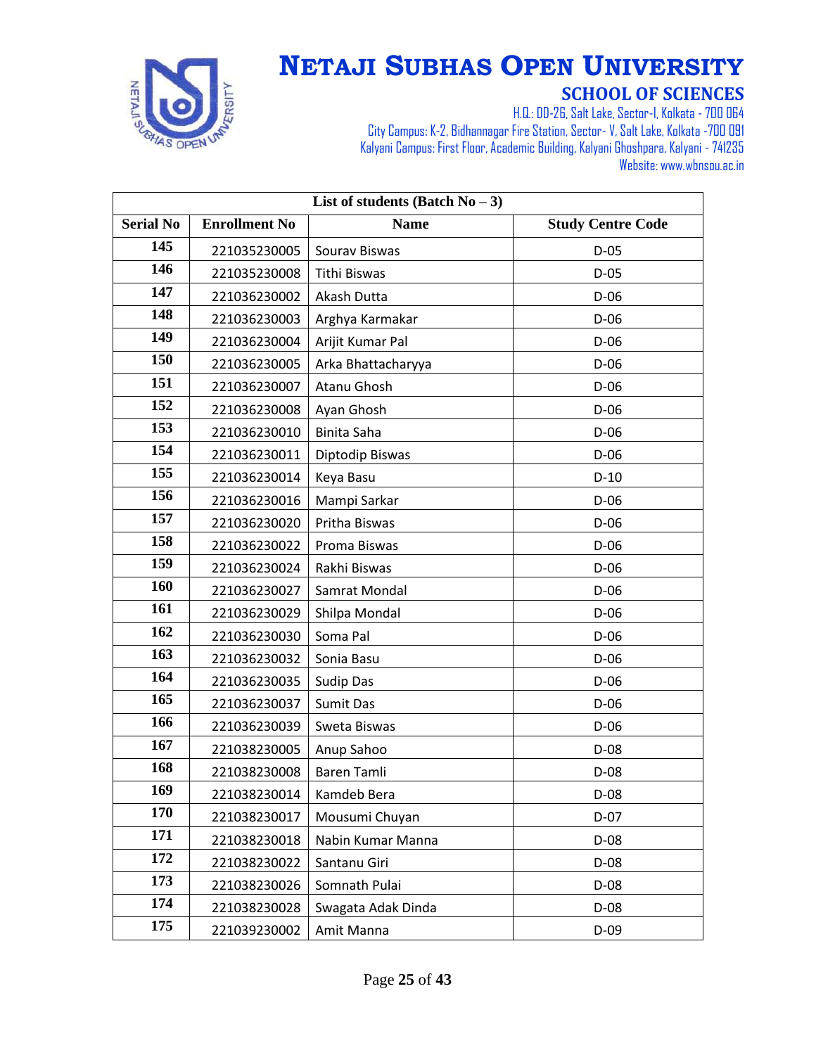# NETAJI SUBHAS OPEN UNIVERSITY

## SCHOOL OF SCIENCES

H.Q.: DD-26, Salt Lake, Sector-I, Kolkata - 700 064
City Campus: K-2, Bidhannagar Fire Station, Sector- V, Salt Lake, Kolkata -700 091
Kalyani Campus: First Floor, Academic Building, Kalyani Ghoshpara, Kalyani - 741235
Website: www.wbnsou.ac.in

| List of students (Batch No – 3) | | | |
|---|---|---|---|
| **Serial No** | **Enrollment No** | **Name** | **Study Centre Code** |
| 145 | 221035230005 | Sourav Biswas | D-05 |
| 146 | 221035230008 | Tithi Biswas | D-05 |
| 147 | 221036230002 | Akash Dutta | D-06 |
| 148 | 221036230003 | Arghya Karmakar | D-06 |
| 149 | 221036230004 | Arijit Kumar Pal | D-06 |
| 150 | 221036230005 | Arka Bhattacharyya | D-06 |
| 151 | 221036230007 | Atanu Ghosh | D-06 |
| 152 | 221036230008 | Ayan Ghosh | D-06 |
| 153 | 221036230010 | Binita Saha | D-06 |
| 154 | 221036230011 | Diptodip Biswas | D-06 |
| 155 | 221036230014 | Keya Basu | D-10 |
| 156 | 221036230016 | Mampi Sarkar | D-06 |
| 157 | 221036230020 | Pritha Biswas | D-06 |
| 158 | 221036230022 | Proma Biswas | D-06 |
| 159 | 221036230024 | Rakhi Biswas | D-06 |
| 160 | 221036230027 | Samrat Mondal | D-06 |
| 161 | 221036230029 | Shilpa Mondal | D-06 |
| 162 | 221036230030 | Soma Pal | D-06 |
| 163 | 221036230032 | Sonia Basu | D-06 |
| 164 | 221036230035 | Sudip Das | D-06 |
| 165 | 221036230037 | Sumit Das | D-06 |
| 166 | 221036230039 | Sweta Biswas | D-06 |
| 167 | 221038230005 | Anup Sahoo | D-08 |
| 168 | 221038230008 | Baren Tamli | D-08 |
| 169 | 221038230014 | Kamdeb Bera | D-08 |
| 170 | 221038230017 | Mousumi Chuyan | D-07 |
| 171 | 221038230018 | Nabin Kumar Manna | D-08 |
| 172 | 221038230022 | Santanu Giri | D-08 |
| 173 | 221038230026 | Somnath Pulai | D-08 |
| 174 | 221038230028 | Swagata Adak Dinda | D-08 |
| 175 | 221039230002 | Amit Manna | D-09 |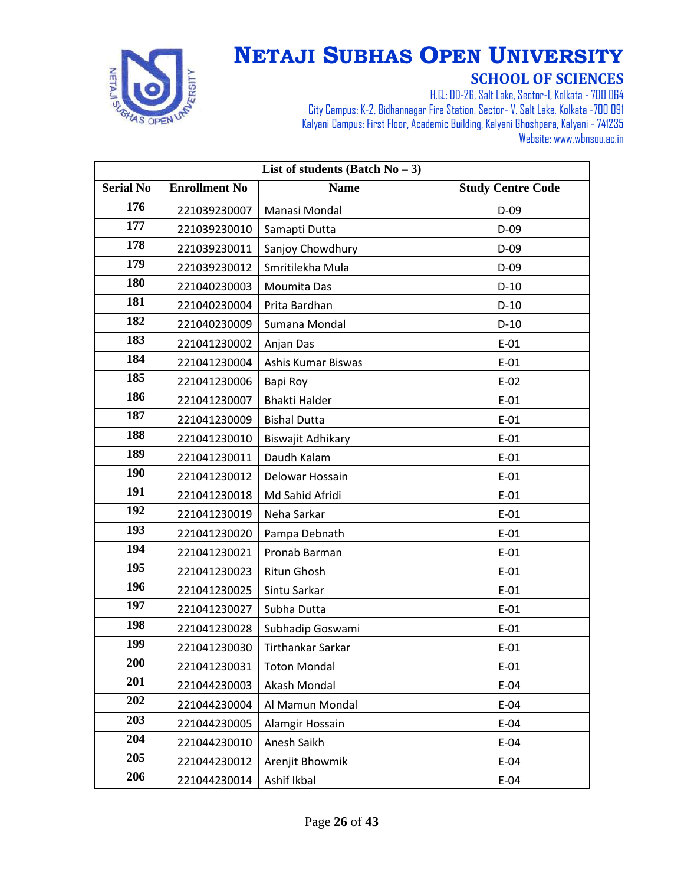# NETAJI SUBHAS OPEN UNIVERSITY

## SCHOOL OF SCIENCES

H.Q.: DD-26, Salt Lake, Sector-I, Kolkata - 700 064
City Campus: K-2, Bidhannagar Fire Station, Sector- V, Salt Lake, Kolkata -700 091
Kalyani Campus: First Floor, Academic Building, Kalyani Ghoshpara, Kalyani - 741235
Website: www.wbnsou.ac.in

| List of students (Batch No – 3) | | | |
|---|---|---|---|
| **Serial No** | **Enrollment No** | **Name** | **Study Centre Code** |
| 176 | 221039230007 | Manasi Mondal | D-09 |
| 177 | 221039230010 | Samapti Dutta | D-09 |
| 178 | 221039230011 | Sanjoy Chowdhury | D-09 |
| 179 | 221039230012 | Smritilekha Mula | D-09 |
| 180 | 221040230003 | Moumita Das | D-10 |
| 181 | 221040230004 | Prita Bardhan | D-10 |
| 182 | 221040230009 | Sumana Mondal | D-10 |
| 183 | 221041230002 | Anjan Das | E-01 |
| 184 | 221041230004 | Ashis Kumar Biswas | E-01 |
| 185 | 221041230006 | Bapi Roy | E-02 |
| 186 | 221041230007 | Bhakti Halder | E-01 |
| 187 | 221041230009 | Bishal Dutta | E-01 |
| 188 | 221041230010 | Biswajit Adhikary | E-01 |
| 189 | 221041230011 | Daudh Kalam | E-01 |
| 190 | 221041230012 | Delowar Hossain | E-01 |
| 191 | 221041230018 | Md Sahid Afridi | E-01 |
| 192 | 221041230019 | Neha Sarkar | E-01 |
| 193 | 221041230020 | Pampa Debnath | E-01 |
| 194 | 221041230021 | Pronab Barman | E-01 |
| 195 | 221041230023 | Ritun Ghosh | E-01 |
| 196 | 221041230025 | Sintu Sarkar | E-01 |
| 197 | 221041230027 | Subha Dutta | E-01 |
| 198 | 221041230028 | Subhadip Goswami | E-01 |
| 199 | 221041230030 | Tirthankar Sarkar | E-01 |
| 200 | 221041230031 | Toton Mondal | E-01 |
| 201 | 221044230003 | Akash Mondal | E-04 |
| 202 | 221044230004 | Al Mamun Mondal | E-04 |
| 203 | 221044230005 | Alamgir Hossain | E-04 |
| 204 | 221044230010 | Anesh Saikh | E-04 |
| 205 | 221044230012 | Arenjit Bhowmik | E-04 |
| 206 | 221044230014 | Ashif Ikbal | E-04 |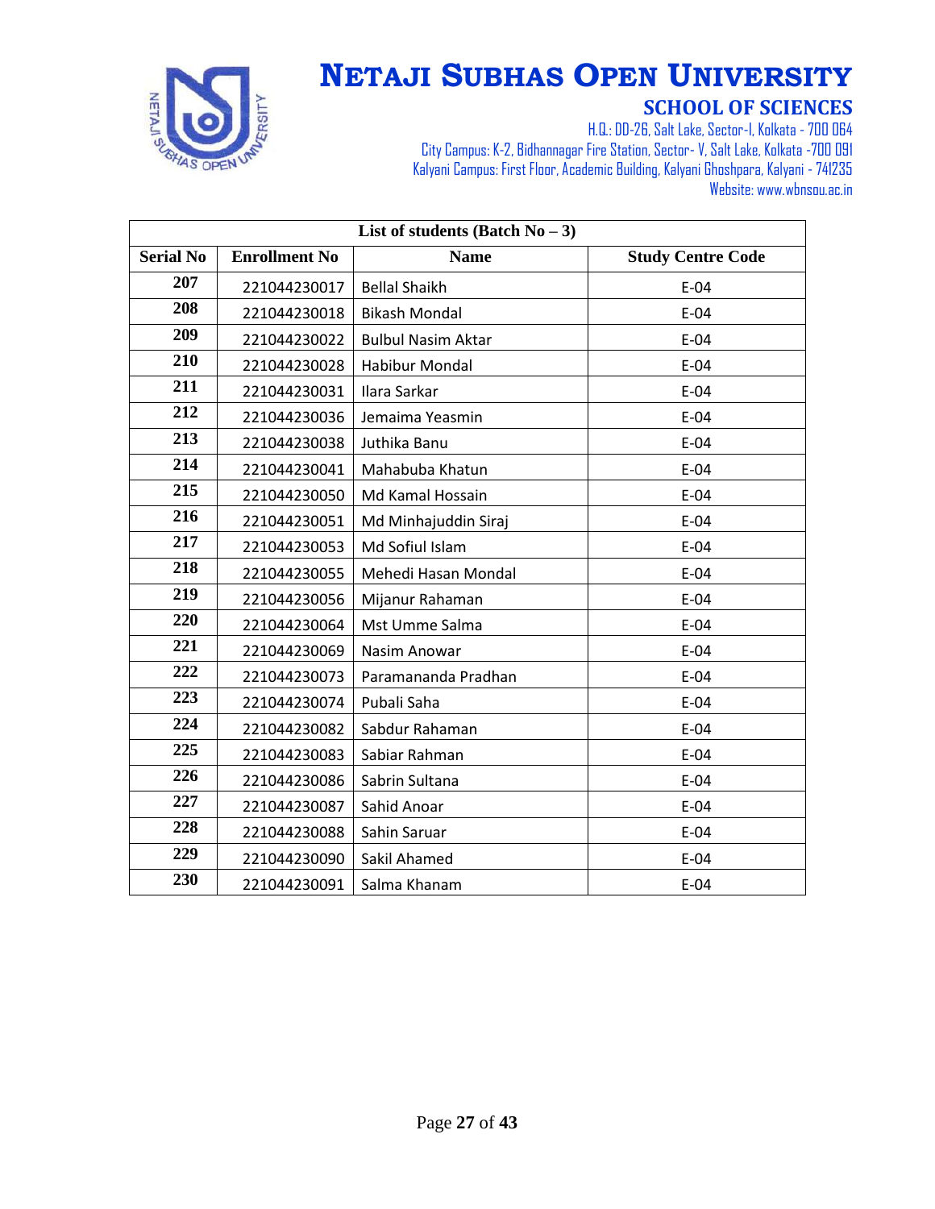# NETAJI SUBHAS OPEN UNIVERSITY

## SCHOOL OF SCIENCES

H.Q.: DD-26, Salt Lake, Sector-I, Kolkata - 700 064
City Campus: K-2, Bidhannagar Fire Station, Sector- V, Salt Lake, Kolkata -700 091
Kalyani Campus: First Floor, Academic Building, Kalyani Ghoshpara, Kalyani - 741235
Website: www.wbnsou.ac.in

| List of students (Batch No – 3) | | | |
|---|---|---|---|
| **Serial No** | **Enrollment No** | **Name** | **Study Centre Code** |
| **207** | 221044230017 | Bellal Shaikh | E-04 |
| **208** | 221044230018 | Bikash Mondal | E-04 |
| **209** | 221044230022 | Bulbul Nasim Aktar | E-04 |
| **210** | 221044230028 | Habibur Mondal | E-04 |
| **211** | 221044230031 | Ilara Sarkar | E-04 |
| **212** | 221044230036 | Jemaima Yeasmin | E-04 |
| **213** | 221044230038 | Juthika Banu | E-04 |
| **214** | 221044230041 | Mahabuba Khatun | E-04 |
| **215** | 221044230050 | Md Kamal Hossain | E-04 |
| **216** | 221044230051 | Md Minhajuddin Siraj | E-04 |
| **217** | 221044230053 | Md Sofiul Islam | E-04 |
| **218** | 221044230055 | Mehedi Hasan Mondal | E-04 |
| **219** | 221044230056 | Mijanur Rahaman | E-04 |
| **220** | 221044230064 | Mst Umme Salma | E-04 |
| **221** | 221044230069 | Nasim Anowar | E-04 |
| **222** | 221044230073 | Paramananda Pradhan | E-04 |
| **223** | 221044230074 | Pubali Saha | E-04 |
| **224** | 221044230082 | Sabdur Rahaman | E-04 |
| **225** | 221044230083 | Sabiar Rahman | E-04 |
| **226** | 221044230086 | Sabrin Sultana | E-04 |
| **227** | 221044230087 | Sahid Anoar | E-04 |
| **228** | 221044230088 | Sahin Saruar | E-04 |
| **229** | 221044230090 | Sakil Ahamed | E-04 |
| **230** | 221044230091 | Salma Khanam | E-04 |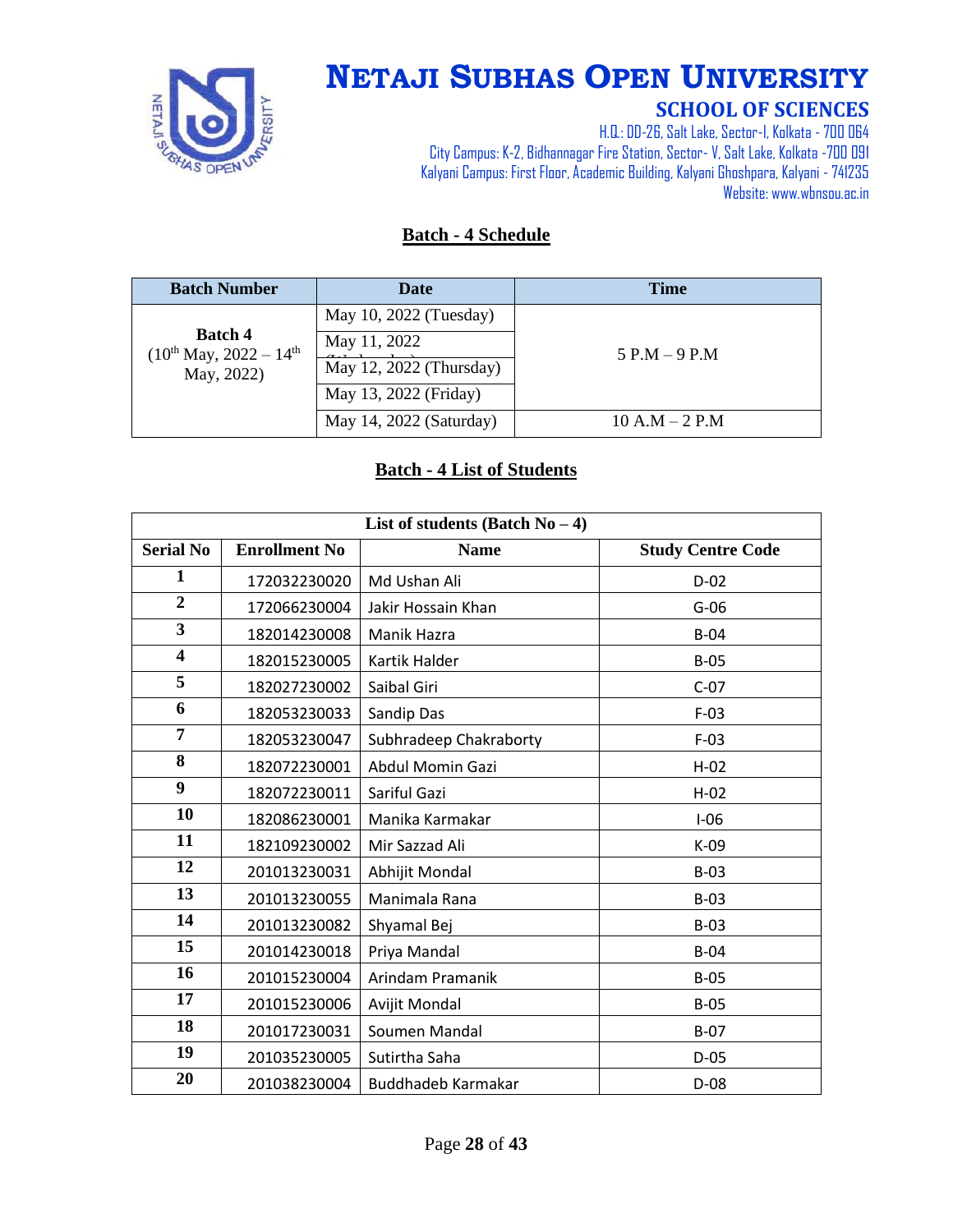# NETAJI SUBHAS OPEN UNIVERSITY

## SCHOOL OF SCIENCES

H.Q.: DD-26, Salt Lake, Sector-I, Kolkata - 700 064
City Campus: K-2, Bidhannagar Fire Station, Sector- V, Salt Lake, Kolkata -700 091
Kalyani Campus: First Floor, Academic Building, Kalyani Ghoshpara, Kalyani - 741235
Website: www.wbnsou.ac.in

### Batch - 4 Schedule

| Batch Number | Date | Time |
|---|---|---|
| **Batch 4** (10th May, 2022 – 14th May, 2022) | May 10, 2022 (Tuesday) | 5 P.M – 9 P.M |
| | May 11, 2022 (Wednesday) | |
| | May 12, 2022 (Thursday) | |
| | May 13, 2022 (Friday) | |
| | May 14, 2022 (Saturday) | 10 A.M – 2 P.M |

### Batch - 4 List of Students

| List of students (Batch No – 4) | | | |
|---|---|---|---|
| **Serial No** | **Enrollment No** | **Name** | **Study Centre Code** |
| **1** | 172032230020 | Md Ushan Ali | D-02 |
| **2** | 172066230004 | Jakir Hossain Khan | G-06 |
| **3** | 182014230008 | Manik Hazra | B-04 |
| **4** | 182015230005 | Kartik Halder | B-05 |
| **5** | 182027230002 | Saibal Giri | C-07 |
| **6** | 182053230033 | Sandip Das | F-03 |
| **7** | 182053230047 | Subhradeep Chakraborty | F-03 |
| **8** | 182072230001 | Abdul Momin Gazi | H-02 |
| **9** | 182072230011 | Sariful Gazi | H-02 |
| **10** | 182086230001 | Manika Karmakar | I-06 |
| **11** | 182109230002 | Mir Sazzad Ali | K-09 |
| **12** | 201013230031 | Abhijit Mondal | B-03 |
| **13** | 201013230055 | Manimala Rana | B-03 |
| **14** | 201013230082 | Shyamal Bej | B-03 |
| **15** | 201014230018 | Priya Mandal | B-04 |
| **16** | 201015230004 | Arindam Pramanik | B-05 |
| **17** | 201015230006 | Avijit Mondal | B-05 |
| **18** | 201017230031 | Soumen Mandal | B-07 |
| **19** | 201035230005 | Sutirtha Saha | D-05 |
| **20** | 201038230004 | Buddhadeb Karmakar | D-08 |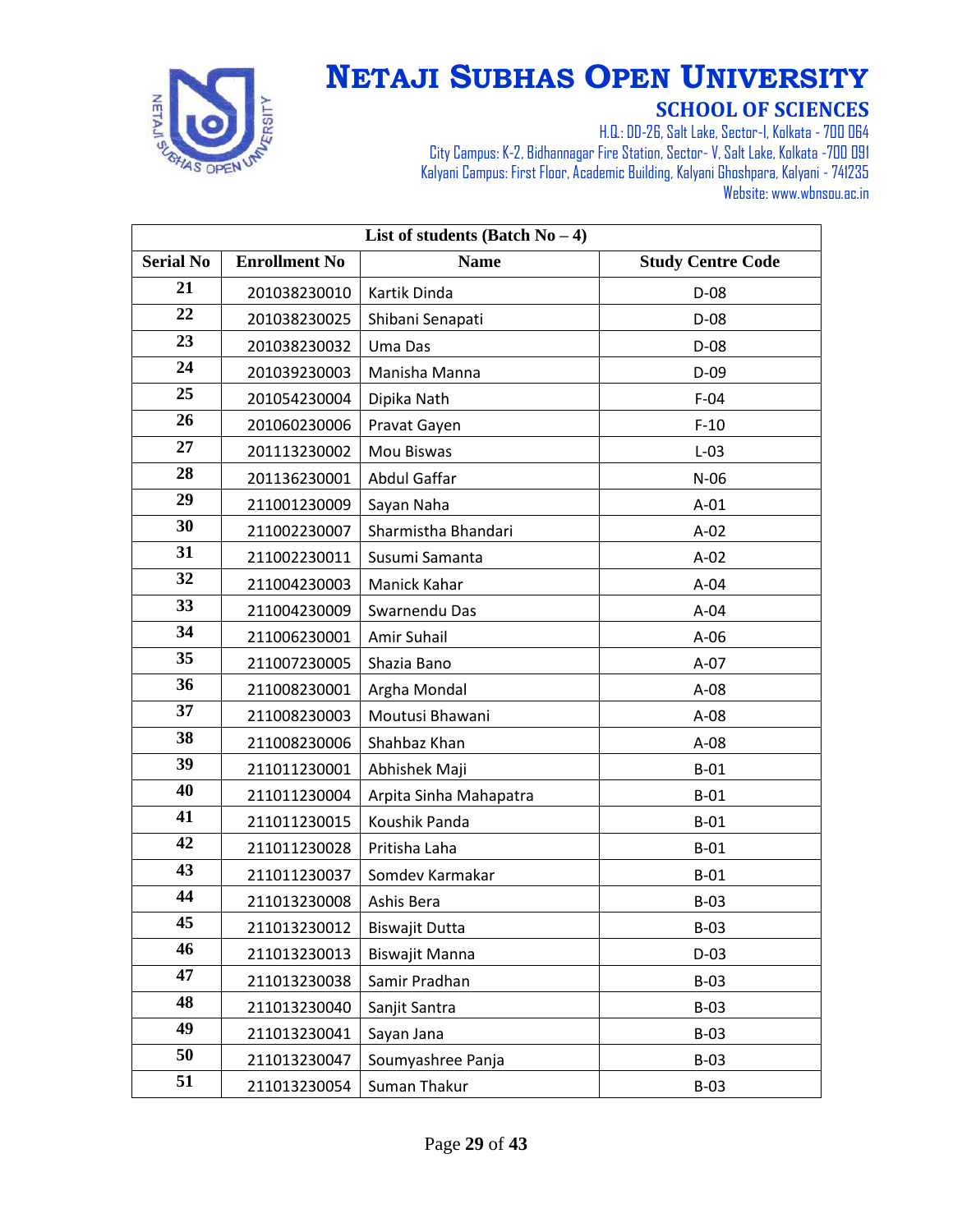# NETAJI SUBHAS OPEN UNIVERSITY

## SCHOOL OF SCIENCES

H.Q.: DD-26, Salt Lake, Sector-I, Kolkata - 700 064
City Campus: K-2, Bidhannagar Fire Station, Sector- V, Salt Lake, Kolkata -700 091
Kalyani Campus: First Floor, Academic Building, Kalyani Ghoshpara, Kalyani - 741235
Website: www.wbnsou.ac.in

| List of students (Batch No – 4) | | | |
|---|---|---|---|
| **Serial No** | **Enrollment No** | **Name** | **Study Centre Code** |
| 21 | 201038230010 | Kartik Dinda | D-08 |
| 22 | 201038230025 | Shibani Senapati | D-08 |
| 23 | 201038230032 | Uma Das | D-08 |
| 24 | 201039230003 | Manisha Manna | D-09 |
| 25 | 201054230004 | Dipika Nath | F-04 |
| 26 | 201060230006 | Pravat Gayen | F-10 |
| 27 | 201113230002 | Mou Biswas | L-03 |
| 28 | 201136230001 | Abdul Gaffar | N-06 |
| 29 | 211001230009 | Sayan Naha | A-01 |
| 30 | 211002230007 | Sharmistha Bhandari | A-02 |
| 31 | 211002230011 | Susumi Samanta | A-02 |
| 32 | 211004230003 | Manick Kahar | A-04 |
| 33 | 211004230009 | Swarnendu Das | A-04 |
| 34 | 211006230001 | Amir Suhail | A-06 |
| 35 | 211007230005 | Shazia Bano | A-07 |
| 36 | 211008230001 | Argha Mondal | A-08 |
| 37 | 211008230003 | Moutusi Bhawani | A-08 |
| 38 | 211008230006 | Shahbaz Khan | A-08 |
| 39 | 211011230001 | Abhishek Maji | B-01 |
| 40 | 211011230004 | Arpita Sinha Mahapatra | B-01 |
| 41 | 211011230015 | Koushik Panda | B-01 |
| 42 | 211011230028 | Pritisha Laha | B-01 |
| 43 | 211011230037 | Somdev Karmakar | B-01 |
| 44 | 211013230008 | Ashis Bera | B-03 |
| 45 | 211013230012 | Biswajit Dutta | B-03 |
| 46 | 211013230013 | Biswajit Manna | D-03 |
| 47 | 211013230038 | Samir Pradhan | B-03 |
| 48 | 211013230040 | Sanjit Santra | B-03 |
| 49 | 211013230041 | Sayan Jana | B-03 |
| 50 | 211013230047 | Soumyashree Panja | B-03 |
| 51 | 211013230054 | Suman Thakur | B-03 |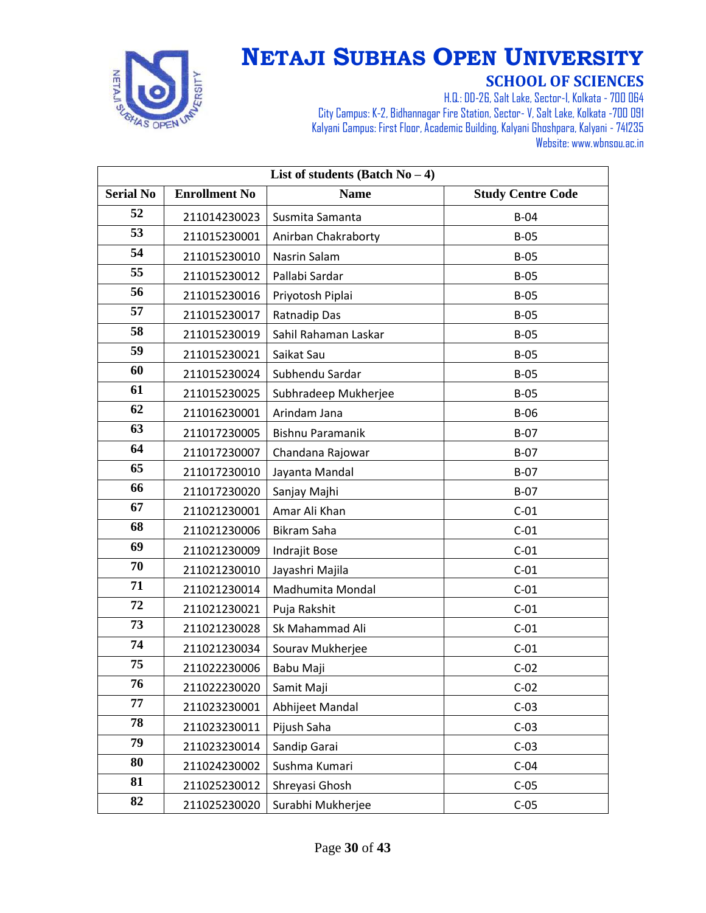# NETAJI SUBHAS OPEN UNIVERSITY

## SCHOOL OF SCIENCES

H.Q.: DD-26, Salt Lake, Sector-I, Kolkata - 700 064
City Campus: K-2, Bidhannagar Fire Station, Sector- V, Salt Lake, Kolkata -700 091
Kalyani Campus: First Floor, Academic Building, Kalyani Ghoshpara, Kalyani - 741235
Website: www.wbnsou.ac.in

| List of students (Batch No – 4) | | | |
|---|---|---|---|
| **Serial No** | **Enrollment No** | **Name** | **Study Centre Code** |
| 52 | 211014230023 | Susmita Samanta | B-04 |
| 53 | 211015230001 | Anirban Chakraborty | B-05 |
| 54 | 211015230010 | Nasrin Salam | B-05 |
| 55 | 211015230012 | Pallabi Sardar | B-05 |
| 56 | 211015230016 | Priyotosh Piplai | B-05 |
| 57 | 211015230017 | Ratnadip Das | B-05 |
| 58 | 211015230019 | Sahil Rahaman Laskar | B-05 |
| 59 | 211015230021 | Saikat Sau | B-05 |
| 60 | 211015230024 | Subhendu Sardar | B-05 |
| 61 | 211015230025 | Subhradeep Mukherjee | B-05 |
| 62 | 211016230001 | Arindam Jana | B-06 |
| 63 | 211017230005 | Bishnu Paramanik | B-07 |
| 64 | 211017230007 | Chandana Rajowar | B-07 |
| 65 | 211017230010 | Jayanta Mandal | B-07 |
| 66 | 211017230020 | Sanjay Majhi | B-07 |
| 67 | 211021230001 | Amar Ali Khan | C-01 |
| 68 | 211021230006 | Bikram Saha | C-01 |
| 69 | 211021230009 | Indrajit Bose | C-01 |
| 70 | 211021230010 | Jayashri Majila | C-01 |
| 71 | 211021230014 | Madhumita Mondal | C-01 |
| 72 | 211021230021 | Puja Rakshit | C-01 |
| 73 | 211021230028 | Sk Mahammad Ali | C-01 |
| 74 | 211021230034 | Sourav Mukherjee | C-01 |
| 75 | 211022230006 | Babu Maji | C-02 |
| 76 | 211022230020 | Samit Maji | C-02 |
| 77 | 211023230001 | Abhijeet Mandal | C-03 |
| 78 | 211023230011 | Pijush Saha | C-03 |
| 79 | 211023230014 | Sandip Garai | C-03 |
| 80 | 211024230002 | Sushma Kumari | C-04 |
| 81 | 211025230012 | Shreyasi Ghosh | C-05 |
| 82 | 211025230020 | Surabhi Mukherjee | C-05 |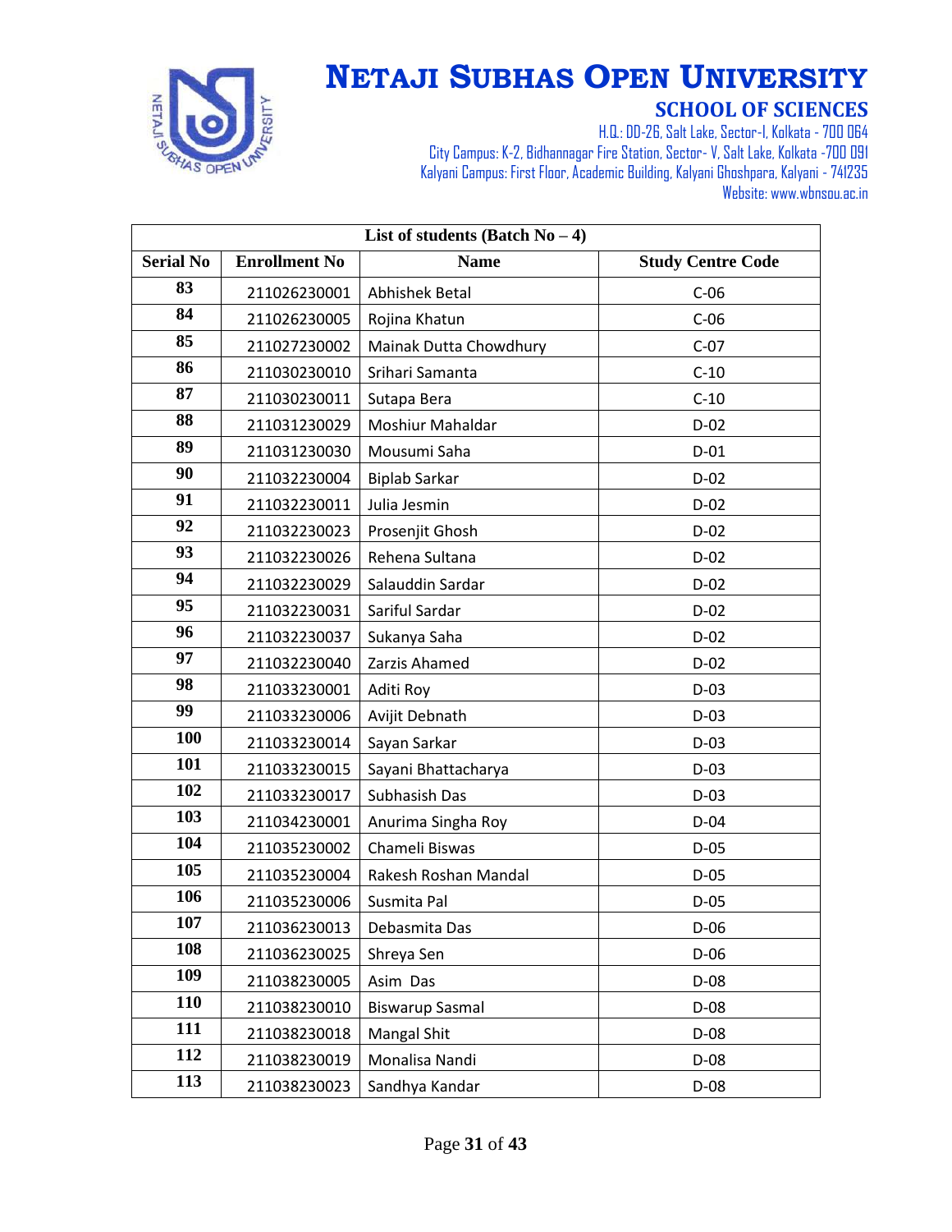# NETAJI SUBHAS OPEN UNIVERSITY

## SCHOOL OF SCIENCES

H.Q.: DD-26, Salt Lake, Sector-I, Kolkata - 700 064
City Campus: K-2, Bidhannagar Fire Station, Sector- V, Salt Lake, Kolkata -700 091
Kalyani Campus: First Floor, Academic Building, Kalyani Ghoshpara, Kalyani - 741235
Website: www.wbnsou.ac.in

| List of students (Batch No – 4) | | | |
|---|---|---|---|
| **Serial No** | **Enrollment No** | **Name** | **Study Centre Code** |
| 83 | 211026230001 | Abhishek Betal | C-06 |
| 84 | 211026230005 | Rojina Khatun | C-06 |
| 85 | 211027230002 | Mainak Dutta Chowdhury | C-07 |
| 86 | 211030230010 | Srihari Samanta | C-10 |
| 87 | 211030230011 | Sutapa Bera | C-10 |
| 88 | 211031230029 | Moshiur Mahaldar | D-02 |
| 89 | 211031230030 | Mousumi Saha | D-01 |
| 90 | 211032230004 | Biplab Sarkar | D-02 |
| 91 | 211032230011 | Julia Jesmin | D-02 |
| 92 | 211032230023 | Prosenjit Ghosh | D-02 |
| 93 | 211032230026 | Rehena Sultana | D-02 |
| 94 | 211032230029 | Salauddin Sardar | D-02 |
| 95 | 211032230031 | Sariful Sardar | D-02 |
| 96 | 211032230037 | Sukanya Saha | D-02 |
| 97 | 211032230040 | Zarzis Ahamed | D-02 |
| 98 | 211033230001 | Aditi Roy | D-03 |
| 99 | 211033230006 | Avijit Debnath | D-03 |
| 100 | 211033230014 | Sayan Sarkar | D-03 |
| 101 | 211033230015 | Sayani Bhattacharya | D-03 |
| 102 | 211033230017 | Subhasish Das | D-03 |
| 103 | 211034230001 | Anurima Singha Roy | D-04 |
| 104 | 211035230002 | Chameli Biswas | D-05 |
| 105 | 211035230004 | Rakesh Roshan Mandal | D-05 |
| 106 | 211035230006 | Susmita Pal | D-05 |
| 107 | 211036230013 | Debasmita Das | D-06 |
| 108 | 211036230025 | Shreya Sen | D-06 |
| 109 | 211038230005 | Asim Das | D-08 |
| 110 | 211038230010 | Biswarup Sasmal | D-08 |
| 111 | 211038230018 | Mangal Shit | D-08 |
| 112 | 211038230019 | Monalisa Nandi | D-08 |
| 113 | 211038230023 | Sandhya Kandar | D-08 |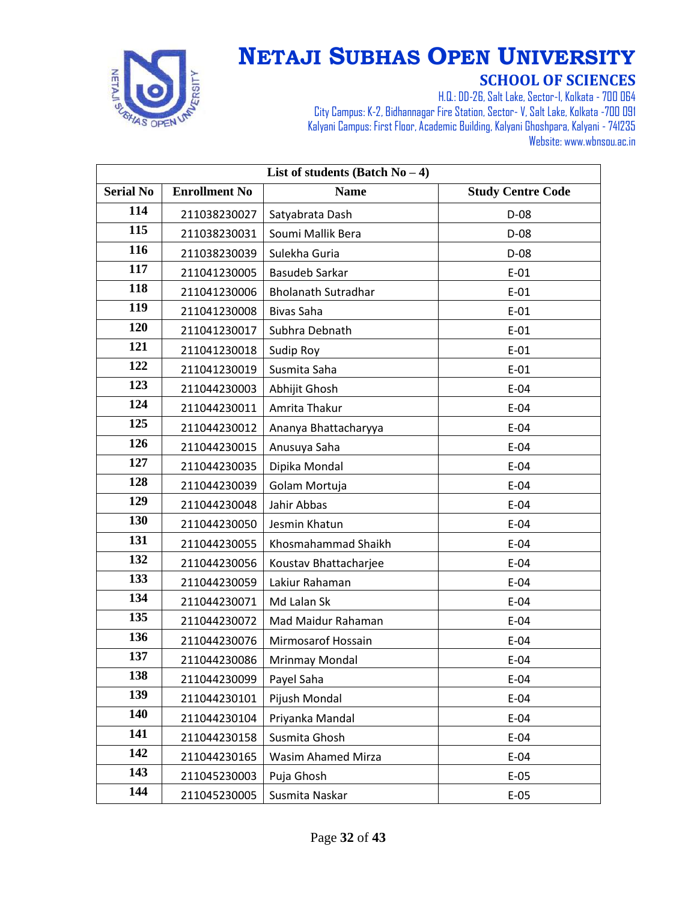# NETAJI SUBHAS OPEN UNIVERSITY

## SCHOOL OF SCIENCES

H.Q.: DD-26, Salt Lake, Sector-I, Kolkata - 700 064
City Campus: K-2, Bidhannagar Fire Station, Sector- V, Salt Lake, Kolkata -700 091
Kalyani Campus: First Floor, Academic Building, Kalyani Ghoshpara, Kalyani - 741235
Website: www.wbnsou.ac.in

| List of students (Batch No – 4) | | | |
|---|---|---|---|
| **Serial No** | **Enrollment No** | **Name** | **Study Centre Code** |
| 114 | 211038230027 | Satyabrata Dash | D-08 |
| 115 | 211038230031 | Soumi Mallik Bera | D-08 |
| 116 | 211038230039 | Sulekha Guria | D-08 |
| 117 | 211041230005 | Basudeb Sarkar | E-01 |
| 118 | 211041230006 | Bholanath Sutradhar | E-01 |
| 119 | 211041230008 | Bivas Saha | E-01 |
| 120 | 211041230017 | Subhra Debnath | E-01 |
| 121 | 211041230018 | Sudip Roy | E-01 |
| 122 | 211041230019 | Susmita Saha | E-01 |
| 123 | 211044230003 | Abhijit Ghosh | E-04 |
| 124 | 211044230011 | Amrita Thakur | E-04 |
| 125 | 211044230012 | Ananya Bhattacharyya | E-04 |
| 126 | 211044230015 | Anusuya Saha | E-04 |
| 127 | 211044230035 | Dipika Mondal | E-04 |
| 128 | 211044230039 | Golam Mortuja | E-04 |
| 129 | 211044230048 | Jahir Abbas | E-04 |
| 130 | 211044230050 | Jesmin Khatun | E-04 |
| 131 | 211044230055 | Khosmahammad Shaikh | E-04 |
| 132 | 211044230056 | Koustav Bhattacharjee | E-04 |
| 133 | 211044230059 | Lakiur Rahaman | E-04 |
| 134 | 211044230071 | Md Lalan Sk | E-04 |
| 135 | 211044230072 | Mad Maidur Rahaman | E-04 |
| 136 | 211044230076 | Mirmosarof Hossain | E-04 |
| 137 | 211044230086 | Mrinmay Mondal | E-04 |
| 138 | 211044230099 | Payel Saha | E-04 |
| 139 | 211044230101 | Pijush Mondal | E-04 |
| 140 | 211044230104 | Priyanka Mandal | E-04 |
| 141 | 211044230158 | Susmita Ghosh | E-04 |
| 142 | 211044230165 | Wasim Ahamed Mirza | E-04 |
| 143 | 211045230003 | Puja Ghosh | E-05 |
| 144 | 211045230005 | Susmita Naskar | E-05 |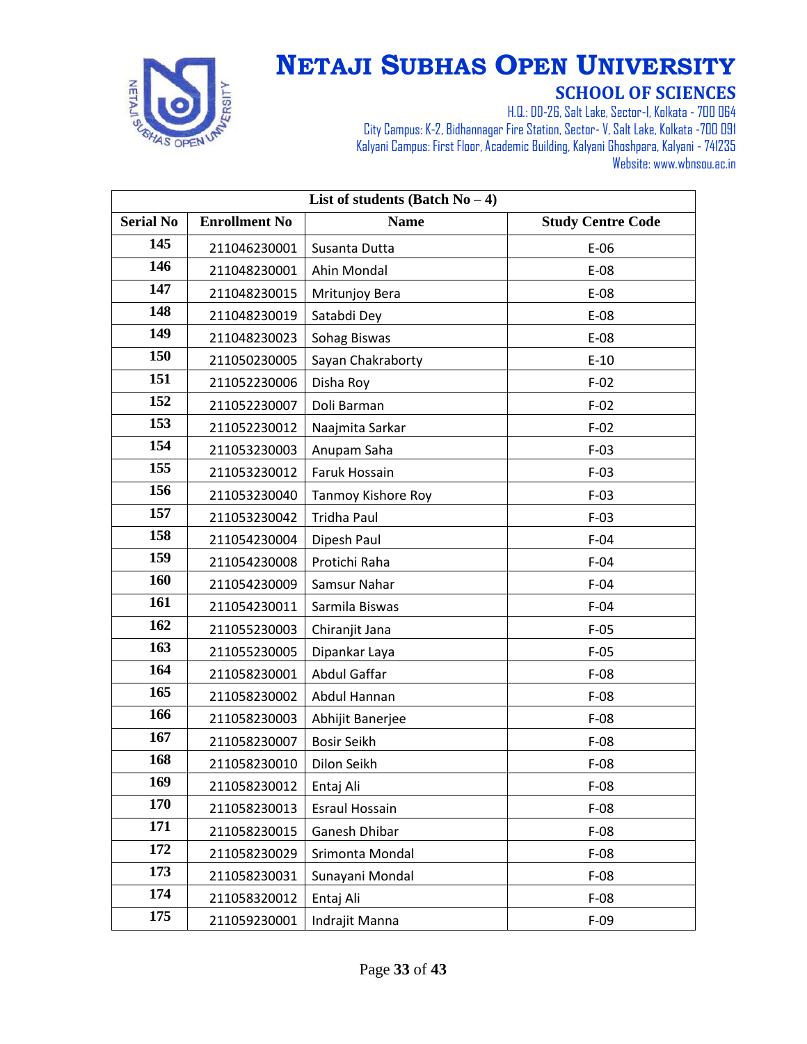# NETAJI SUBHAS OPEN UNIVERSITY

## SCHOOL OF SCIENCES

H.Q.: DD-26, Salt Lake, Sector-I, Kolkata - 700 064
City Campus: K-2, Bidhannagar Fire Station, Sector- V, Salt Lake, Kolkata -700 091
Kalyani Campus: First Floor, Academic Building, Kalyani Ghoshpara, Kalyani - 741235
Website: www.wbnsou.ac.in

| List of students (Batch No – 4) | | | |
|---|---|---|---|
| **Serial No** | **Enrollment No** | **Name** | **Study Centre Code** |
| **145** | 211046230001 | Susanta Dutta | E-06 |
| **146** | 211048230001 | Ahin Mondal | E-08 |
| **147** | 211048230015 | Mritunjoy Bera | E-08 |
| **148** | 211048230019 | Satabdi Dey | E-08 |
| **149** | 211048230023 | Sohag Biswas | E-08 |
| **150** | 211050230005 | Sayan Chakraborty | E-10 |
| **151** | 211052230006 | Disha Roy | F-02 |
| **152** | 211052230007 | Doli Barman | F-02 |
| **153** | 211052230012 | Naajmita Sarkar | F-02 |
| **154** | 211053230003 | Anupam Saha | F-03 |
| **155** | 211053230012 | Faruk Hossain | F-03 |
| **156** | 211053230040 | Tanmoy Kishore Roy | F-03 |
| **157** | 211053230042 | Tridha Paul | F-03 |
| **158** | 211054230004 | Dipesh Paul | F-04 |
| **159** | 211054230008 | Protichi Raha | F-04 |
| **160** | 211054230009 | Samsur Nahar | F-04 |
| **161** | 211054230011 | Sarmila Biswas | F-04 |
| **162** | 211055230003 | Chiranjit Jana | F-05 |
| **163** | 211055230005 | Dipankar Laya | F-05 |
| **164** | 211058230001 | Abdul Gaffar | F-08 |
| **165** | 211058230002 | Abdul Hannan | F-08 |
| **166** | 211058230003 | Abhijit Banerjee | F-08 |
| **167** | 211058230007 | Bosir Seikh | F-08 |
| **168** | 211058230010 | Dilon Seikh | F-08 |
| **169** | 211058230012 | Entaj Ali | F-08 |
| **170** | 211058230013 | Esraul Hossain | F-08 |
| **171** | 211058230015 | Ganesh Dhibar | F-08 |
| **172** | 211058230029 | Srimonta Mondal | F-08 |
| **173** | 211058230031 | Sunayani Mondal | F-08 |
| **174** | 211058320012 | Entaj Ali | F-08 |
| **175** | 211059230001 | Indrajit Manna | F-09 |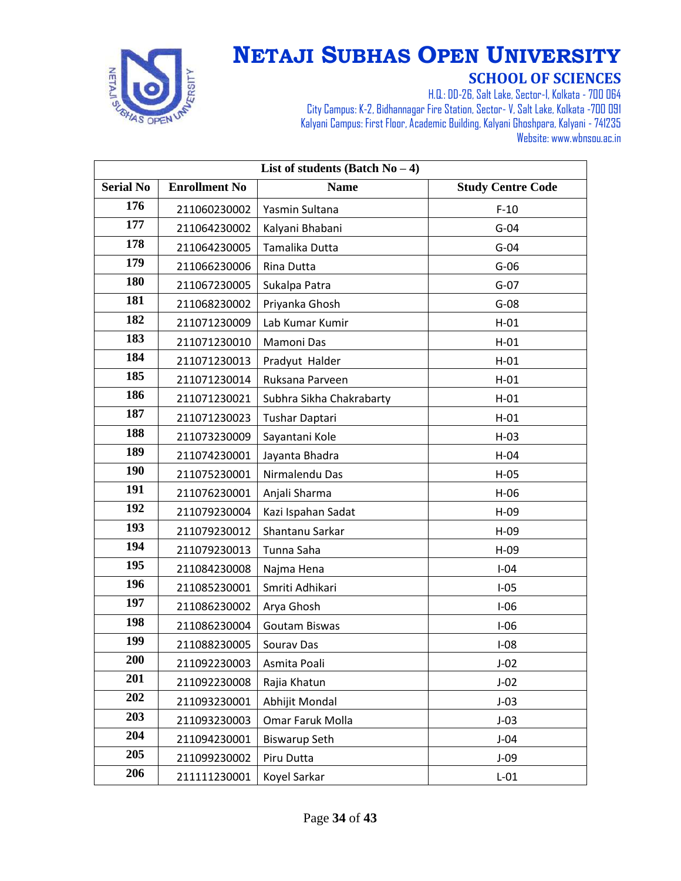# NETAJI SUBHAS OPEN UNIVERSITY

## SCHOOL OF SCIENCES

H.Q.: DD-26, Salt Lake, Sector-I, Kolkata - 700 064
City Campus: K-2, Bidhannagar Fire Station, Sector- V, Salt Lake, Kolkata -700 091
Kalyani Campus: First Floor, Academic Building, Kalyani Ghoshpara, Kalyani - 741235
Website: www.wbnsou.ac.in

| List of students (Batch No – 4) | | | |
|---|---|---|---|
| **Serial No** | **Enrollment No** | **Name** | **Study Centre Code** |
| 176 | 211060230002 | Yasmin Sultana | F-10 |
| 177 | 211064230002 | Kalyani Bhabani | G-04 |
| 178 | 211064230005 | Tamalika Dutta | G-04 |
| 179 | 211066230006 | Rina Dutta | G-06 |
| 180 | 211067230005 | Sukalpa Patra | G-07 |
| 181 | 211068230002 | Priyanka Ghosh | G-08 |
| 182 | 211071230009 | Lab Kumar Kumir | H-01 |
| 183 | 211071230010 | Mamoni Das | H-01 |
| 184 | 211071230013 | Pradyut Halder | H-01 |
| 185 | 211071230014 | Ruksana Parveen | H-01 |
| 186 | 211071230021 | Subhra Sikha Chakrabarty | H-01 |
| 187 | 211071230023 | Tushar Daptari | H-01 |
| 188 | 211073230009 | Sayantani Kole | H-03 |
| 189 | 211074230001 | Jayanta Bhadra | H-04 |
| 190 | 211075230001 | Nirmalendu Das | H-05 |
| 191 | 211076230001 | Anjali Sharma | H-06 |
| 192 | 211079230004 | Kazi Ispahan Sadat | H-09 |
| 193 | 211079230012 | Shantanu Sarkar | H-09 |
| 194 | 211079230013 | Tunna Saha | H-09 |
| 195 | 211084230008 | Najma Hena | I-04 |
| 196 | 211085230001 | Smriti Adhikari | I-05 |
| 197 | 211086230002 | Arya Ghosh | I-06 |
| 198 | 211086230004 | Goutam Biswas | I-06 |
| 199 | 211088230005 | Sourav Das | I-08 |
| 200 | 211092230003 | Asmita Poali | J-02 |
| 201 | 211092230008 | Rajia Khatun | J-02 |
| 202 | 211093230001 | Abhijit Mondal | J-03 |
| 203 | 211093230003 | Omar Faruk Molla | J-03 |
| 204 | 211094230001 | Biswarup Seth | J-04 |
| 205 | 211099230002 | Piru Dutta | J-09 |
| 206 | 211111230001 | Koyel Sarkar | L-01 |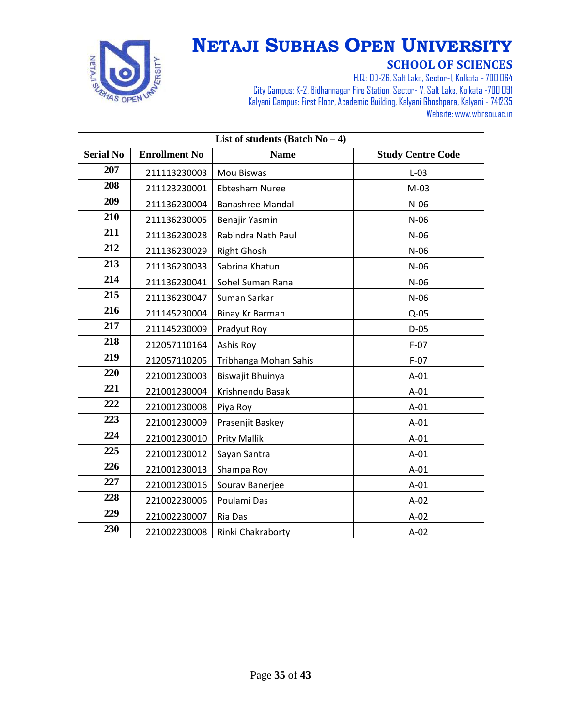# NETAJI SUBHAS OPEN UNIVERSITY

## SCHOOL OF SCIENCES

H.Q.: DD-26, Salt Lake, Sector-I, Kolkata - 700 064
City Campus: K-2, Bidhannagar Fire Station, Sector- V, Salt Lake, Kolkata -700 091
Kalyani Campus: First Floor, Academic Building, Kalyani Ghoshpara, Kalyani - 741235
Website: www.wbnsou.ac.in

| List of students (Batch No – 4) | | | |
|---|---|---|---|
| **Serial No** | **Enrollment No** | **Name** | **Study Centre Code** |
| **207** | 211113230003 | Mou Biswas | L-03 |
| **208** | 211123230001 | Ebtesham Nuree | M-03 |
| **209** | 211136230004 | Banashree Mandal | N-06 |
| **210** | 211136230005 | Benajir Yasmin | N-06 |
| **211** | 211136230028 | Rabindra Nath Paul | N-06 |
| **212** | 211136230029 | Right Ghosh | N-06 |
| **213** | 211136230033 | Sabrina Khatun | N-06 |
| **214** | 211136230041 | Sohel Suman Rana | N-06 |
| **215** | 211136230047 | Suman Sarkar | N-06 |
| **216** | 211145230004 | Binay Kr Barman | Q-05 |
| **217** | 211145230009 | Pradyut Roy | D-05 |
| **218** | 212057110164 | Ashis Roy | F-07 |
| **219** | 212057110205 | Tribhanga Mohan Sahis | F-07 |
| **220** | 221001230003 | Biswajit Bhuinya | A-01 |
| **221** | 221001230004 | Krishnendu Basak | A-01 |
| **222** | 221001230008 | Piya Roy | A-01 |
| **223** | 221001230009 | Prasenjit Baskey | A-01 |
| **224** | 221001230010 | Prity Mallik | A-01 |
| **225** | 221001230012 | Sayan Santra | A-01 |
| **226** | 221001230013 | Shampa Roy | A-01 |
| **227** | 221001230016 | Sourav Banerjee | A-01 |
| **228** | 221002230006 | Poulami Das | A-02 |
| **229** | 221002230007 | Ria Das | A-02 |
| **230** | 221002230008 | Rinki Chakraborty | A-02 |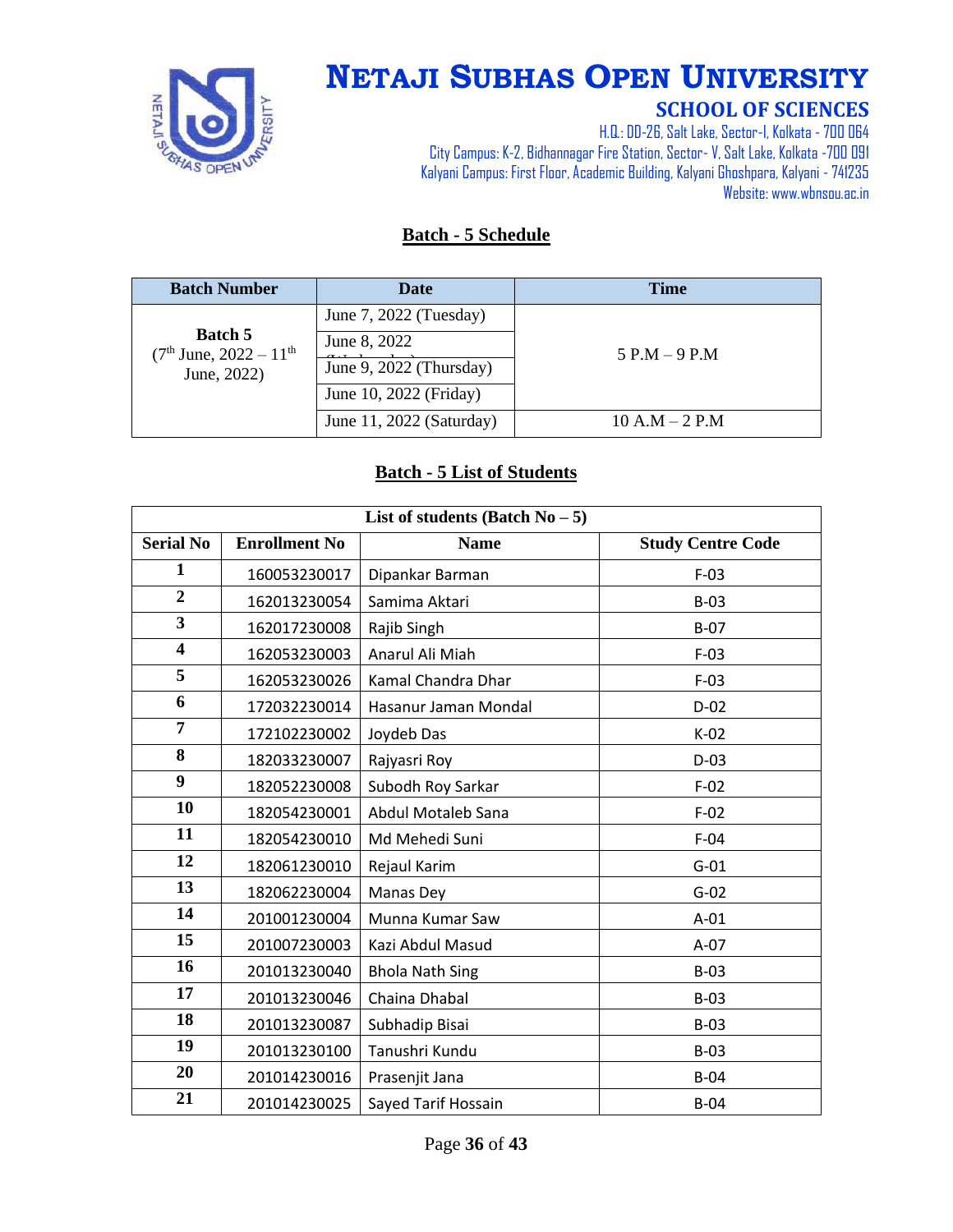# NETAJI SUBHAS OPEN UNIVERSITY

## SCHOOL OF SCIENCES

H.Q.: DD-26, Salt Lake, Sector-I, Kolkata - 700 064
City Campus: K-2, Bidhannagar Fire Station, Sector- V, Salt Lake, Kolkata -700 091
Kalyani Campus: First Floor, Academic Building, Kalyani Ghoshpara, Kalyani - 741235
Website: www.wbnsou.ac.in

### Batch - 5 Schedule

| Batch Number | Date | Time |
|---|---|---|
| **Batch 5** (7th June, 2022 – 11th June, 2022) | June 7, 2022 (Tuesday) | 5 P.M – 9 P.M |
| | June 8, 2022 (Wednesday) | |
| | June 9, 2022 (Thursday) | |
| | June 10, 2022 (Friday) | |
| | June 11, 2022 (Saturday) | 10 A.M – 2 P.M |

### Batch - 5 List of Students

| List of students (Batch No – 5) | | | |
|---|---|---|---|
| **Serial No** | **Enrollment No** | **Name** | **Study Centre Code** |
| **1** | 160053230017 | Dipankar Barman | F-03 |
| **2** | 162013230054 | Samima Aktari | B-03 |
| **3** | 162017230008 | Rajib Singh | B-07 |
| **4** | 162053230003 | Anarul Ali Miah | F-03 |
| **5** | 162053230026 | Kamal Chandra Dhar | F-03 |
| **6** | 172032230014 | Hasanur Jaman Mondal | D-02 |
| **7** | 172102230002 | Joydeb Das | K-02 |
| **8** | 182033230007 | Rajyasri Roy | D-03 |
| **9** | 182052230008 | Subodh Roy Sarkar | F-02 |
| **10** | 182054230001 | Abdul Motaleb Sana | F-02 |
| **11** | 182054230010 | Md Mehedi Suni | F-04 |
| **12** | 182061230010 | Rejaul Karim | G-01 |
| **13** | 182062230004 | Manas Dey | G-02 |
| **14** | 201001230004 | Munna Kumar Saw | A-01 |
| **15** | 201007230003 | Kazi Abdul Masud | A-07 |
| **16** | 201013230040 | Bhola Nath Sing | B-03 |
| **17** | 201013230046 | Chaina Dhabal | B-03 |
| **18** | 201013230087 | Subhadip Bisai | B-03 |
| **19** | 201013230100 | Tanushri Kundu | B-03 |
| **20** | 201014230016 | Prasenjit Jana | B-04 |
| **21** | 201014230025 | Sayed Tarif Hossain | B-04 |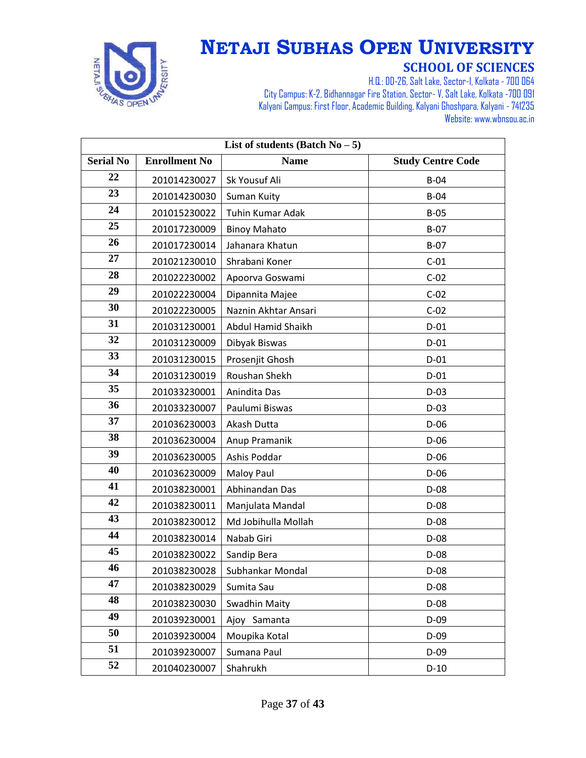# NETAJI SUBHAS OPEN UNIVERSITY

## SCHOOL OF SCIENCES

H.Q.: DD-26, Salt Lake, Sector-I, Kolkata - 700 064
City Campus: K-2, Bidhannagar Fire Station, Sector- V, Salt Lake, Kolkata -700 091
Kalyani Campus: First Floor, Academic Building, Kalyani Ghoshpara, Kalyani - 741235
Website: www.wbnsou.ac.in

| List of students (Batch No – 5) | | | |
|---|---|---|---|
| **Serial No** | **Enrollment No** | **Name** | **Study Centre Code** |
| 22 | 201014230027 | Sk Yousuf Ali | B-04 |
| 23 | 201014230030 | Suman Kuity | B-04 |
| 24 | 201015230022 | Tuhin Kumar Adak | B-05 |
| 25 | 201017230009 | Binoy Mahato | B-07 |
| 26 | 201017230014 | Jahanara Khatun | B-07 |
| 27 | 201021230010 | Shrabani Koner | C-01 |
| 28 | 201022230002 | Apoorva Goswami | C-02 |
| 29 | 201022230004 | Dipannita Majee | C-02 |
| 30 | 201022230005 | Naznin Akhtar Ansari | C-02 |
| 31 | 201031230001 | Abdul Hamid Shaikh | D-01 |
| 32 | 201031230009 | Dibyak Biswas | D-01 |
| 33 | 201031230015 | Prosenjit Ghosh | D-01 |
| 34 | 201031230019 | Roushan Shekh | D-01 |
| 35 | 201033230001 | Anindita Das | D-03 |
| 36 | 201033230007 | Paulumi Biswas | D-03 |
| 37 | 201036230003 | Akash Dutta | D-06 |
| 38 | 201036230004 | Anup Pramanik | D-06 |
| 39 | 201036230005 | Ashis Poddar | D-06 |
| 40 | 201036230009 | Maloy Paul | D-06 |
| 41 | 201038230001 | Abhinandan Das | D-08 |
| 42 | 201038230011 | Manjulata Mandal | D-08 |
| 43 | 201038230012 | Md Jobihulla Mollah | D-08 |
| 44 | 201038230014 | Nabab Giri | D-08 |
| 45 | 201038230022 | Sandip Bera | D-08 |
| 46 | 201038230028 | Subhankar Mondal | D-08 |
| 47 | 201038230029 | Sumita Sau | D-08 |
| 48 | 201038230030 | Swadhin Maity | D-08 |
| 49 | 201039230001 | Ajoy  Samanta | D-09 |
| 50 | 201039230004 | Moupika Kotal | D-09 |
| 51 | 201039230007 | Sumana Paul | D-09 |
| 52 | 201040230007 | Shahrukh | D-10 |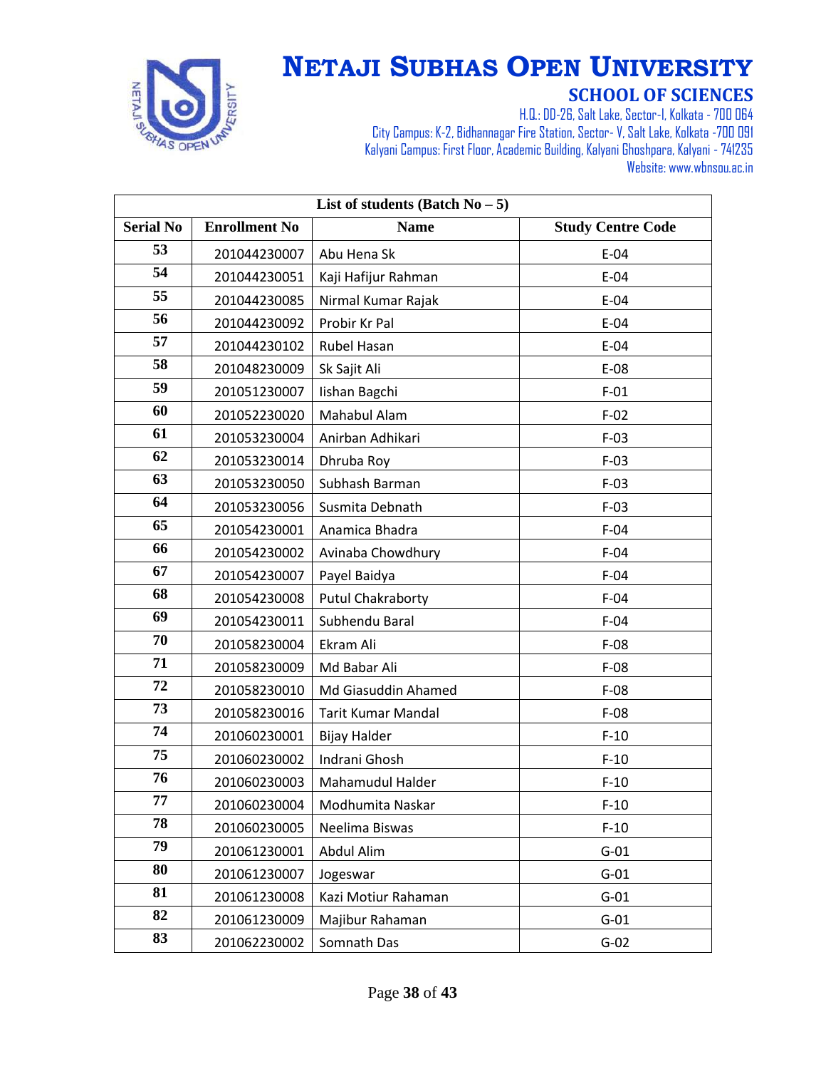# NETAJI SUBHAS OPEN UNIVERSITY

## SCHOOL OF SCIENCES

H.Q.: DD-26, Salt Lake, Sector-I, Kolkata - 700 064
City Campus: K-2, Bidhannagar Fire Station, Sector- V, Salt Lake, Kolkata -700 091
Kalyani Campus: First Floor, Academic Building, Kalyani Ghoshpara, Kalyani - 741235
Website: www.wbnsou.ac.in

| List of students (Batch No – 5) | | | |
|---|---|---|---|
| **Serial No** | **Enrollment No** | **Name** | **Study Centre Code** |
| 53 | 201044230007 | Abu Hena Sk | E-04 |
| 54 | 201044230051 | Kaji Hafijur Rahman | E-04 |
| 55 | 201044230085 | Nirmal Kumar Rajak | E-04 |
| 56 | 201044230092 | Probir Kr Pal | E-04 |
| 57 | 201044230102 | Rubel Hasan | E-04 |
| 58 | 201048230009 | Sk Sajit Ali | E-08 |
| 59 | 201051230007 | Iishan Bagchi | F-01 |
| 60 | 201052230020 | Mahabul Alam | F-02 |
| 61 | 201053230004 | Anirban Adhikari | F-03 |
| 62 | 201053230014 | Dhruba Roy | F-03 |
| 63 | 201053230050 | Subhash Barman | F-03 |
| 64 | 201053230056 | Susmita Debnath | F-03 |
| 65 | 201054230001 | Anamica Bhadra | F-04 |
| 66 | 201054230002 | Avinaba Chowdhury | F-04 |
| 67 | 201054230007 | Payel Baidya | F-04 |
| 68 | 201054230008 | Putul Chakraborty | F-04 |
| 69 | 201054230011 | Subhendu Baral | F-04 |
| 70 | 201058230004 | Ekram Ali | F-08 |
| 71 | 201058230009 | Md Babar Ali | F-08 |
| 72 | 201058230010 | Md Giasuddin Ahamed | F-08 |
| 73 | 201058230016 | Tarit Kumar Mandal | F-08 |
| 74 | 201060230001 | Bijay Halder | F-10 |
| 75 | 201060230002 | Indrani Ghosh | F-10 |
| 76 | 201060230003 | Mahamudul Halder | F-10 |
| 77 | 201060230004 | Modhumita Naskar | F-10 |
| 78 | 201060230005 | Neelima Biswas | F-10 |
| 79 | 201061230001 | Abdul Alim | G-01 |
| 80 | 201061230007 | Jogeswar | G-01 |
| 81 | 201061230008 | Kazi Motiur Rahaman | G-01 |
| 82 | 201061230009 | Majibur Rahaman | G-01 |
| 83 | 201062230002 | Somnath Das | G-02 |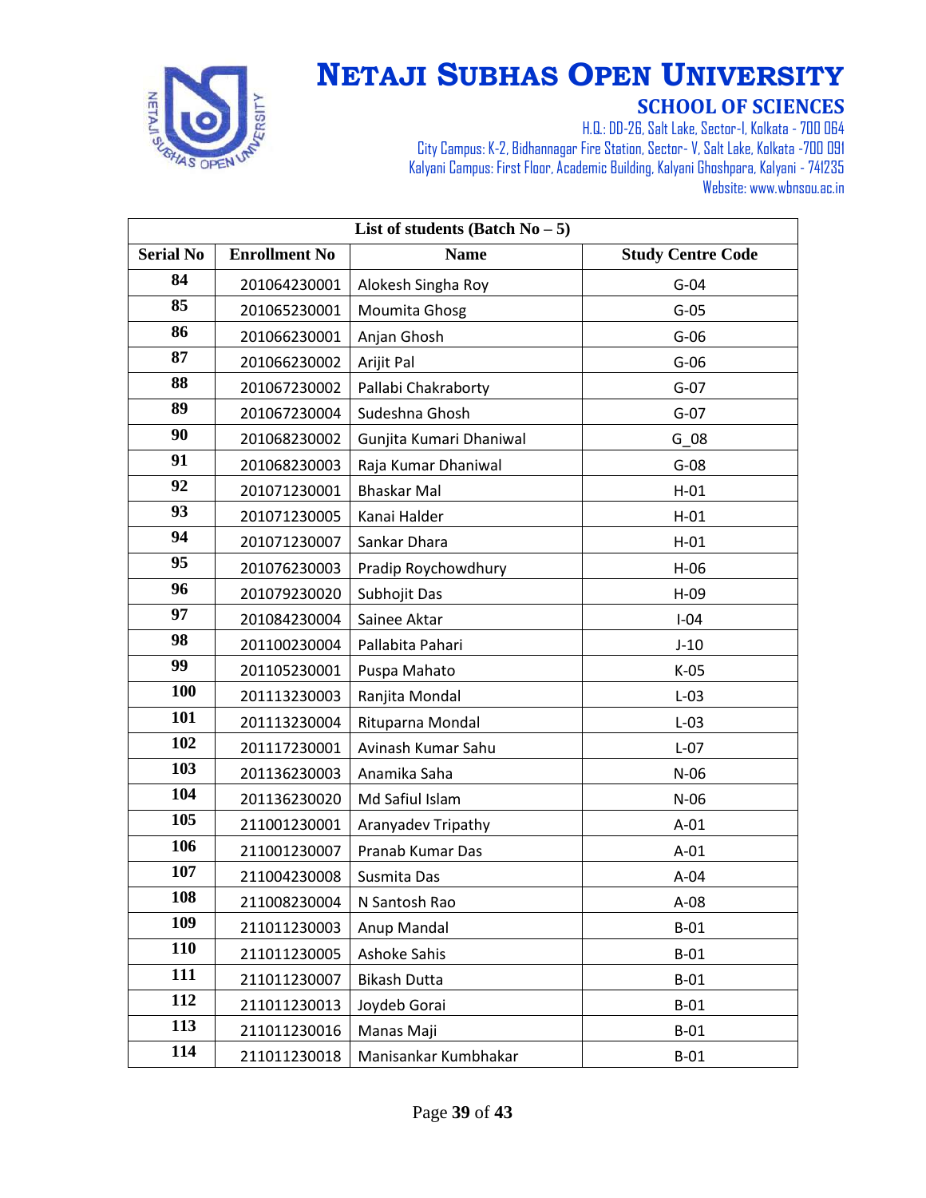# NETAJI SUBHAS OPEN UNIVERSITY

## SCHOOL OF SCIENCES

H.Q.: DD-26, Salt Lake, Sector-I, Kolkata - 700 064
City Campus: K-2, Bidhannagar Fire Station, Sector- V, Salt Lake, Kolkata -700 091
Kalyani Campus: First Floor, Academic Building, Kalyani Ghoshpara, Kalyani - 741235
Website: www.wbnsou.ac.in

| List of students (Batch No – 5) | | | |
|---|---|---|---|
| **Serial No** | **Enrollment No** | **Name** | **Study Centre Code** |
| 84 | 201064230001 | Alokesh Singha Roy | G-04 |
| 85 | 201065230001 | Moumita Ghosg | G-05 |
| 86 | 201066230001 | Anjan Ghosh | G-06 |
| 87 | 201066230002 | Arijit Pal | G-06 |
| 88 | 201067230002 | Pallabi Chakraborty | G-07 |
| 89 | 201067230004 | Sudeshna Ghosh | G-07 |
| 90 | 201068230002 | Gunjita Kumari Dhaniwal | G_08 |
| 91 | 201068230003 | Raja Kumar Dhaniwal | G-08 |
| 92 | 201071230001 | Bhaskar Mal | H-01 |
| 93 | 201071230005 | Kanai Halder | H-01 |
| 94 | 201071230007 | Sankar Dhara | H-01 |
| 95 | 201076230003 | Pradip Roychowdhury | H-06 |
| 96 | 201079230020 | Subhojit Das | H-09 |
| 97 | 201084230004 | Sainee Aktar | I-04 |
| 98 | 201100230004 | Pallabita Pahari | J-10 |
| 99 | 201105230001 | Puspa Mahato | K-05 |
| 100 | 201113230003 | Ranjita Mondal | L-03 |
| 101 | 201113230004 | Rituparna Mondal | L-03 |
| 102 | 201117230001 | Avinash Kumar Sahu | L-07 |
| 103 | 201136230003 | Anamika Saha | N-06 |
| 104 | 201136230020 | Md Safiul Islam | N-06 |
| 105 | 211001230001 | Aranyadev Tripathy | A-01 |
| 106 | 211001230007 | Pranab Kumar Das | A-01 |
| 107 | 211004230008 | Susmita Das | A-04 |
| 108 | 211008230004 | N Santosh Rao | A-08 |
| 109 | 211011230003 | Anup Mandal | B-01 |
| 110 | 211011230005 | Ashoke Sahis | B-01 |
| 111 | 211011230007 | Bikash Dutta | B-01 |
| 112 | 211011230013 | Joydeb Gorai | B-01 |
| 113 | 211011230016 | Manas Maji | B-01 |
| 114 | 211011230018 | Manisankar Kumbhakar | B-01 |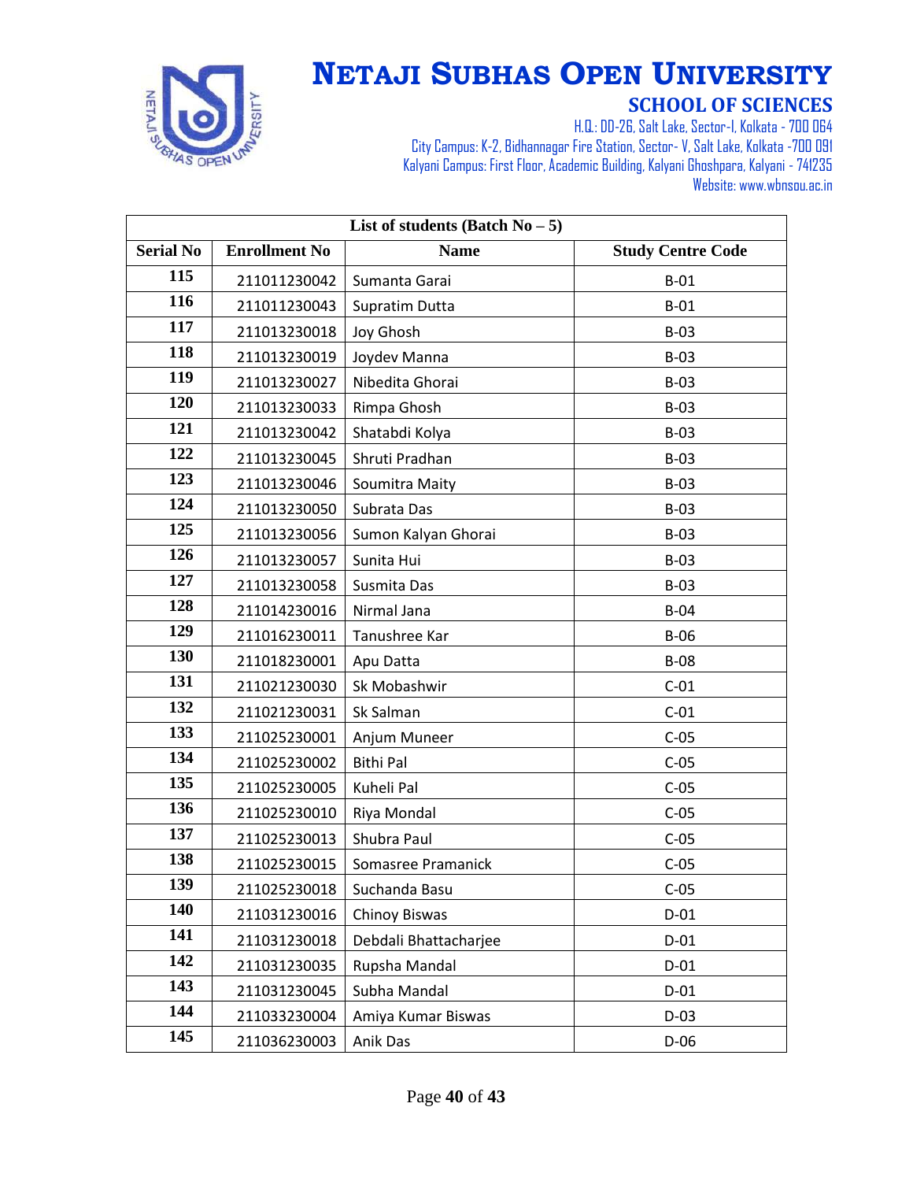# NETAJI SUBHAS OPEN UNIVERSITY

## SCHOOL OF SCIENCES

H.Q.: DD-26, Salt Lake, Sector-I, Kolkata - 700 064
City Campus: K-2, Bidhannagar Fire Station, Sector- V, Salt Lake, Kolkata -700 091
Kalyani Campus: First Floor, Academic Building, Kalyani Ghoshpara, Kalyani - 741235
Website: www.wbnsou.ac.in

| List of students (Batch No – 5) | | | |
|---|---|---|---|
| **Serial No** | **Enrollment No** | **Name** | **Study Centre Code** |
| 115 | 211011230042 | Sumanta Garai | B-01 |
| 116 | 211011230043 | Supratim Dutta | B-01 |
| 117 | 211013230018 | Joy Ghosh | B-03 |
| 118 | 211013230019 | Joydev Manna | B-03 |
| 119 | 211013230027 | Nibedita Ghorai | B-03 |
| 120 | 211013230033 | Rimpa Ghosh | B-03 |
| 121 | 211013230042 | Shatabdi Kolya | B-03 |
| 122 | 211013230045 | Shruti Pradhan | B-03 |
| 123 | 211013230046 | Soumitra Maity | B-03 |
| 124 | 211013230050 | Subrata Das | B-03 |
| 125 | 211013230056 | Sumon Kalyan Ghorai | B-03 |
| 126 | 211013230057 | Sunita Hui | B-03 |
| 127 | 211013230058 | Susmita Das | B-03 |
| 128 | 211014230016 | Nirmal Jana | B-04 |
| 129 | 211016230011 | Tanushree Kar | B-06 |
| 130 | 211018230001 | Apu Datta | B-08 |
| 131 | 211021230030 | Sk Mobashwir | C-01 |
| 132 | 211021230031 | Sk Salman | C-01 |
| 133 | 211025230001 | Anjum Muneer | C-05 |
| 134 | 211025230002 | Bithi Pal | C-05 |
| 135 | 211025230005 | Kuheli Pal | C-05 |
| 136 | 211025230010 | Riya Mondal | C-05 |
| 137 | 211025230013 | Shubra Paul | C-05 |
| 138 | 211025230015 | Somasree Pramanick | C-05 |
| 139 | 211025230018 | Suchanda Basu | C-05 |
| 140 | 211031230016 | Chinoy Biswas | D-01 |
| 141 | 211031230018 | Debdali Bhattacharjee | D-01 |
| 142 | 211031230035 | Rupsha Mandal | D-01 |
| 143 | 211031230045 | Subha Mandal | D-01 |
| 144 | 211033230004 | Amiya Kumar Biswas | D-03 |
| 145 | 211036230003 | Anik Das | D-06 |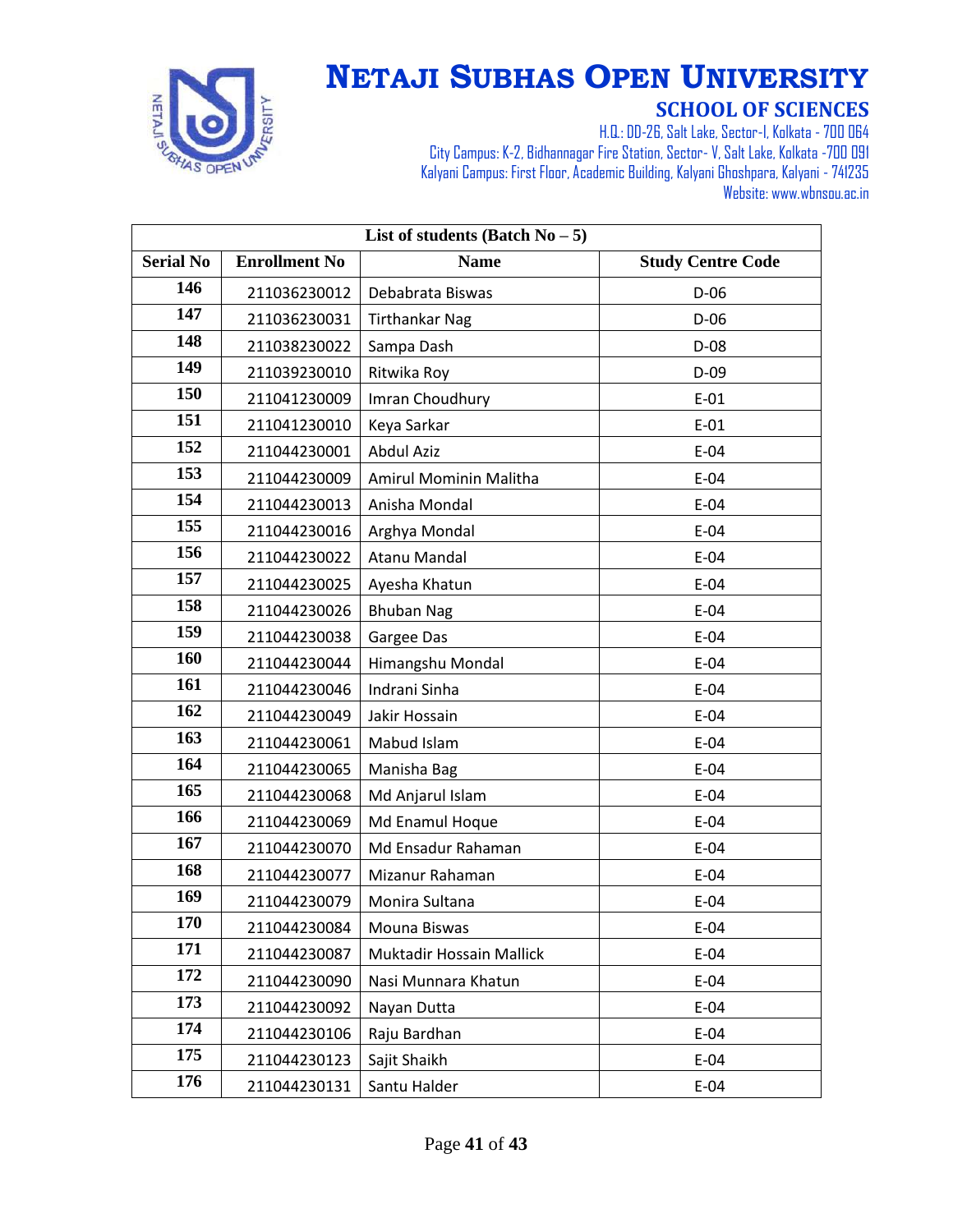# NETAJI SUBHAS OPEN UNIVERSITY

## SCHOOL OF SCIENCES

H.Q.: DD-26, Salt Lake, Sector-I, Kolkata - 700 064
City Campus: K-2, Bidhannagar Fire Station, Sector- V, Salt Lake, Kolkata -700 091
Kalyani Campus: First Floor, Academic Building, Kalyani Ghoshpara, Kalyani - 741235
Website: www.wbnsou.ac.in

| List of students (Batch No – 5) | | | |
|---|---|---|---|
| **Serial No** | **Enrollment No** | **Name** | **Study Centre Code** |
| 146 | 211036230012 | Debabrata Biswas | D-06 |
| 147 | 211036230031 | Tirthankar Nag | D-06 |
| 148 | 211038230022 | Sampa Dash | D-08 |
| 149 | 211039230010 | Ritwika Roy | D-09 |
| 150 | 211041230009 | Imran Choudhury | E-01 |
| 151 | 211041230010 | Keya Sarkar | E-01 |
| 152 | 211044230001 | Abdul Aziz | E-04 |
| 153 | 211044230009 | Amirul Mominin Malitha | E-04 |
| 154 | 211044230013 | Anisha Mondal | E-04 |
| 155 | 211044230016 | Arghya Mondal | E-04 |
| 156 | 211044230022 | Atanu Mandal | E-04 |
| 157 | 211044230025 | Ayesha Khatun | E-04 |
| 158 | 211044230026 | Bhuban Nag | E-04 |
| 159 | 211044230038 | Gargee Das | E-04 |
| 160 | 211044230044 | Himangshu Mondal | E-04 |
| 161 | 211044230046 | Indrani Sinha | E-04 |
| 162 | 211044230049 | Jakir Hossain | E-04 |
| 163 | 211044230061 | Mabud Islam | E-04 |
| 164 | 211044230065 | Manisha Bag | E-04 |
| 165 | 211044230068 | Md Anjarul Islam | E-04 |
| 166 | 211044230069 | Md Enamul Hoque | E-04 |
| 167 | 211044230070 | Md Ensadur Rahaman | E-04 |
| 168 | 211044230077 | Mizanur Rahaman | E-04 |
| 169 | 211044230079 | Monira Sultana | E-04 |
| 170 | 211044230084 | Mouna Biswas | E-04 |
| 171 | 211044230087 | Muktadir Hossain Mallick | E-04 |
| 172 | 211044230090 | Nasi Munnara Khatun | E-04 |
| 173 | 211044230092 | Nayan Dutta | E-04 |
| 174 | 211044230106 | Raju Bardhan | E-04 |
| 175 | 211044230123 | Sajit Shaikh | E-04 |
| 176 | 211044230131 | Santu Halder | E-04 |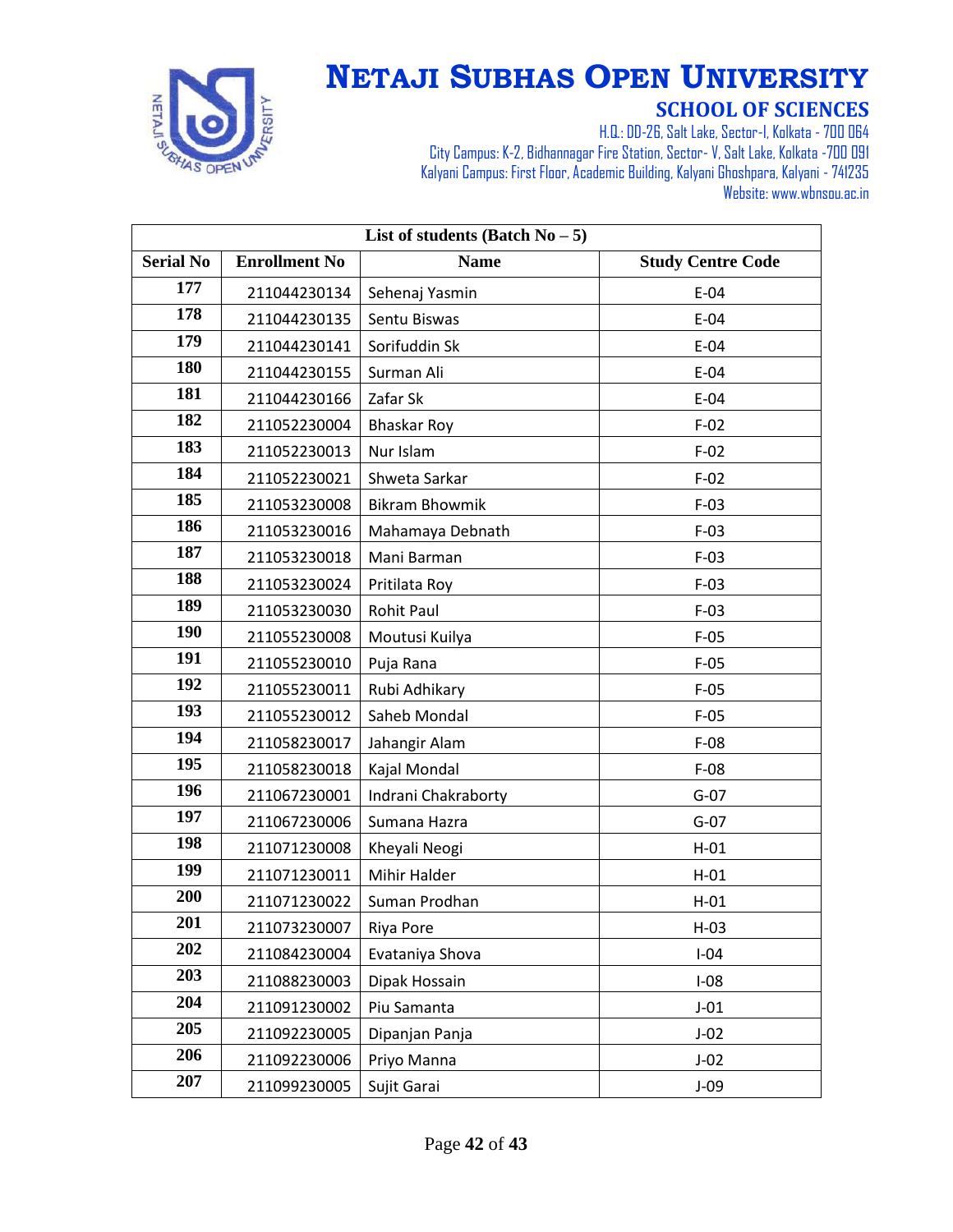# NETAJI SUBHAS OPEN UNIVERSITY

## SCHOOL OF SCIENCES

H.Q.: DD-26, Salt Lake, Sector-I, Kolkata - 700 064
City Campus: K-2, Bidhannagar Fire Station, Sector- V, Salt Lake, Kolkata -700 091
Kalyani Campus: First Floor, Academic Building, Kalyani Ghoshpara, Kalyani - 741235
Website: www.wbnsou.ac.in

| List of students (Batch No – 5) | | | |
|---|---|---|---|
| **Serial No** | **Enrollment No** | **Name** | **Study Centre Code** |
| **177** | 211044230134 | Sehenaj Yasmin | E-04 |
| **178** | 211044230135 | Sentu Biswas | E-04 |
| **179** | 211044230141 | Sorifuddin Sk | E-04 |
| **180** | 211044230155 | Surman Ali | E-04 |
| **181** | 211044230166 | Zafar Sk | E-04 |
| **182** | 211052230004 | Bhaskar Roy | F-02 |
| **183** | 211052230013 | Nur Islam | F-02 |
| **184** | 211052230021 | Shweta Sarkar | F-02 |
| **185** | 211053230008 | Bikram Bhowmik | F-03 |
| **186** | 211053230016 | Mahamaya Debnath | F-03 |
| **187** | 211053230018 | Mani Barman | F-03 |
| **188** | 211053230024 | Pritilata Roy | F-03 |
| **189** | 211053230030 | Rohit Paul | F-03 |
| **190** | 211055230008 | Moutusi Kuilya | F-05 |
| **191** | 211055230010 | Puja Rana | F-05 |
| **192** | 211055230011 | Rubi Adhikary | F-05 |
| **193** | 211055230012 | Saheb Mondal | F-05 |
| **194** | 211058230017 | Jahangir Alam | F-08 |
| **195** | 211058230018 | Kajal Mondal | F-08 |
| **196** | 211067230001 | Indrani Chakraborty | G-07 |
| **197** | 211067230006 | Sumana Hazra | G-07 |
| **198** | 211071230008 | Kheyali Neogi | H-01 |
| **199** | 211071230011 | Mihir Halder | H-01 |
| **200** | 211071230022 | Suman Prodhan | H-01 |
| **201** | 211073230007 | Riya Pore | H-03 |
| **202** | 211084230004 | Evataniya Shova | I-04 |
| **203** | 211088230003 | Dipak Hossain | I-08 |
| **204** | 211091230002 | Piu Samanta | J-01 |
| **205** | 211092230005 | Dipanjan Panja | J-02 |
| **206** | 211092230006 | Priyo Manna | J-02 |
| **207** | 211099230005 | Sujit Garai | J-09 |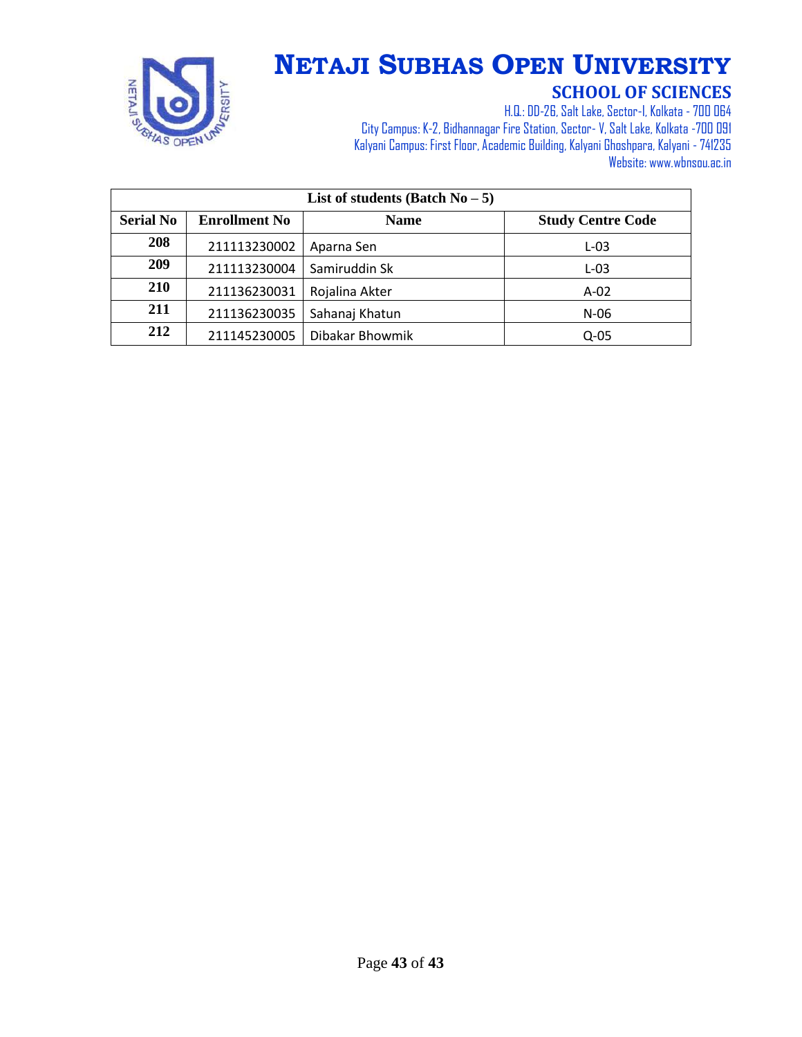# NETAJI SUBHAS OPEN UNIVERSITY

## SCHOOL OF SCIENCES

H.Q.: DD-26, Salt Lake, Sector-I, Kolkata - 700 064
City Campus: K-2, Bidhannagar Fire Station, Sector- V, Salt Lake, Kolkata -700 091
Kalyani Campus: First Floor, Academic Building, Kalyani Ghoshpara, Kalyani - 741235
Website: www.wbnsou.ac.in

**List of students (Batch No – 5)**

| Serial No | Enrollment No | Name | Study Centre Code |
|---|---|---|---|
| **208** | 211113230002 | Aparna Sen | L-03 |
| **209** | 211113230004 | Samiruddin Sk | L-03 |
| **210** | 211136230031 | Rojalina Akter | A-02 |
| **211** | 211136230035 | Sahanaj Khatun | N-06 |
| **212** | 211145230005 | Dibakar Bhowmik | Q-05 |